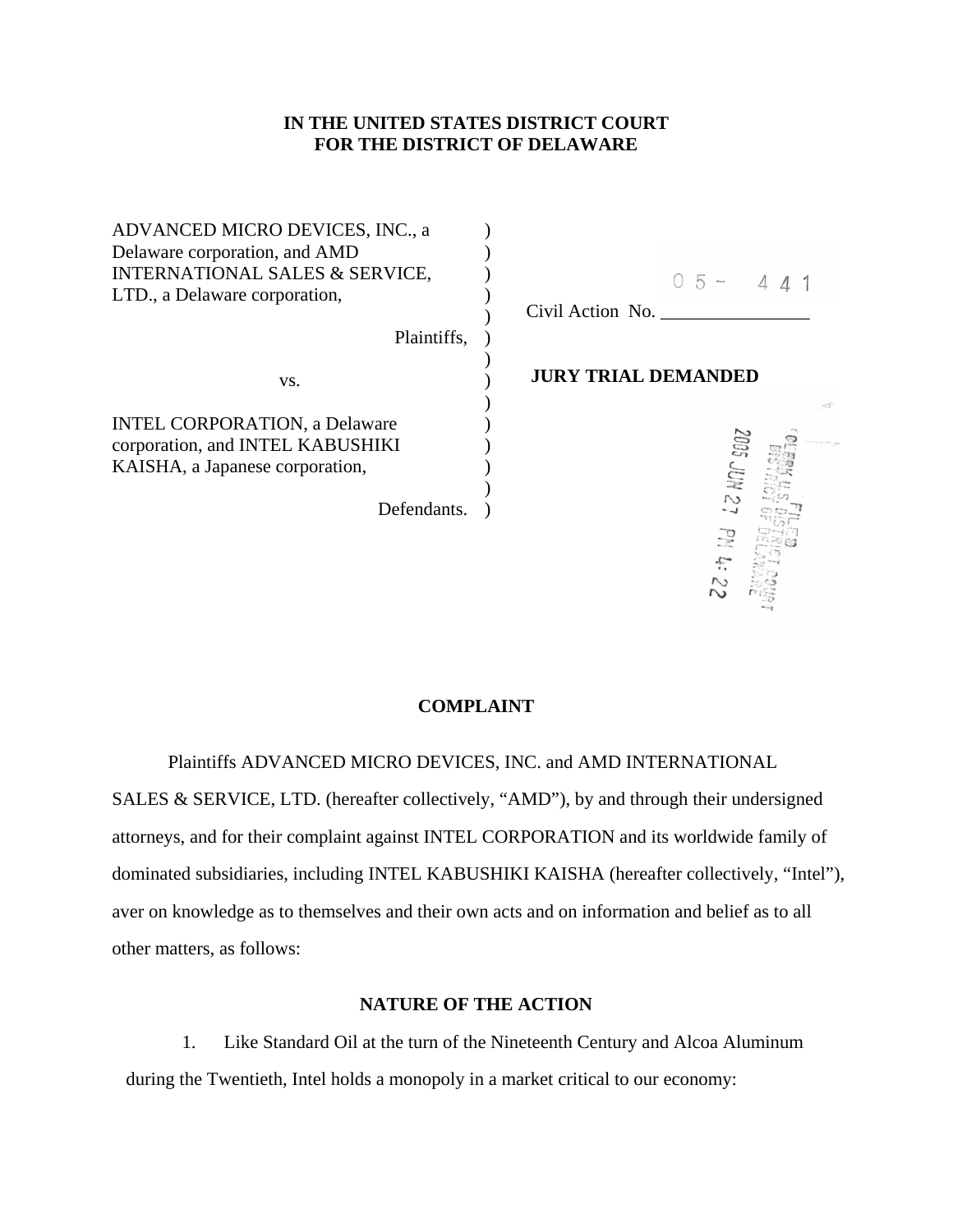**IN THE UNITED STATES DISTRICT COURT**
**FOR THE DISTRICT OF DELAWARE**

| | |
|---|---|
| ADVANCED MICRO DEVICES, INC., a Delaware corporation, and AMD INTERNATIONAL SALES & SERVICE, LTD., a Delaware corporation, | |
| Plaintiffs, | Civil Action No. 05-441 |
| vs. | **JURY TRIAL DEMANDED** |
| INTEL CORPORATION, a Delaware corporation, and INTEL KABUSHIKI KAISHA, a Japanese corporation, | |
| Defendants. | |

FILED CLERK U.S. DISTRICT COURT DISTRICT OF DELAWARE 2005 JUN 27 PM 4:22

## COMPLAINT

Plaintiffs ADVANCED MICRO DEVICES, INC. and AMD INTERNATIONAL SALES & SERVICE, LTD. (hereafter collectively, "AMD"), by and through their undersigned attorneys, and for their complaint against INTEL CORPORATION and its worldwide family of dominated subsidiaries, including INTEL KABUSHIKI KAISHA (hereafter collectively, "Intel"), aver on knowledge as to themselves and their own acts and on information and belief as to all other matters, as follows:

## NATURE OF THE ACTION

1. Like Standard Oil at the turn of the Nineteenth Century and Alcoa Aluminum during the Twentieth, Intel holds a monopoly in a market critical to our economy: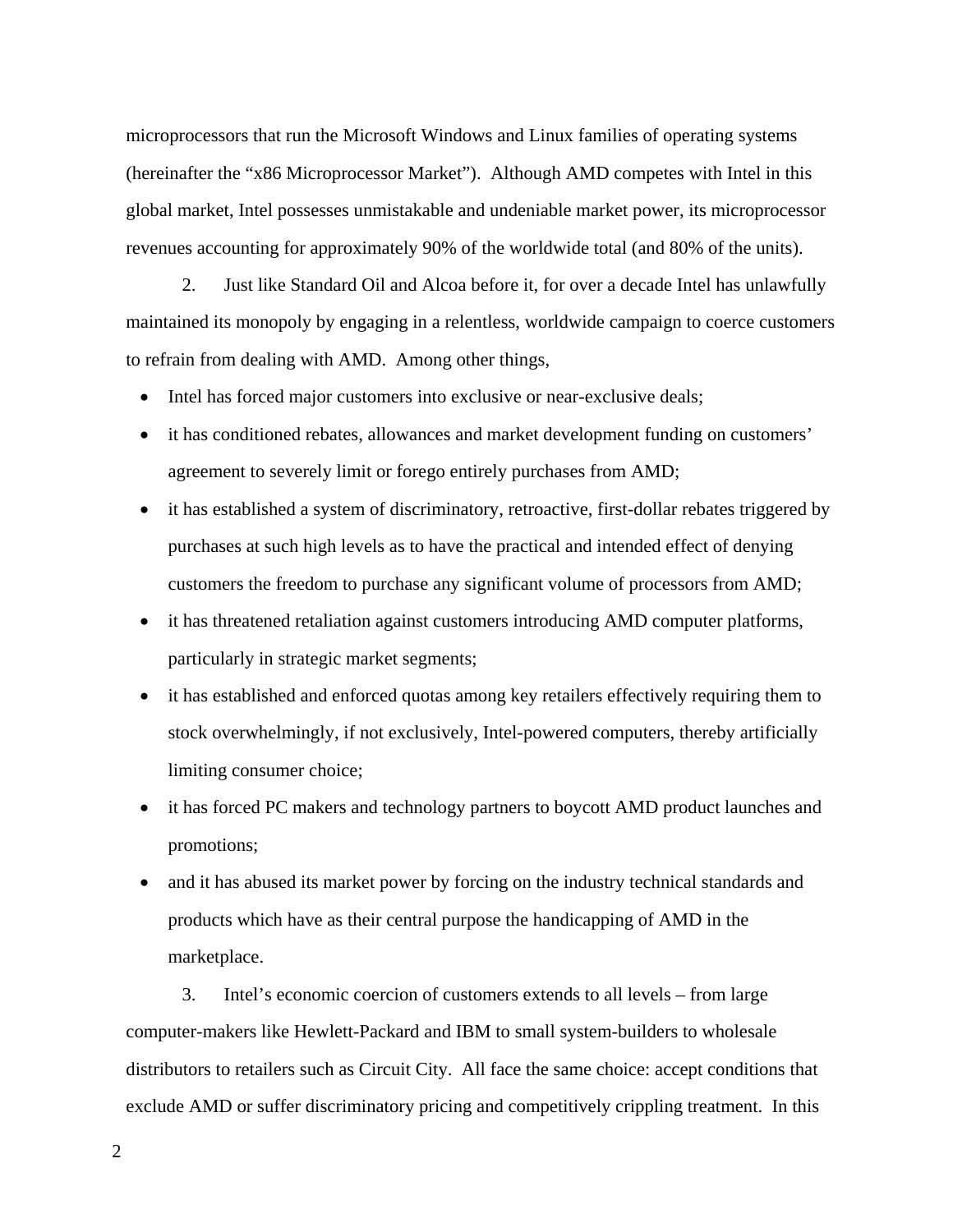microprocessors that run the Microsoft Windows and Linux families of operating systems (hereinafter the "x86 Microprocessor Market"). Although AMD competes with Intel in this global market, Intel possesses unmistakable and undeniable market power, its microprocessor revenues accounting for approximately 90% of the worldwide total (and 80% of the units).

2. Just like Standard Oil and Alcoa before it, for over a decade Intel has unlawfully maintained its monopoly by engaging in a relentless, worldwide campaign to coerce customers to refrain from dealing with AMD. Among other things,

- Intel has forced major customers into exclusive or near-exclusive deals;
- it has conditioned rebates, allowances and market development funding on customers' agreement to severely limit or forego entirely purchases from AMD;
- it has established a system of discriminatory, retroactive, first-dollar rebates triggered by purchases at such high levels as to have the practical and intended effect of denying customers the freedom to purchase any significant volume of processors from AMD;
- it has threatened retaliation against customers introducing AMD computer platforms, particularly in strategic market segments;
- it has established and enforced quotas among key retailers effectively requiring them to stock overwhelmingly, if not exclusively, Intel-powered computers, thereby artificially limiting consumer choice;
- it has forced PC makers and technology partners to boycott AMD product launches and promotions;
- and it has abused its market power by forcing on the industry technical standards and products which have as their central purpose the handicapping of AMD in the marketplace.

3. Intel's economic coercion of customers extends to all levels – from large computer-makers like Hewlett-Packard and IBM to small system-builders to wholesale distributors to retailers such as Circuit City. All face the same choice: accept conditions that exclude AMD or suffer discriminatory pricing and competitively crippling treatment. In this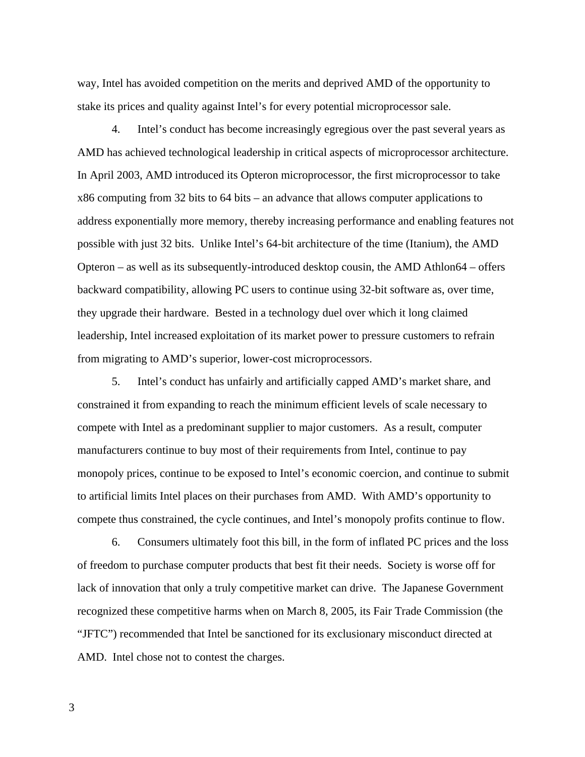way, Intel has avoided competition on the merits and deprived AMD of the opportunity to stake its prices and quality against Intel's for every potential microprocessor sale.

4. Intel's conduct has become increasingly egregious over the past several years as AMD has achieved technological leadership in critical aspects of microprocessor architecture. In April 2003, AMD introduced its Opteron microprocessor, the first microprocessor to take x86 computing from 32 bits to 64 bits – an advance that allows computer applications to address exponentially more memory, thereby increasing performance and enabling features not possible with just 32 bits. Unlike Intel's 64-bit architecture of the time (Itanium), the AMD Opteron – as well as its subsequently-introduced desktop cousin, the AMD Athlon64 – offers backward compatibility, allowing PC users to continue using 32-bit software as, over time, they upgrade their hardware. Bested in a technology duel over which it long claimed leadership, Intel increased exploitation of its market power to pressure customers to refrain from migrating to AMD's superior, lower-cost microprocessors.

5. Intel's conduct has unfairly and artificially capped AMD's market share, and constrained it from expanding to reach the minimum efficient levels of scale necessary to compete with Intel as a predominant supplier to major customers. As a result, computer manufacturers continue to buy most of their requirements from Intel, continue to pay monopoly prices, continue to be exposed to Intel's economic coercion, and continue to submit to artificial limits Intel places on their purchases from AMD. With AMD's opportunity to compete thus constrained, the cycle continues, and Intel's monopoly profits continue to flow.

6. Consumers ultimately foot this bill, in the form of inflated PC prices and the loss of freedom to purchase computer products that best fit their needs. Society is worse off for lack of innovation that only a truly competitive market can drive. The Japanese Government recognized these competitive harms when on March 8, 2005, its Fair Trade Commission (the "JFTC") recommended that Intel be sanctioned for its exclusionary misconduct directed at AMD. Intel chose not to contest the charges.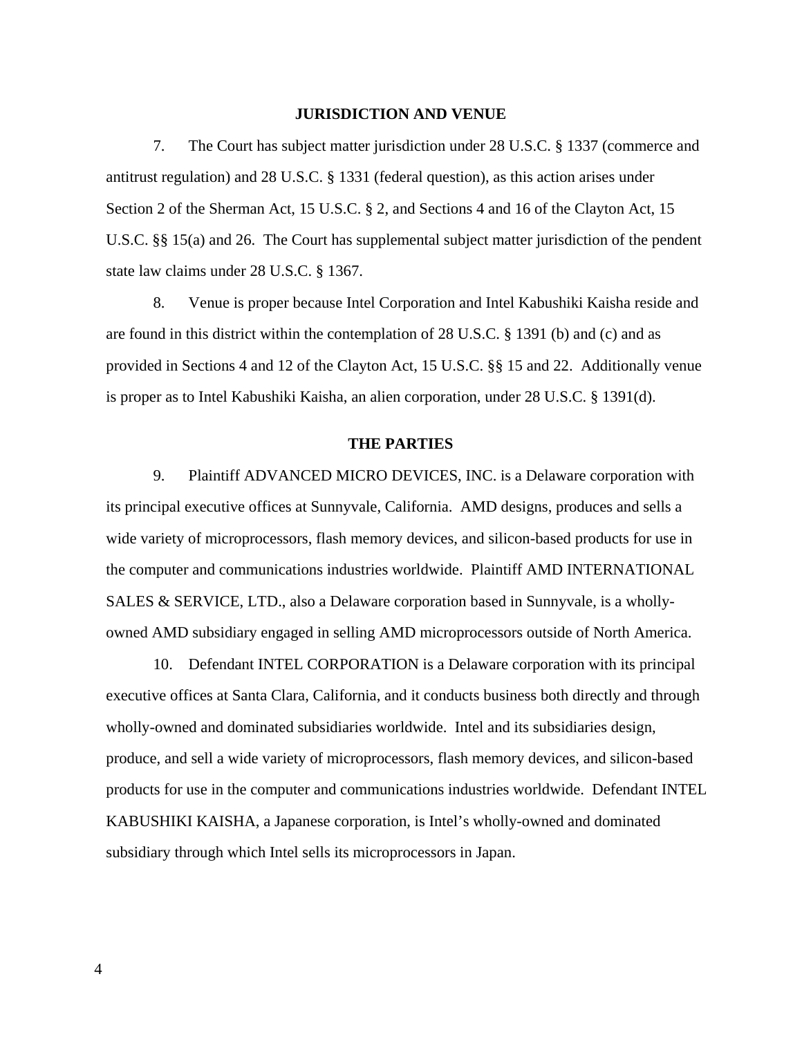**JURISDICTION AND VENUE**

7. The Court has subject matter jurisdiction under 28 U.S.C. § 1337 (commerce and antitrust regulation) and 28 U.S.C. § 1331 (federal question), as this action arises under Section 2 of the Sherman Act, 15 U.S.C. § 2, and Sections 4 and 16 of the Clayton Act, 15 U.S.C. §§ 15(a) and 26. The Court has supplemental subject matter jurisdiction of the pendent state law claims under 28 U.S.C. § 1367.

8. Venue is proper because Intel Corporation and Intel Kabushiki Kaisha reside and are found in this district within the contemplation of 28 U.S.C. § 1391 (b) and (c) and as provided in Sections 4 and 12 of the Clayton Act, 15 U.S.C. §§ 15 and 22. Additionally venue is proper as to Intel Kabushiki Kaisha, an alien corporation, under 28 U.S.C. § 1391(d).

**THE PARTIES**

9. Plaintiff ADVANCED MICRO DEVICES, INC. is a Delaware corporation with its principal executive offices at Sunnyvale, California. AMD designs, produces and sells a wide variety of microprocessors, flash memory devices, and silicon-based products for use in the computer and communications industries worldwide. Plaintiff AMD INTERNATIONAL SALES & SERVICE, LTD., also a Delaware corporation based in Sunnyvale, is a wholly-owned AMD subsidiary engaged in selling AMD microprocessors outside of North America.

10. Defendant INTEL CORPORATION is a Delaware corporation with its principal executive offices at Santa Clara, California, and it conducts business both directly and through wholly-owned and dominated subsidiaries worldwide. Intel and its subsidiaries design, produce, and sell a wide variety of microprocessors, flash memory devices, and silicon-based products for use in the computer and communications industries worldwide. Defendant INTEL KABUSHIKI KAISHA, a Japanese corporation, is Intel's wholly-owned and dominated subsidiary through which Intel sells its microprocessors in Japan.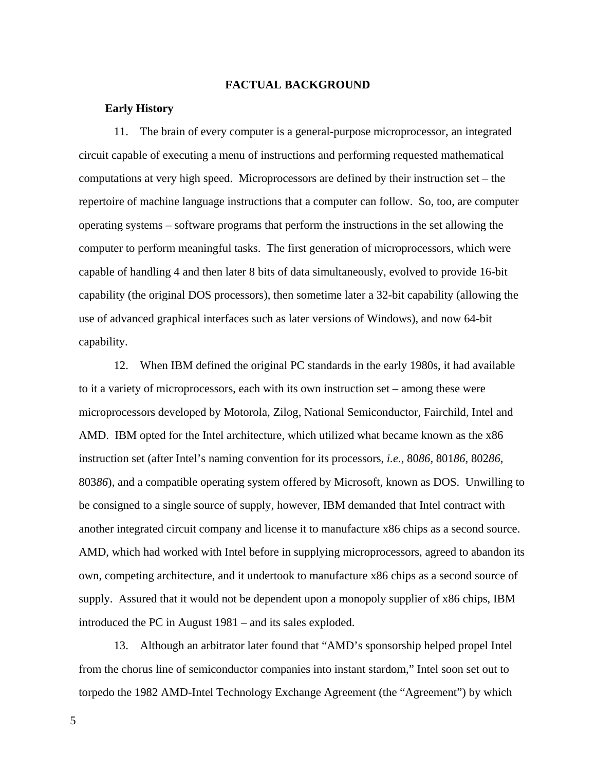## FACTUAL BACKGROUND

### Early History

11. The brain of every computer is a general-purpose microprocessor, an integrated circuit capable of executing a menu of instructions and performing requested mathematical computations at very high speed. Microprocessors are defined by their instruction set – the repertoire of machine language instructions that a computer can follow. So, too, are computer operating systems – software programs that perform the instructions in the set allowing the computer to perform meaningful tasks. The first generation of microprocessors, which were capable of handling 4 and then later 8 bits of data simultaneously, evolved to provide 16-bit capability (the original DOS processors), then sometime later a 32-bit capability (allowing the use of advanced graphical interfaces such as later versions of Windows), and now 64-bit capability.

12. When IBM defined the original PC standards in the early 1980s, it had available to it a variety of microprocessors, each with its own instruction set – among these were microprocessors developed by Motorola, Zilog, National Semiconductor, Fairchild, Intel and AMD. IBM opted for the Intel architecture, which utilized what became known as the x86 instruction set (after Intel's naming convention for its processors, *i.e.*, 80*86*, 801*86*, 802*86*, 803*86*), and a compatible operating system offered by Microsoft, known as DOS. Unwilling to be consigned to a single source of supply, however, IBM demanded that Intel contract with another integrated circuit company and license it to manufacture x86 chips as a second source. AMD, which had worked with Intel before in supplying microprocessors, agreed to abandon its own, competing architecture, and it undertook to manufacture x86 chips as a second source of supply. Assured that it would not be dependent upon a monopoly supplier of x86 chips, IBM introduced the PC in August 1981 – and its sales exploded.

13. Although an arbitrator later found that "AMD's sponsorship helped propel Intel from the chorus line of semiconductor companies into instant stardom," Intel soon set out to torpedo the 1982 AMD-Intel Technology Exchange Agreement (the "Agreement") by which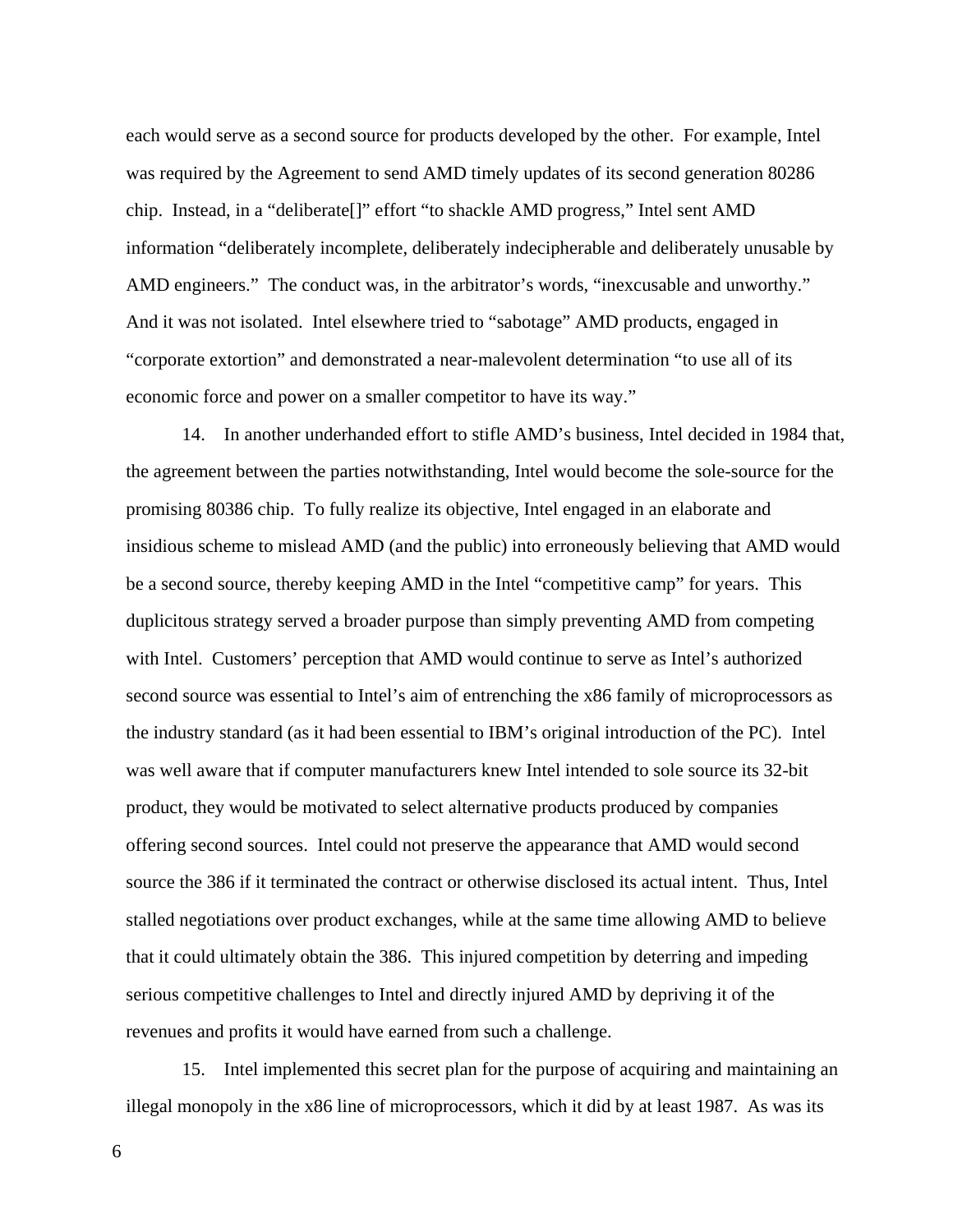each would serve as a second source for products developed by the other. For example, Intel was required by the Agreement to send AMD timely updates of its second generation 80286 chip. Instead, in a "deliberate[]" effort "to shackle AMD progress," Intel sent AMD information "deliberately incomplete, deliberately indecipherable and deliberately unusable by AMD engineers." The conduct was, in the arbitrator's words, "inexcusable and unworthy." And it was not isolated. Intel elsewhere tried to "sabotage" AMD products, engaged in "corporate extortion" and demonstrated a near-malevolent determination "to use all of its economic force and power on a smaller competitor to have its way."

14. In another underhanded effort to stifle AMD's business, Intel decided in 1984 that, the agreement between the parties notwithstanding, Intel would become the sole-source for the promising 80386 chip. To fully realize its objective, Intel engaged in an elaborate and insidious scheme to mislead AMD (and the public) into erroneously believing that AMD would be a second source, thereby keeping AMD in the Intel "competitive camp" for years. This duplicitous strategy served a broader purpose than simply preventing AMD from competing with Intel. Customers' perception that AMD would continue to serve as Intel's authorized second source was essential to Intel's aim of entrenching the x86 family of microprocessors as the industry standard (as it had been essential to IBM's original introduction of the PC). Intel was well aware that if computer manufacturers knew Intel intended to sole source its 32-bit product, they would be motivated to select alternative products produced by companies offering second sources. Intel could not preserve the appearance that AMD would second source the 386 if it terminated the contract or otherwise disclosed its actual intent. Thus, Intel stalled negotiations over product exchanges, while at the same time allowing AMD to believe that it could ultimately obtain the 386. This injured competition by deterring and impeding serious competitive challenges to Intel and directly injured AMD by depriving it of the revenues and profits it would have earned from such a challenge.

15. Intel implemented this secret plan for the purpose of acquiring and maintaining an illegal monopoly in the x86 line of microprocessors, which it did by at least 1987. As was its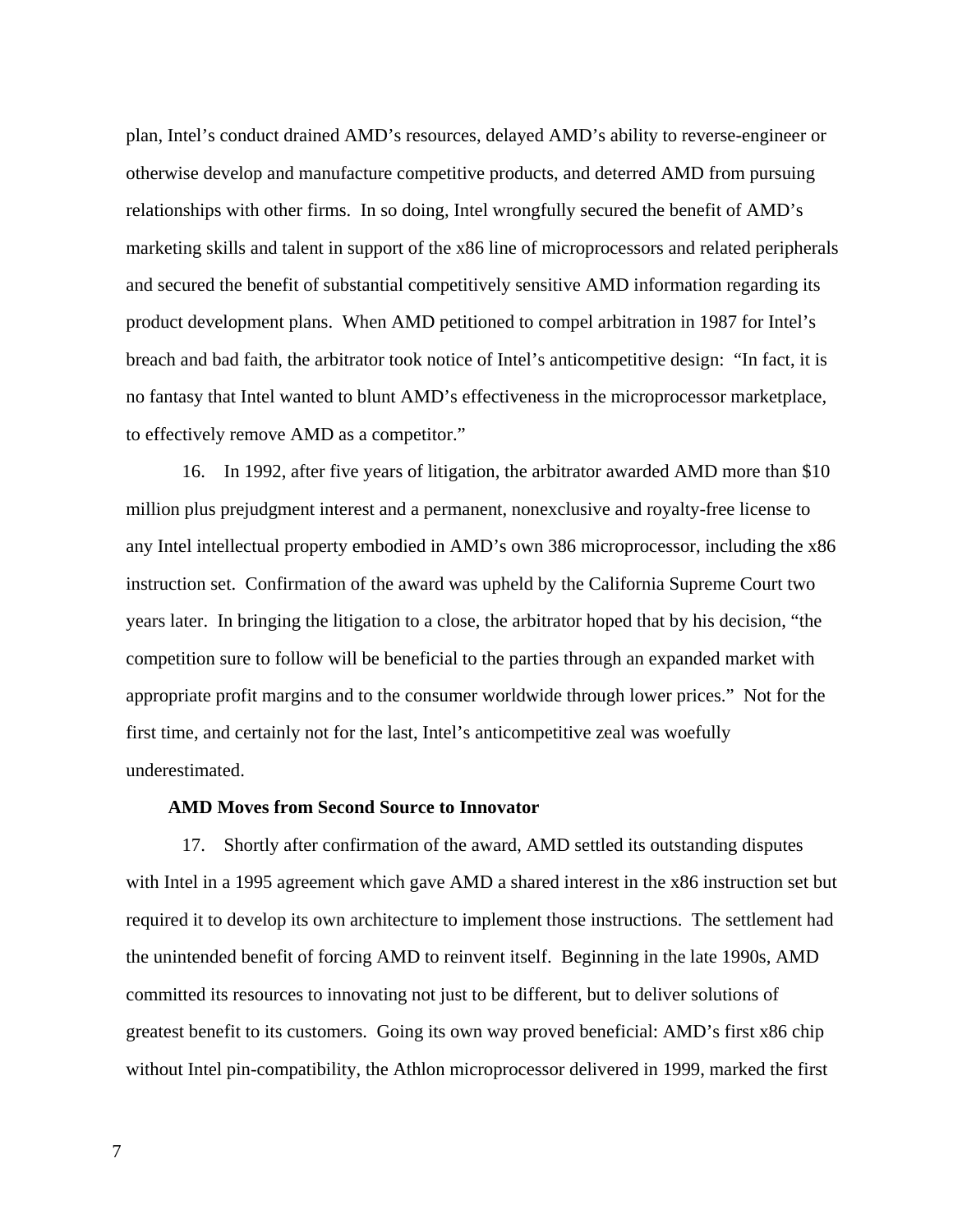plan, Intel's conduct drained AMD's resources, delayed AMD's ability to reverse-engineer or otherwise develop and manufacture competitive products, and deterred AMD from pursuing relationships with other firms. In so doing, Intel wrongfully secured the benefit of AMD's marketing skills and talent in support of the x86 line of microprocessors and related peripherals and secured the benefit of substantial competitively sensitive AMD information regarding its product development plans. When AMD petitioned to compel arbitration in 1987 for Intel's breach and bad faith, the arbitrator took notice of Intel's anticompetitive design: "In fact, it is no fantasy that Intel wanted to blunt AMD's effectiveness in the microprocessor marketplace, to effectively remove AMD as a competitor."

16. In 1992, after five years of litigation, the arbitrator awarded AMD more than $10 million plus prejudgment interest and a permanent, nonexclusive and royalty-free license to any Intel intellectual property embodied in AMD's own 386 microprocessor, including the x86 instruction set. Confirmation of the award was upheld by the California Supreme Court two years later. In bringing the litigation to a close, the arbitrator hoped that by his decision, "the competition sure to follow will be beneficial to the parties through an expanded market with appropriate profit margins and to the consumer worldwide through lower prices." Not for the first time, and certainly not for the last, Intel's anticompetitive zeal was woefully underestimated.

**AMD Moves from Second Source to Innovator**

17. Shortly after confirmation of the award, AMD settled its outstanding disputes with Intel in a 1995 agreement which gave AMD a shared interest in the x86 instruction set but required it to develop its own architecture to implement those instructions. The settlement had the unintended benefit of forcing AMD to reinvent itself. Beginning in the late 1990s, AMD committed its resources to innovating not just to be different, but to deliver solutions of greatest benefit to its customers. Going its own way proved beneficial: AMD's first x86 chip without Intel pin-compatibility, the Athlon microprocessor delivered in 1999, marked the first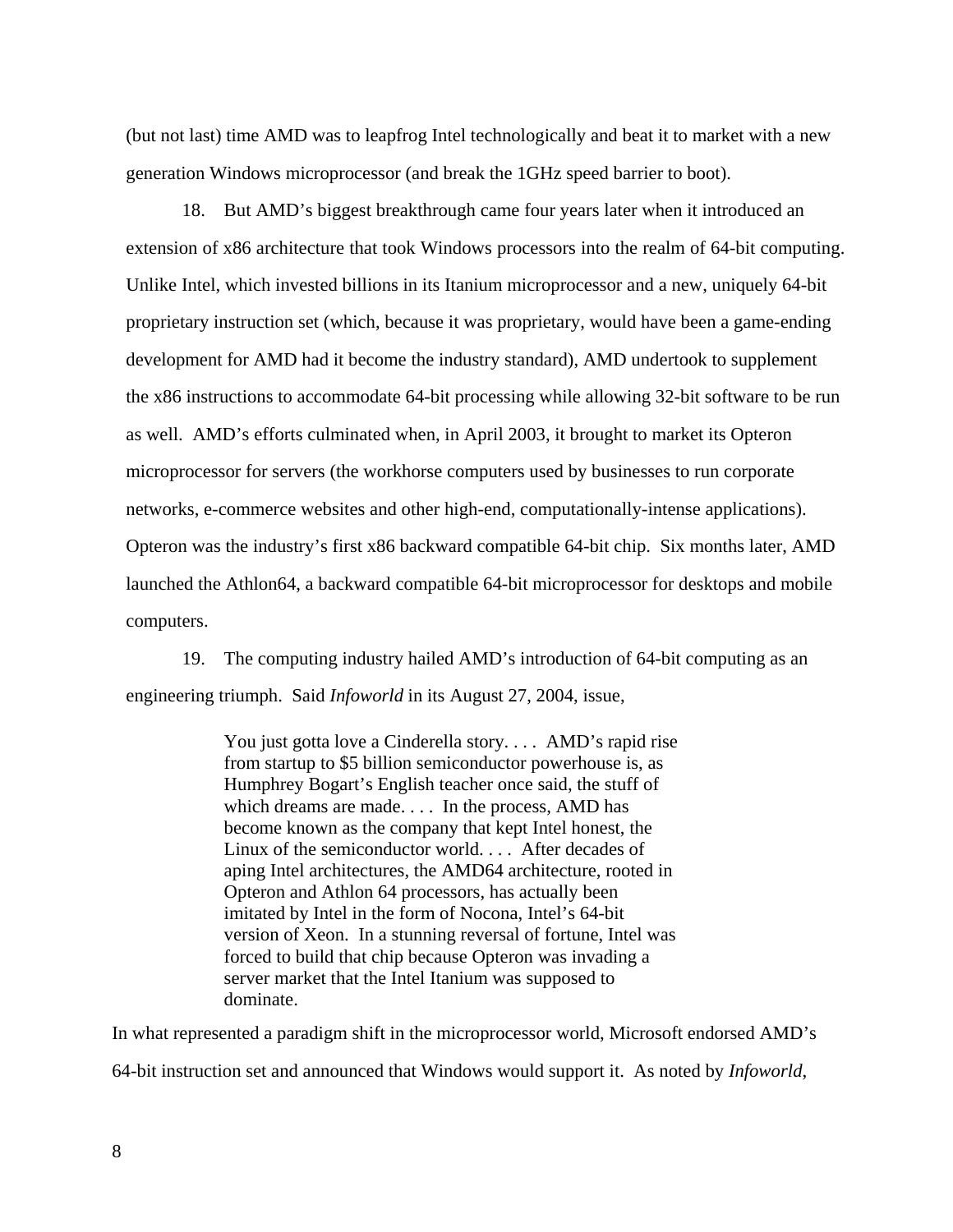(but not last) time AMD was to leapfrog Intel technologically and beat it to market with a new generation Windows microprocessor (and break the 1GHz speed barrier to boot).

18. But AMD's biggest breakthrough came four years later when it introduced an extension of x86 architecture that took Windows processors into the realm of 64-bit computing. Unlike Intel, which invested billions in its Itanium microprocessor and a new, uniquely 64-bit proprietary instruction set (which, because it was proprietary, would have been a game-ending development for AMD had it become the industry standard), AMD undertook to supplement the x86 instructions to accommodate 64-bit processing while allowing 32-bit software to be run as well. AMD's efforts culminated when, in April 2003, it brought to market its Opteron microprocessor for servers (the workhorse computers used by businesses to run corporate networks, e-commerce websites and other high-end, computationally-intense applications). Opteron was the industry's first x86 backward compatible 64-bit chip. Six months later, AMD launched the Athlon64, a backward compatible 64-bit microprocessor for desktops and mobile computers.

19. The computing industry hailed AMD's introduction of 64-bit computing as an engineering triumph. Said *Infoworld* in its August 27, 2004, issue,

> You just gotta love a Cinderella story. . . . AMD's rapid rise from startup to $5 billion semiconductor powerhouse is, as Humphrey Bogart's English teacher once said, the stuff of which dreams are made. . . . In the process, AMD has become known as the company that kept Intel honest, the Linux of the semiconductor world. . . . After decades of aping Intel architectures, the AMD64 architecture, rooted in Opteron and Athlon 64 processors, has actually been imitated by Intel in the form of Nocona, Intel's 64-bit version of Xeon. In a stunning reversal of fortune, Intel was forced to build that chip because Opteron was invading a server market that the Intel Itanium was supposed to dominate.

In what represented a paradigm shift in the microprocessor world, Microsoft endorsed AMD's 64-bit instruction set and announced that Windows would support it. As noted by *Infoworld*,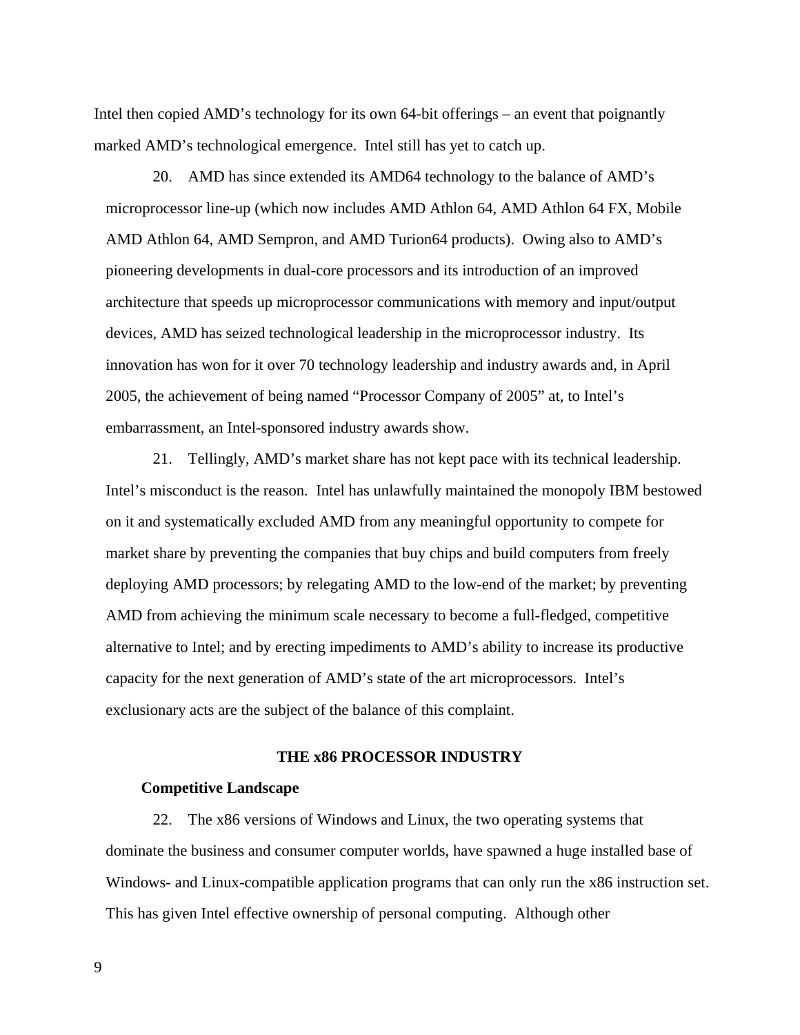Intel then copied AMD's technology for its own 64-bit offerings – an event that poignantly marked AMD's technological emergence. Intel still has yet to catch up.

20. AMD has since extended its AMD64 technology to the balance of AMD's microprocessor line-up (which now includes AMD Athlon 64, AMD Athlon 64 FX, Mobile AMD Athlon 64, AMD Sempron, and AMD Turion64 products). Owing also to AMD's pioneering developments in dual-core processors and its introduction of an improved architecture that speeds up microprocessor communications with memory and input/output devices, AMD has seized technological leadership in the microprocessor industry. Its innovation has won for it over 70 technology leadership and industry awards and, in April 2005, the achievement of being named "Processor Company of 2005" at, to Intel's embarrassment, an Intel-sponsored industry awards show.

21. Tellingly, AMD's market share has not kept pace with its technical leadership. Intel's misconduct is the reason. Intel has unlawfully maintained the monopoly IBM bestowed on it and systematically excluded AMD from any meaningful opportunity to compete for market share by preventing the companies that buy chips and build computers from freely deploying AMD processors; by relegating AMD to the low-end of the market; by preventing AMD from achieving the minimum scale necessary to become a full-fledged, competitive alternative to Intel; and by erecting impediments to AMD's ability to increase its productive capacity for the next generation of AMD's state of the art microprocessors. Intel's exclusionary acts are the subject of the balance of this complaint.

## THE x86 PROCESSOR INDUSTRY

### Competitive Landscape

22. The x86 versions of Windows and Linux, the two operating systems that dominate the business and consumer computer worlds, have spawned a huge installed base of Windows- and Linux-compatible application programs that can only run the x86 instruction set. This has given Intel effective ownership of personal computing. Although other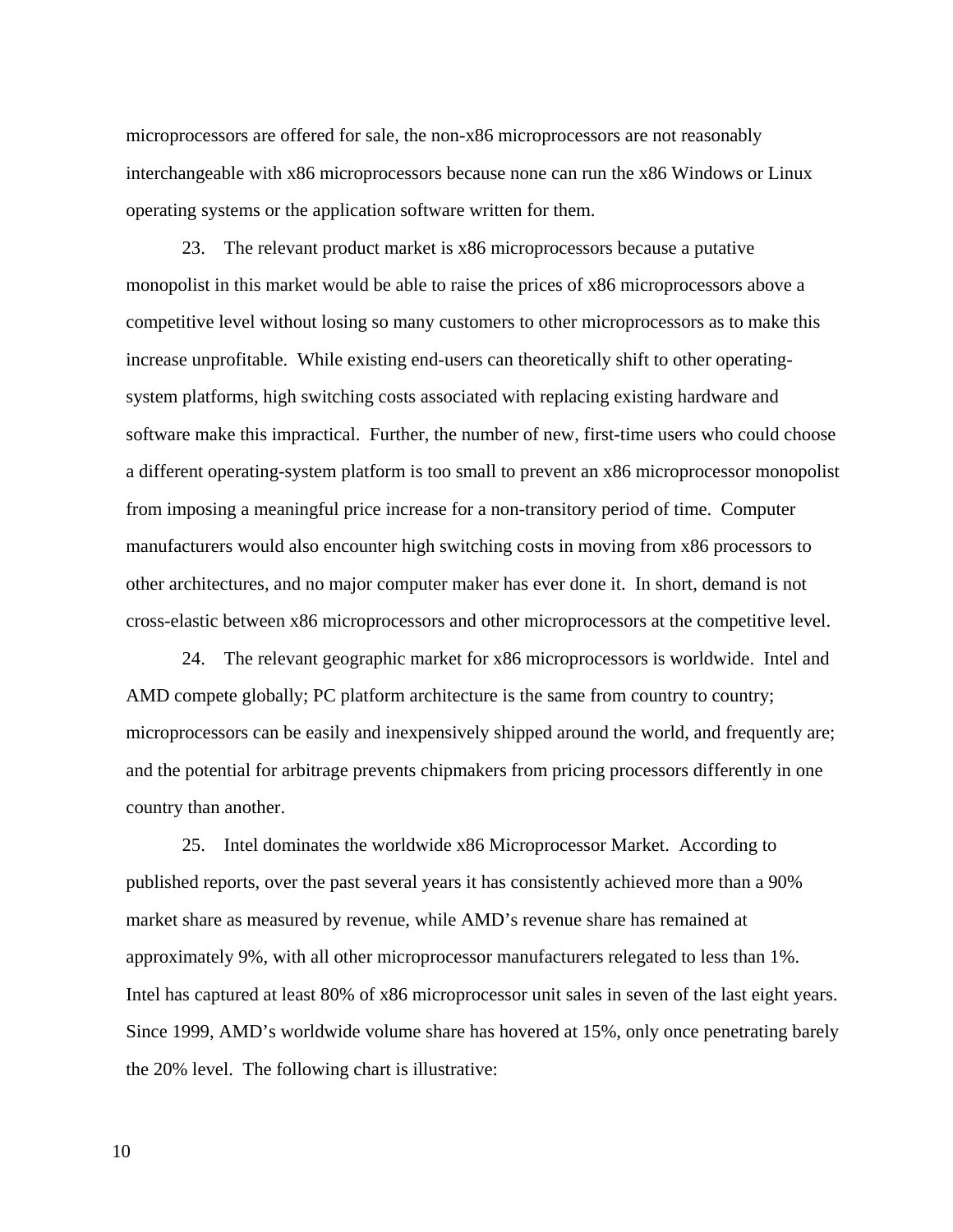microprocessors are offered for sale, the non-x86 microprocessors are not reasonably interchangeable with x86 microprocessors because none can run the x86 Windows or Linux operating systems or the application software written for them.

23. The relevant product market is x86 microprocessors because a putative monopolist in this market would be able to raise the prices of x86 microprocessors above a competitive level without losing so many customers to other microprocessors as to make this increase unprofitable. While existing end-users can theoretically shift to other operating-system platforms, high switching costs associated with replacing existing hardware and software make this impractical. Further, the number of new, first-time users who could choose a different operating-system platform is too small to prevent an x86 microprocessor monopolist from imposing a meaningful price increase for a non-transitory period of time. Computer manufacturers would also encounter high switching costs in moving from x86 processors to other architectures, and no major computer maker has ever done it. In short, demand is not cross-elastic between x86 microprocessors and other microprocessors at the competitive level.

24. The relevant geographic market for x86 microprocessors is worldwide. Intel and AMD compete globally; PC platform architecture is the same from country to country; microprocessors can be easily and inexpensively shipped around the world, and frequently are; and the potential for arbitrage prevents chipmakers from pricing processors differently in one country than another.

25. Intel dominates the worldwide x86 Microprocessor Market. According to published reports, over the past several years it has consistently achieved more than a 90% market share as measured by revenue, while AMD's revenue share has remained at approximately 9%, with all other microprocessor manufacturers relegated to less than 1%. Intel has captured at least 80% of x86 microprocessor unit sales in seven of the last eight years. Since 1999, AMD's worldwide volume share has hovered at 15%, only once penetrating barely the 20% level. The following chart is illustrative: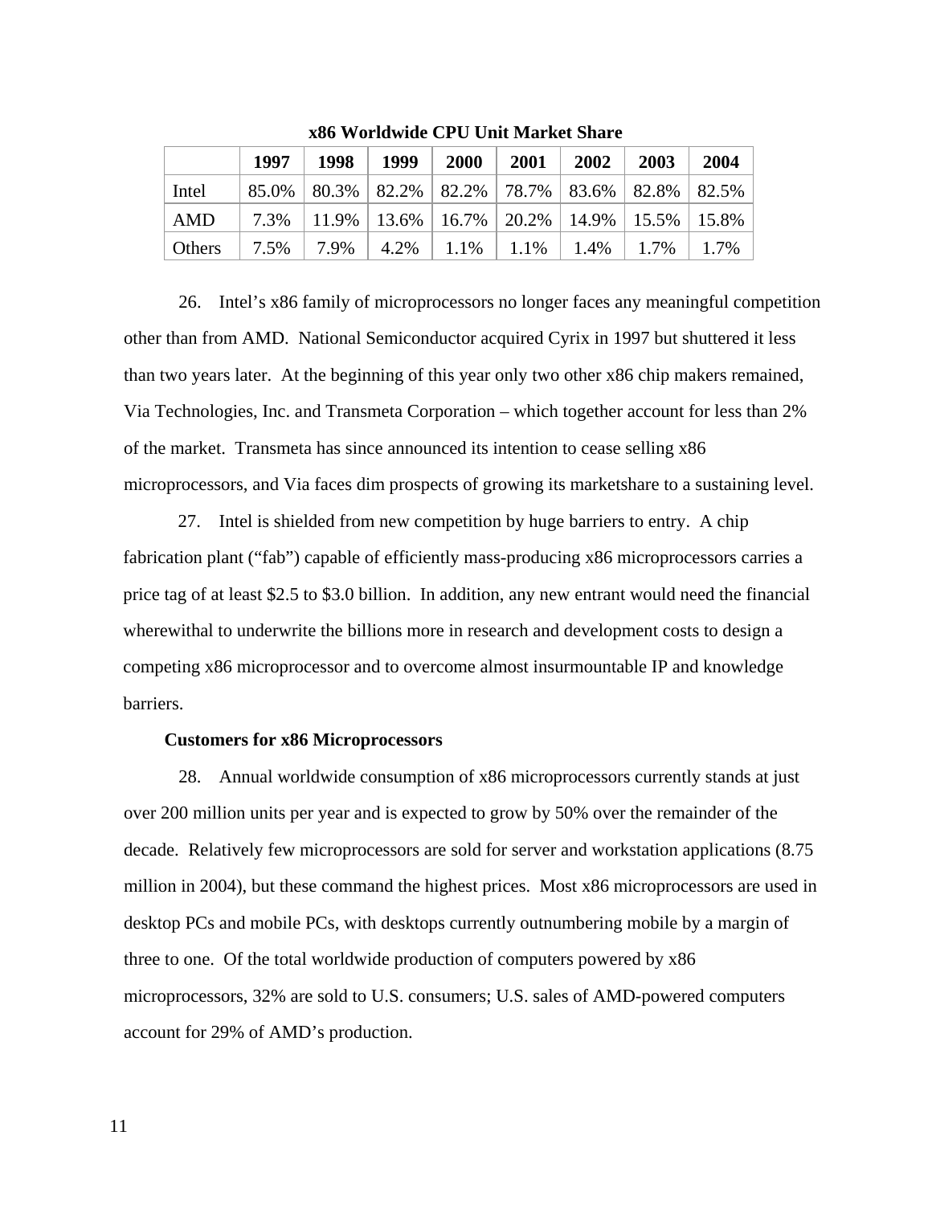**x86 Worldwide CPU Unit Market Share**

| | 1997 | 1998 | 1999 | 2000 | 2001 | 2002 | 2003 | 2004 |
|---|---|---|---|---|---|---|---|---|
| Intel | 85.0% | 80.3% | 82.2% | 82.2% | 78.7% | 83.6% | 82.8% | 82.5% |
| AMD | 7.3% | 11.9% | 13.6% | 16.7% | 20.2% | 14.9% | 15.5% | 15.8% |
| Others | 7.5% | 7.9% | 4.2% | 1.1% | 1.1% | 1.4% | 1.7% | 1.7% |

26. Intel's x86 family of microprocessors no longer faces any meaningful competition other than from AMD. National Semiconductor acquired Cyrix in 1997 but shuttered it less than two years later. At the beginning of this year only two other x86 chip makers remained, Via Technologies, Inc. and Transmeta Corporation – which together account for less than 2% of the market. Transmeta has since announced its intention to cease selling x86 microprocessors, and Via faces dim prospects of growing its marketshare to a sustaining level.

27. Intel is shielded from new competition by huge barriers to entry. A chip fabrication plant ("fab") capable of efficiently mass-producing x86 microprocessors carries a price tag of at least $2.5 to $3.0 billion. In addition, any new entrant would need the financial wherewithal to underwrite the billions more in research and development costs to design a competing x86 microprocessor and to overcome almost insurmountable IP and knowledge barriers.

**Customers for x86 Microprocessors**

28. Annual worldwide consumption of x86 microprocessors currently stands at just over 200 million units per year and is expected to grow by 50% over the remainder of the decade. Relatively few microprocessors are sold for server and workstation applications (8.75 million in 2004), but these command the highest prices. Most x86 microprocessors are used in desktop PCs and mobile PCs, with desktops currently outnumbering mobile by a margin of three to one. Of the total worldwide production of computers powered by x86 microprocessors, 32% are sold to U.S. consumers; U.S. sales of AMD-powered computers account for 29% of AMD's production.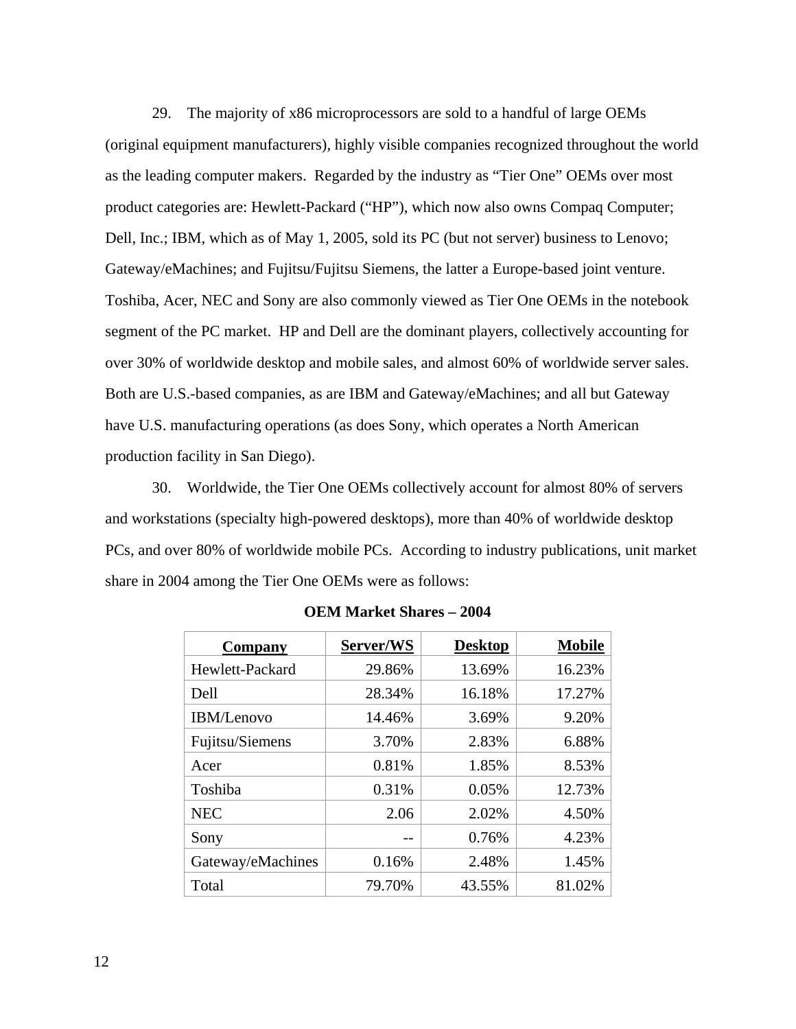29. The majority of x86 microprocessors are sold to a handful of large OEMs (original equipment manufacturers), highly visible companies recognized throughout the world as the leading computer makers. Regarded by the industry as "Tier One" OEMs over most product categories are: Hewlett-Packard ("HP"), which now also owns Compaq Computer; Dell, Inc.; IBM, which as of May 1, 2005, sold its PC (but not server) business to Lenovo; Gateway/eMachines; and Fujitsu/Fujitsu Siemens, the latter a Europe-based joint venture. Toshiba, Acer, NEC and Sony are also commonly viewed as Tier One OEMs in the notebook segment of the PC market. HP and Dell are the dominant players, collectively accounting for over 30% of worldwide desktop and mobile sales, and almost 60% of worldwide server sales. Both are U.S.-based companies, as are IBM and Gateway/eMachines; and all but Gateway have U.S. manufacturing operations (as does Sony, which operates a North American production facility in San Diego).

30. Worldwide, the Tier One OEMs collectively account for almost 80% of servers and workstations (specialty high-powered desktops), more than 40% of worldwide desktop PCs, and over 80% of worldwide mobile PCs. According to industry publications, unit market share in 2004 among the Tier One OEMs were as follows:

**OEM Market Shares – 2004**

| Company | Server/WS | Desktop | Mobile |
|---|---:|---:|---:|
| Hewlett-Packard | 29.86% | 13.69% | 16.23% |
| Dell | 28.34% | 16.18% | 17.27% |
| IBM/Lenovo | 14.46% | 3.69% | 9.20% |
| Fujitsu/Siemens | 3.70% | 2.83% | 6.88% |
| Acer | 0.81% | 1.85% | 8.53% |
| Toshiba | 0.31% | 0.05% | 12.73% |
| NEC | 2.06 | 2.02% | 4.50% |
| Sony | -- | 0.76% | 4.23% |
| Gateway/eMachines | 0.16% | 2.48% | 1.45% |
| Total | 79.70% | 43.55% | 81.02% |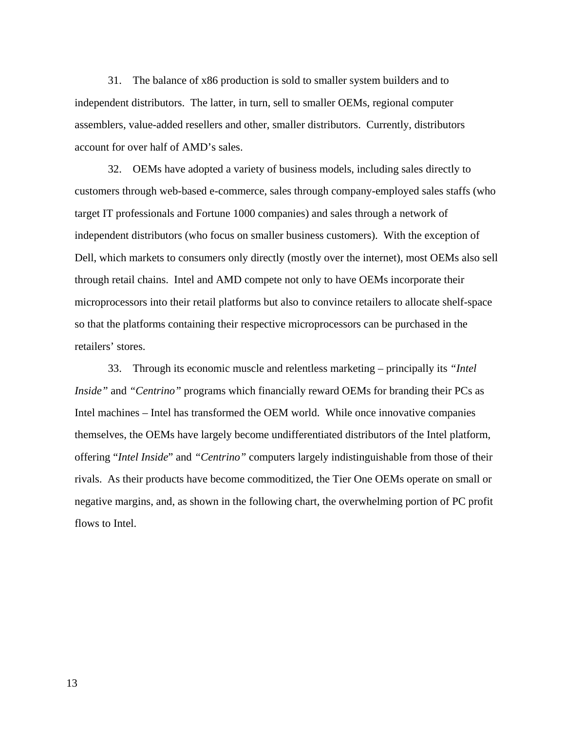31. The balance of x86 production is sold to smaller system builders and to independent distributors. The latter, in turn, sell to smaller OEMs, regional computer assemblers, value-added resellers and other, smaller distributors. Currently, distributors account for over half of AMD's sales.

32. OEMs have adopted a variety of business models, including sales directly to customers through web-based e-commerce, sales through company-employed sales staffs (who target IT professionals and Fortune 1000 companies) and sales through a network of independent distributors (who focus on smaller business customers). With the exception of Dell, which markets to consumers only directly (mostly over the internet), most OEMs also sell through retail chains. Intel and AMD compete not only to have OEMs incorporate their microprocessors into their retail platforms but also to convince retailers to allocate shelf-space so that the platforms containing their respective microprocessors can be purchased in the retailers' stores.

33. Through its economic muscle and relentless marketing – principally its *"Intel Inside"* and *"Centrino"* programs which financially reward OEMs for branding their PCs as Intel machines – Intel has transformed the OEM world. While once innovative companies themselves, the OEMs have largely become undifferentiated distributors of the Intel platform, offering "*Intel Inside*" and *"Centrino"* computers largely indistinguishable from those of their rivals. As their products have become commoditized, the Tier One OEMs operate on small or negative margins, and, as shown in the following chart, the overwhelming portion of PC profit flows to Intel.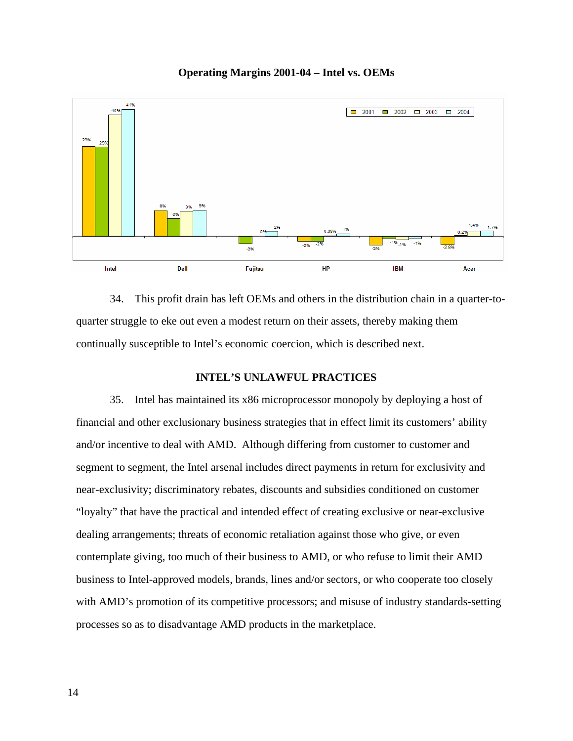**Operating Margins 2001-04 – Intel vs. OEMs**

2001 2002 2003 2004

29% 29% 40% 41%

8% 6% 8% 9%

-3% 0% 2%

-2% -2% 0.09% 1%

-3% -1% -1% -1%

-2.8% 0.2% 1.4% 1.7%

Intel Dell Fujitsu HP IBM Acer

34. This profit drain has left OEMs and others in the distribution chain in a quarter-to-quarter struggle to eke out even a modest return on their assets, thereby making them continually susceptible to Intel's economic coercion, which is described next.

## INTEL'S UNLAWFUL PRACTICES

35. Intel has maintained its x86 microprocessor monopoly by deploying a host of financial and other exclusionary business strategies that in effect limit its customers' ability and/or incentive to deal with AMD. Although differing from customer to customer and segment to segment, the Intel arsenal includes direct payments in return for exclusivity and near-exclusivity; discriminatory rebates, discounts and subsidies conditioned on customer "loyalty" that have the practical and intended effect of creating exclusive or near-exclusive dealing arrangements; threats of economic retaliation against those who give, or even contemplate giving, too much of their business to AMD, or who refuse to limit their AMD business to Intel-approved models, brands, lines and/or sectors, or who cooperate too closely with AMD's promotion of its competitive processors; and misuse of industry standards-setting processes so as to disadvantage AMD products in the marketplace.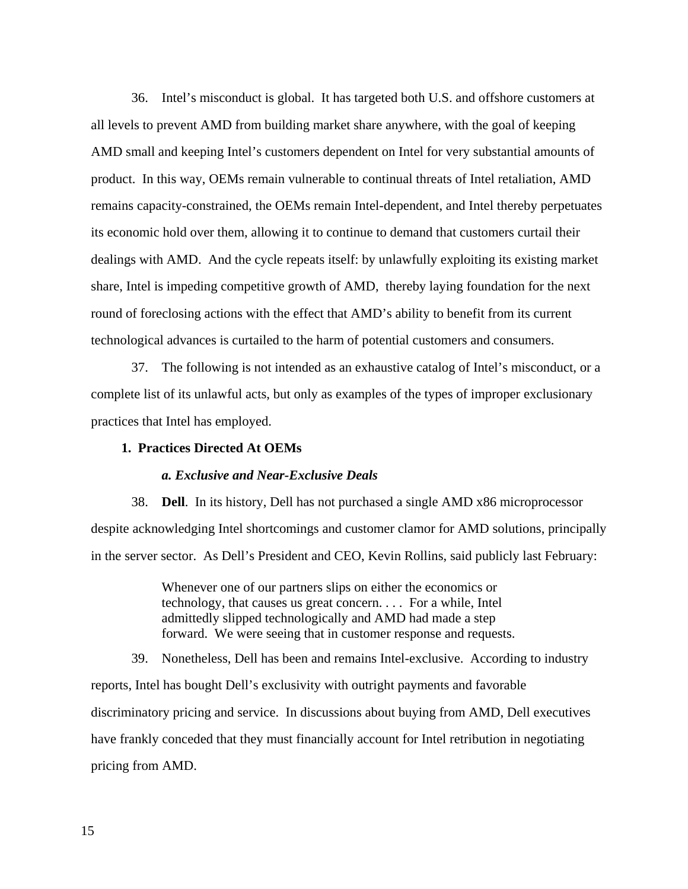36. Intel's misconduct is global. It has targeted both U.S. and offshore customers at all levels to prevent AMD from building market share anywhere, with the goal of keeping AMD small and keeping Intel's customers dependent on Intel for very substantial amounts of product. In this way, OEMs remain vulnerable to continual threats of Intel retaliation, AMD remains capacity-constrained, the OEMs remain Intel-dependent, and Intel thereby perpetuates its economic hold over them, allowing it to continue to demand that customers curtail their dealings with AMD. And the cycle repeats itself: by unlawfully exploiting its existing market share, Intel is impeding competitive growth of AMD, thereby laying foundation for the next round of foreclosing actions with the effect that AMD's ability to benefit from its current technological advances is curtailed to the harm of potential customers and consumers.

37. The following is not intended as an exhaustive catalog of Intel's misconduct, or a complete list of its unlawful acts, but only as examples of the types of improper exclusionary practices that Intel has employed.

**1. Practices Directed At OEMs**

***a. Exclusive and Near-Exclusive Deals***

38. **Dell**. In its history, Dell has not purchased a single AMD x86 microprocessor despite acknowledging Intel shortcomings and customer clamor for AMD solutions, principally in the server sector. As Dell's President and CEO, Kevin Rollins, said publicly last February:

> Whenever one of our partners slips on either the economics or technology, that causes us great concern. . . . For a while, Intel admittedly slipped technologically and AMD had made a step forward. We were seeing that in customer response and requests.

39. Nonetheless, Dell has been and remains Intel-exclusive. According to industry reports, Intel has bought Dell's exclusivity with outright payments and favorable discriminatory pricing and service. In discussions about buying from AMD, Dell executives have frankly conceded that they must financially account for Intel retribution in negotiating pricing from AMD.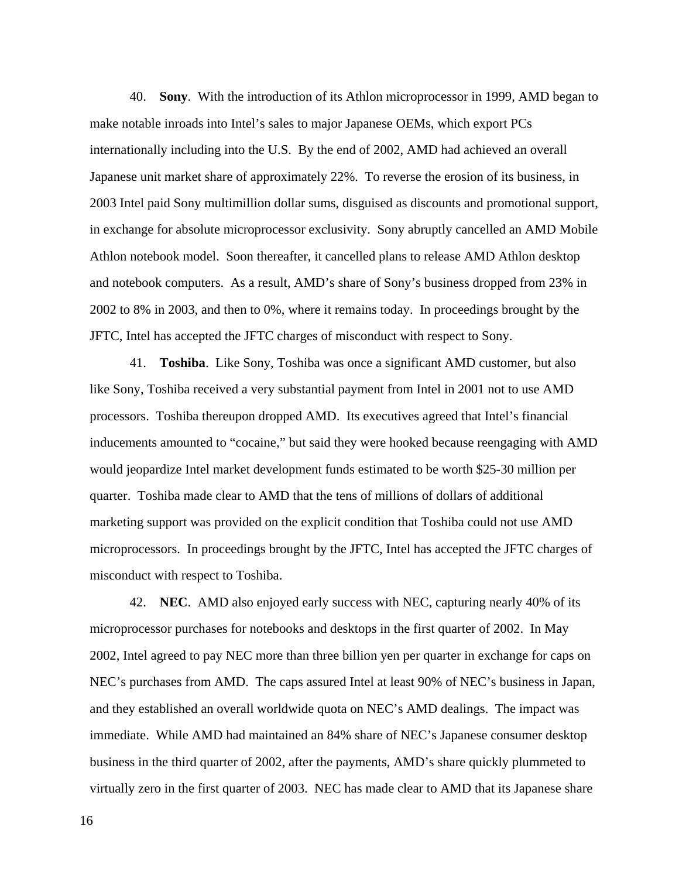40. **Sony**. With the introduction of its Athlon microprocessor in 1999, AMD began to make notable inroads into Intel's sales to major Japanese OEMs, which export PCs internationally including into the U.S. By the end of 2002, AMD had achieved an overall Japanese unit market share of approximately 22%. To reverse the erosion of its business, in 2003 Intel paid Sony multimillion dollar sums, disguised as discounts and promotional support, in exchange for absolute microprocessor exclusivity. Sony abruptly cancelled an AMD Mobile Athlon notebook model. Soon thereafter, it cancelled plans to release AMD Athlon desktop and notebook computers. As a result, AMD's share of Sony's business dropped from 23% in 2002 to 8% in 2003, and then to 0%, where it remains today. In proceedings brought by the JFTC, Intel has accepted the JFTC charges of misconduct with respect to Sony.

41. **Toshiba**. Like Sony, Toshiba was once a significant AMD customer, but also like Sony, Toshiba received a very substantial payment from Intel in 2001 not to use AMD processors. Toshiba thereupon dropped AMD. Its executives agreed that Intel's financial inducements amounted to "cocaine," but said they were hooked because reengaging with AMD would jeopardize Intel market development funds estimated to be worth \$25-30 million per quarter. Toshiba made clear to AMD that the tens of millions of dollars of additional marketing support was provided on the explicit condition that Toshiba could not use AMD microprocessors. In proceedings brought by the JFTC, Intel has accepted the JFTC charges of misconduct with respect to Toshiba.

42. **NEC**. AMD also enjoyed early success with NEC, capturing nearly 40% of its microprocessor purchases for notebooks and desktops in the first quarter of 2002. In May 2002, Intel agreed to pay NEC more than three billion yen per quarter in exchange for caps on NEC's purchases from AMD. The caps assured Intel at least 90% of NEC's business in Japan, and they established an overall worldwide quota on NEC's AMD dealings. The impact was immediate. While AMD had maintained an 84% share of NEC's Japanese consumer desktop business in the third quarter of 2002, after the payments, AMD's share quickly plummeted to virtually zero in the first quarter of 2003. NEC has made clear to AMD that its Japanese share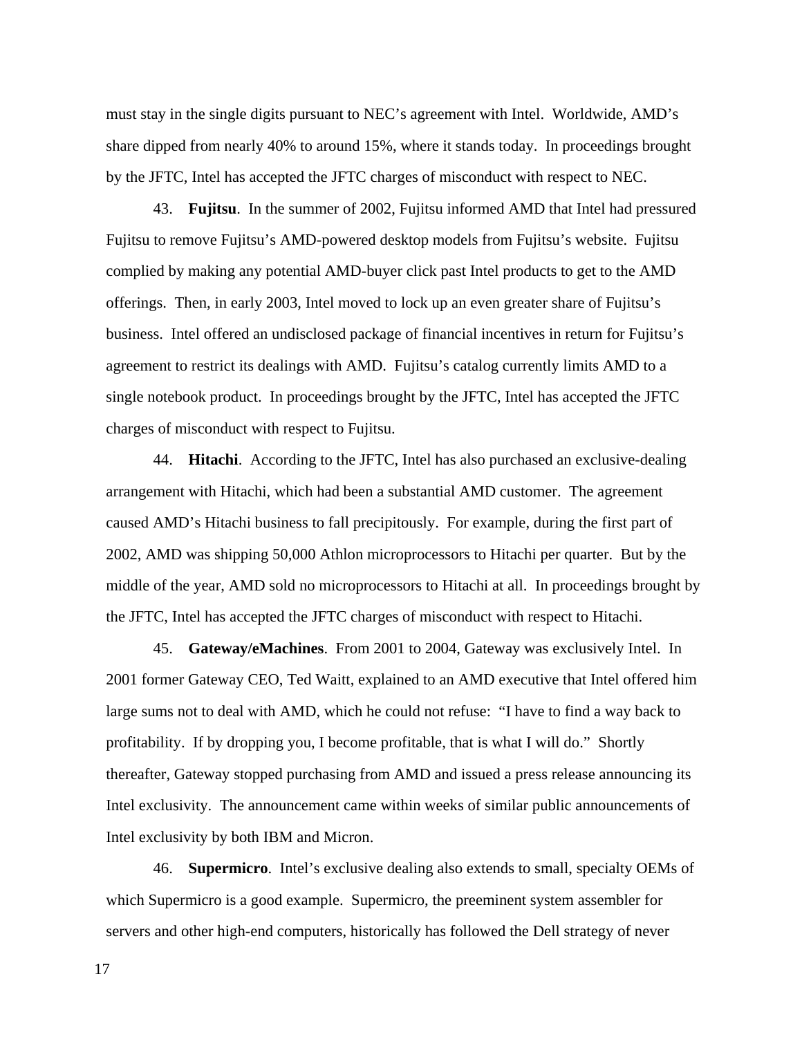must stay in the single digits pursuant to NEC's agreement with Intel. Worldwide, AMD's share dipped from nearly 40% to around 15%, where it stands today. In proceedings brought by the JFTC, Intel has accepted the JFTC charges of misconduct with respect to NEC.

43. **Fujitsu**. In the summer of 2002, Fujitsu informed AMD that Intel had pressured Fujitsu to remove Fujitsu's AMD-powered desktop models from Fujitsu's website. Fujitsu complied by making any potential AMD-buyer click past Intel products to get to the AMD offerings. Then, in early 2003, Intel moved to lock up an even greater share of Fujitsu's business. Intel offered an undisclosed package of financial incentives in return for Fujitsu's agreement to restrict its dealings with AMD. Fujitsu's catalog currently limits AMD to a single notebook product. In proceedings brought by the JFTC, Intel has accepted the JFTC charges of misconduct with respect to Fujitsu.

44. **Hitachi**. According to the JFTC, Intel has also purchased an exclusive-dealing arrangement with Hitachi, which had been a substantial AMD customer. The agreement caused AMD's Hitachi business to fall precipitously. For example, during the first part of 2002, AMD was shipping 50,000 Athlon microprocessors to Hitachi per quarter. But by the middle of the year, AMD sold no microprocessors to Hitachi at all. In proceedings brought by the JFTC, Intel has accepted the JFTC charges of misconduct with respect to Hitachi.

45. **Gateway/eMachines**. From 2001 to 2004, Gateway was exclusively Intel. In 2001 former Gateway CEO, Ted Waitt, explained to an AMD executive that Intel offered him large sums not to deal with AMD, which he could not refuse: "I have to find a way back to profitability. If by dropping you, I become profitable, that is what I will do." Shortly thereafter, Gateway stopped purchasing from AMD and issued a press release announcing its Intel exclusivity. The announcement came within weeks of similar public announcements of Intel exclusivity by both IBM and Micron.

46. **Supermicro**. Intel's exclusive dealing also extends to small, specialty OEMs of which Supermicro is a good example. Supermicro, the preeminent system assembler for servers and other high-end computers, historically has followed the Dell strategy of never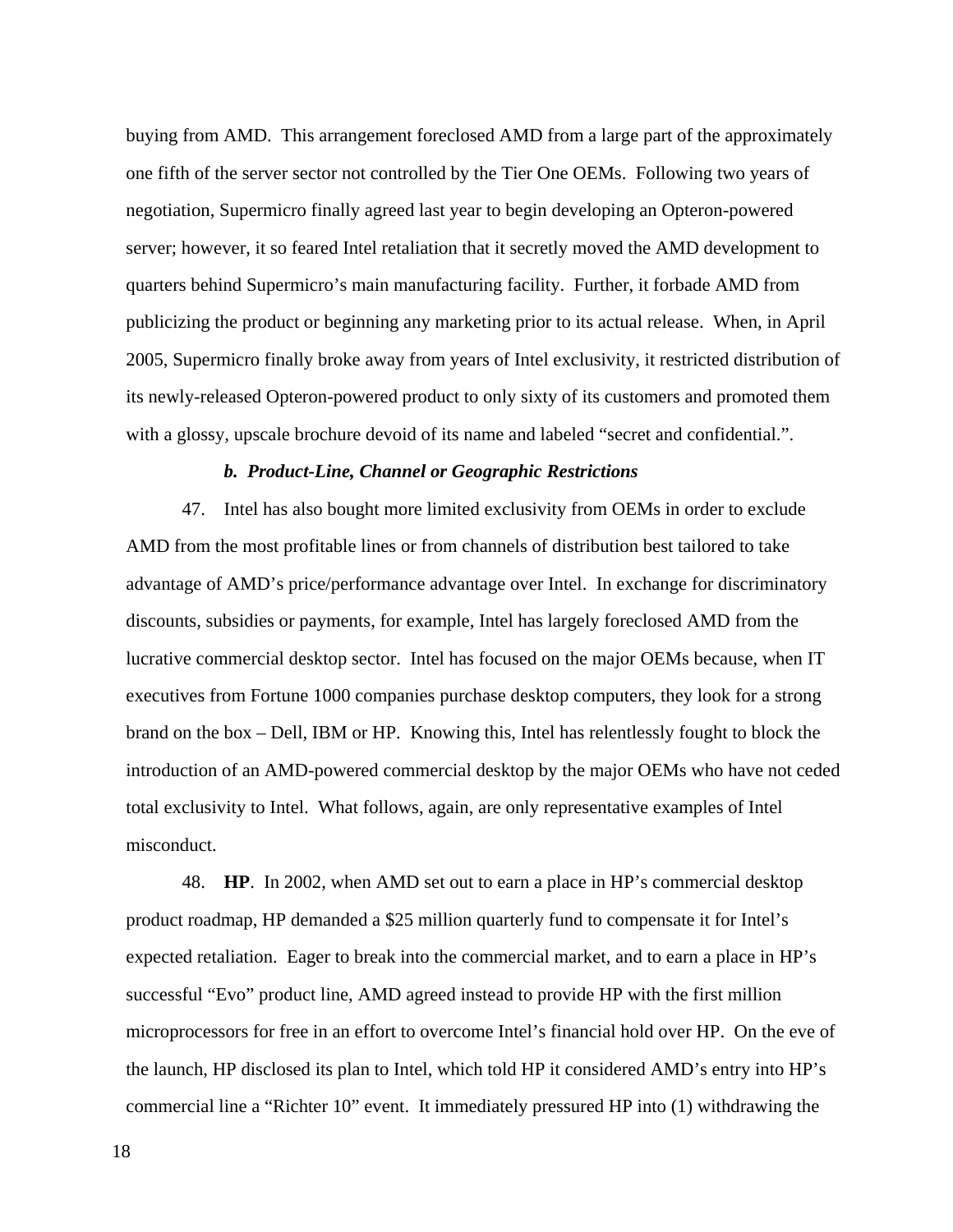buying from AMD. This arrangement foreclosed AMD from a large part of the approximately one fifth of the server sector not controlled by the Tier One OEMs. Following two years of negotiation, Supermicro finally agreed last year to begin developing an Opteron-powered server; however, it so feared Intel retaliation that it secretly moved the AMD development to quarters behind Supermicro's main manufacturing facility. Further, it forbade AMD from publicizing the product or beginning any marketing prior to its actual release. When, in April 2005, Supermicro finally broke away from years of Intel exclusivity, it restricted distribution of its newly-released Opteron-powered product to only sixty of its customers and promoted them with a glossy, upscale brochure devoid of its name and labeled "secret and confidential.".

***b. Product-Line, Channel or Geographic Restrictions***

47. Intel has also bought more limited exclusivity from OEMs in order to exclude AMD from the most profitable lines or from channels of distribution best tailored to take advantage of AMD's price/performance advantage over Intel. In exchange for discriminatory discounts, subsidies or payments, for example, Intel has largely foreclosed AMD from the lucrative commercial desktop sector. Intel has focused on the major OEMs because, when IT executives from Fortune 1000 companies purchase desktop computers, they look for a strong brand on the box – Dell, IBM or HP. Knowing this, Intel has relentlessly fought to block the introduction of an AMD-powered commercial desktop by the major OEMs who have not ceded total exclusivity to Intel. What follows, again, are only representative examples of Intel misconduct.

48. **HP**. In 2002, when AMD set out to earn a place in HP's commercial desktop product roadmap, HP demanded a $25 million quarterly fund to compensate it for Intel's expected retaliation. Eager to break into the commercial market, and to earn a place in HP's successful "Evo" product line, AMD agreed instead to provide HP with the first million microprocessors for free in an effort to overcome Intel's financial hold over HP. On the eve of the launch, HP disclosed its plan to Intel, which told HP it considered AMD's entry into HP's commercial line a "Richter 10" event. It immediately pressured HP into (1) withdrawing the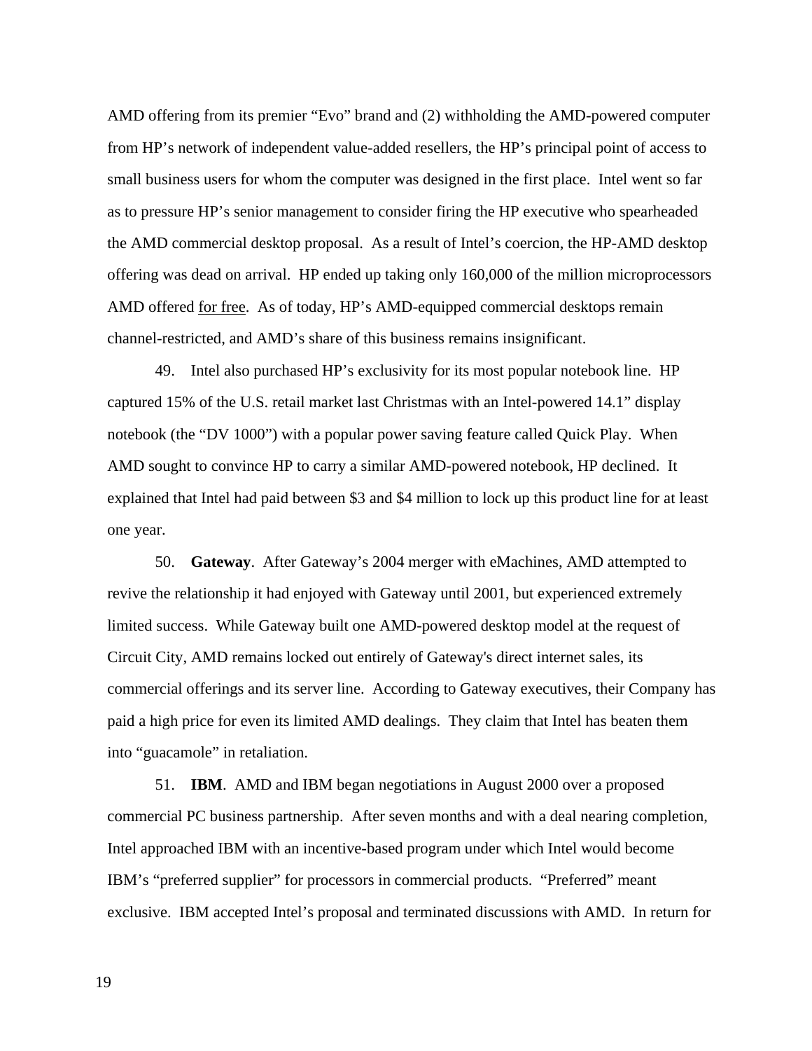AMD offering from its premier "Evo" brand and (2) withholding the AMD-powered computer from HP's network of independent value-added resellers, the HP's principal point of access to small business users for whom the computer was designed in the first place. Intel went so far as to pressure HP's senior management to consider firing the HP executive who spearheaded the AMD commercial desktop proposal. As a result of Intel's coercion, the HP-AMD desktop offering was dead on arrival. HP ended up taking only 160,000 of the million microprocessors AMD offered <u>for free</u>. As of today, HP's AMD-equipped commercial desktops remain channel-restricted, and AMD's share of this business remains insignificant.

49. Intel also purchased HP's exclusivity for its most popular notebook line. HP captured 15% of the U.S. retail market last Christmas with an Intel-powered 14.1" display notebook (the "DV 1000") with a popular power saving feature called Quick Play. When AMD sought to convince HP to carry a similar AMD-powered notebook, HP declined. It explained that Intel had paid between \$3 and \$4 million to lock up this product line for at least one year.

50. **Gateway**. After Gateway's 2004 merger with eMachines, AMD attempted to revive the relationship it had enjoyed with Gateway until 2001, but experienced extremely limited success. While Gateway built one AMD-powered desktop model at the request of Circuit City, AMD remains locked out entirely of Gateway's direct internet sales, its commercial offerings and its server line. According to Gateway executives, their Company has paid a high price for even its limited AMD dealings. They claim that Intel has beaten them into "guacamole" in retaliation.

51. **IBM**. AMD and IBM began negotiations in August 2000 over a proposed commercial PC business partnership. After seven months and with a deal nearing completion, Intel approached IBM with an incentive-based program under which Intel would become IBM's "preferred supplier" for processors in commercial products. "Preferred" meant exclusive. IBM accepted Intel's proposal and terminated discussions with AMD. In return for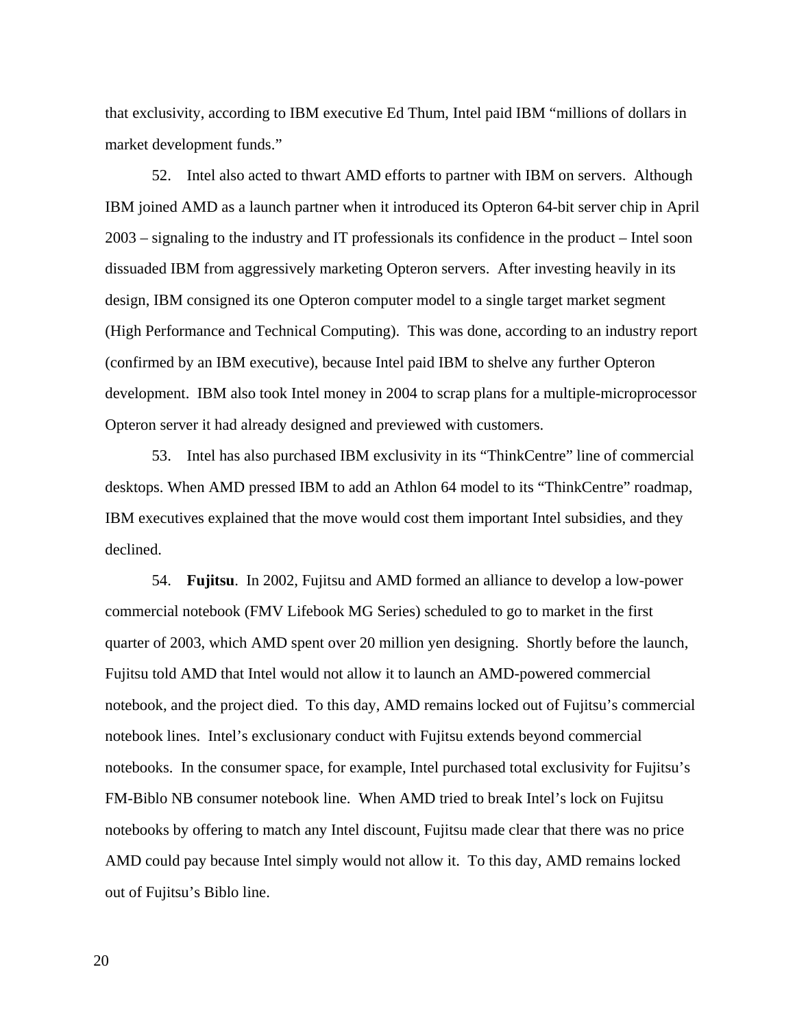that exclusivity, according to IBM executive Ed Thum, Intel paid IBM "millions of dollars in market development funds."

52. Intel also acted to thwart AMD efforts to partner with IBM on servers. Although IBM joined AMD as a launch partner when it introduced its Opteron 64-bit server chip in April 2003 – signaling to the industry and IT professionals its confidence in the product – Intel soon dissuaded IBM from aggressively marketing Opteron servers. After investing heavily in its design, IBM consigned its one Opteron computer model to a single target market segment (High Performance and Technical Computing). This was done, according to an industry report (confirmed by an IBM executive), because Intel paid IBM to shelve any further Opteron development. IBM also took Intel money in 2004 to scrap plans for a multiple-microprocessor Opteron server it had already designed and previewed with customers.

53. Intel has also purchased IBM exclusivity in its "ThinkCentre" line of commercial desktops. When AMD pressed IBM to add an Athlon 64 model to its "ThinkCentre" roadmap, IBM executives explained that the move would cost them important Intel subsidies, and they declined.

54. **Fujitsu**. In 2002, Fujitsu and AMD formed an alliance to develop a low-power commercial notebook (FMV Lifebook MG Series) scheduled to go to market in the first quarter of 2003, which AMD spent over 20 million yen designing. Shortly before the launch, Fujitsu told AMD that Intel would not allow it to launch an AMD-powered commercial notebook, and the project died. To this day, AMD remains locked out of Fujitsu's commercial notebook lines. Intel's exclusionary conduct with Fujitsu extends beyond commercial notebooks. In the consumer space, for example, Intel purchased total exclusivity for Fujitsu's FM-Biblo NB consumer notebook line. When AMD tried to break Intel's lock on Fujitsu notebooks by offering to match any Intel discount, Fujitsu made clear that there was no price AMD could pay because Intel simply would not allow it. To this day, AMD remains locked out of Fujitsu's Biblo line.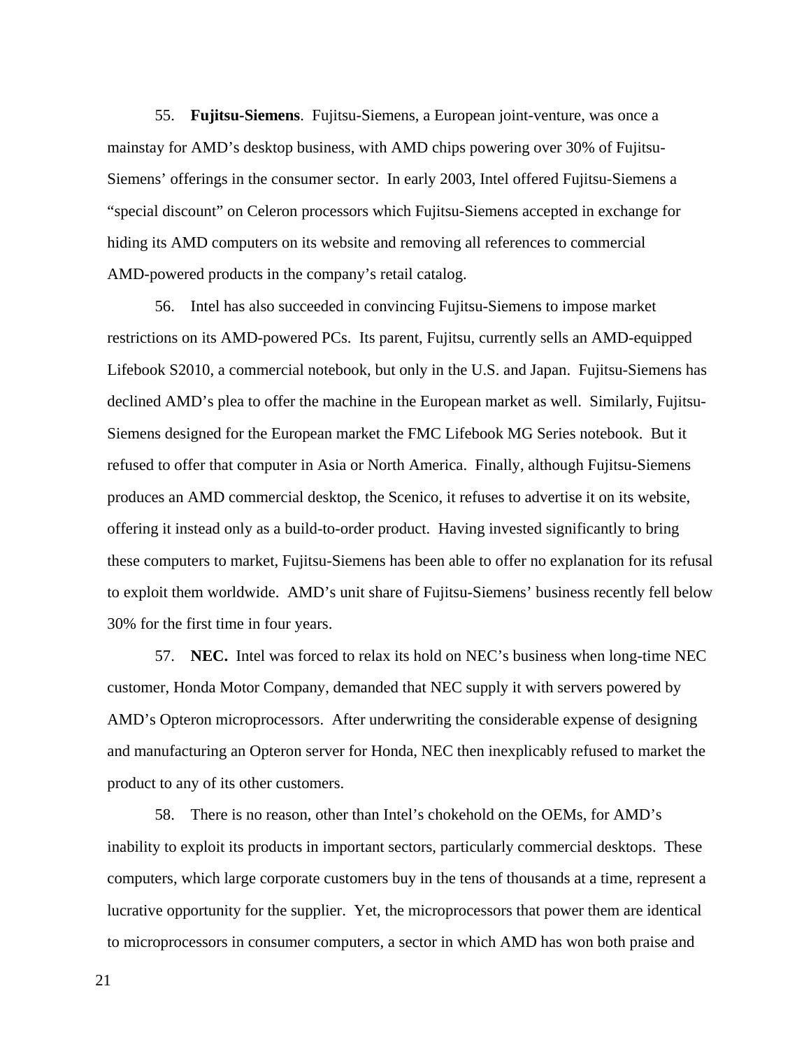55. **Fujitsu-Siemens**. Fujitsu-Siemens, a European joint-venture, was once a mainstay for AMD's desktop business, with AMD chips powering over 30% of Fujitsu-Siemens' offerings in the consumer sector. In early 2003, Intel offered Fujitsu-Siemens a "special discount" on Celeron processors which Fujitsu-Siemens accepted in exchange for hiding its AMD computers on its website and removing all references to commercial AMD-powered products in the company's retail catalog.

56. Intel has also succeeded in convincing Fujitsu-Siemens to impose market restrictions on its AMD-powered PCs. Its parent, Fujitsu, currently sells an AMD-equipped Lifebook S2010, a commercial notebook, but only in the U.S. and Japan. Fujitsu-Siemens has declined AMD's plea to offer the machine in the European market as well. Similarly, Fujitsu-Siemens designed for the European market the FMC Lifebook MG Series notebook. But it refused to offer that computer in Asia or North America. Finally, although Fujitsu-Siemens produces an AMD commercial desktop, the Scenico, it refuses to advertise it on its website, offering it instead only as a build-to-order product. Having invested significantly to bring these computers to market, Fujitsu-Siemens has been able to offer no explanation for its refusal to exploit them worldwide. AMD's unit share of Fujitsu-Siemens' business recently fell below 30% for the first time in four years.

57. **NEC.** Intel was forced to relax its hold on NEC's business when long-time NEC customer, Honda Motor Company, demanded that NEC supply it with servers powered by AMD's Opteron microprocessors. After underwriting the considerable expense of designing and manufacturing an Opteron server for Honda, NEC then inexplicably refused to market the product to any of its other customers.

58. There is no reason, other than Intel's chokehold on the OEMs, for AMD's inability to exploit its products in important sectors, particularly commercial desktops. These computers, which large corporate customers buy in the tens of thousands at a time, represent a lucrative opportunity for the supplier. Yet, the microprocessors that power them are identical to microprocessors in consumer computers, a sector in which AMD has won both praise and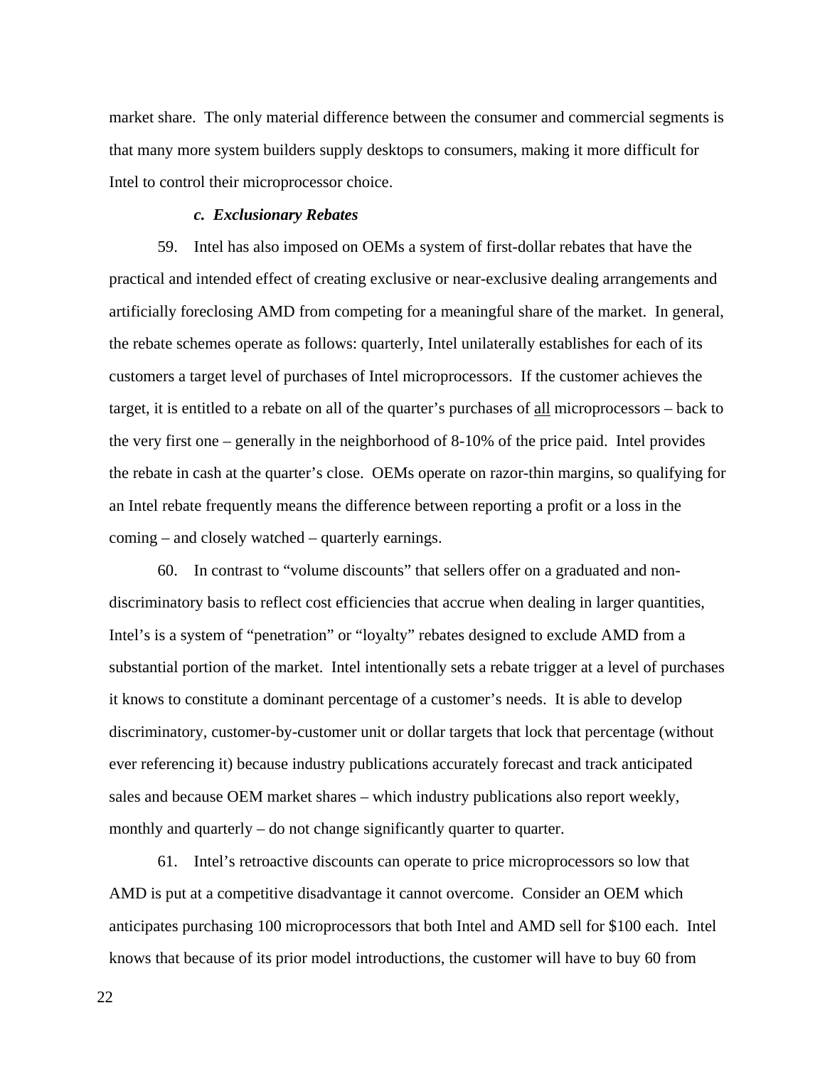market share. The only material difference between the consumer and commercial segments is that many more system builders supply desktops to consumers, making it more difficult for Intel to control their microprocessor choice.

#### *c. Exclusionary Rebates*

59. Intel has also imposed on OEMs a system of first-dollar rebates that have the practical and intended effect of creating exclusive or near-exclusive dealing arrangements and artificially foreclosing AMD from competing for a meaningful share of the market. In general, the rebate schemes operate as follows: quarterly, Intel unilaterally establishes for each of its customers a target level of purchases of Intel microprocessors. If the customer achieves the target, it is entitled to a rebate on all of the quarter's purchases of all microprocessors – back to the very first one – generally in the neighborhood of 8-10% of the price paid. Intel provides the rebate in cash at the quarter's close. OEMs operate on razor-thin margins, so qualifying for an Intel rebate frequently means the difference between reporting a profit or a loss in the coming – and closely watched – quarterly earnings.

60. In contrast to "volume discounts" that sellers offer on a graduated and non-discriminatory basis to reflect cost efficiencies that accrue when dealing in larger quantities, Intel's is a system of "penetration" or "loyalty" rebates designed to exclude AMD from a substantial portion of the market. Intel intentionally sets a rebate trigger at a level of purchases it knows to constitute a dominant percentage of a customer's needs. It is able to develop discriminatory, customer-by-customer unit or dollar targets that lock that percentage (without ever referencing it) because industry publications accurately forecast and track anticipated sales and because OEM market shares – which industry publications also report weekly, monthly and quarterly – do not change significantly quarter to quarter.

61. Intel's retroactive discounts can operate to price microprocessors so low that AMD is put at a competitive disadvantage it cannot overcome. Consider an OEM which anticipates purchasing 100 microprocessors that both Intel and AMD sell for $100 each. Intel knows that because of its prior model introductions, the customer will have to buy 60 from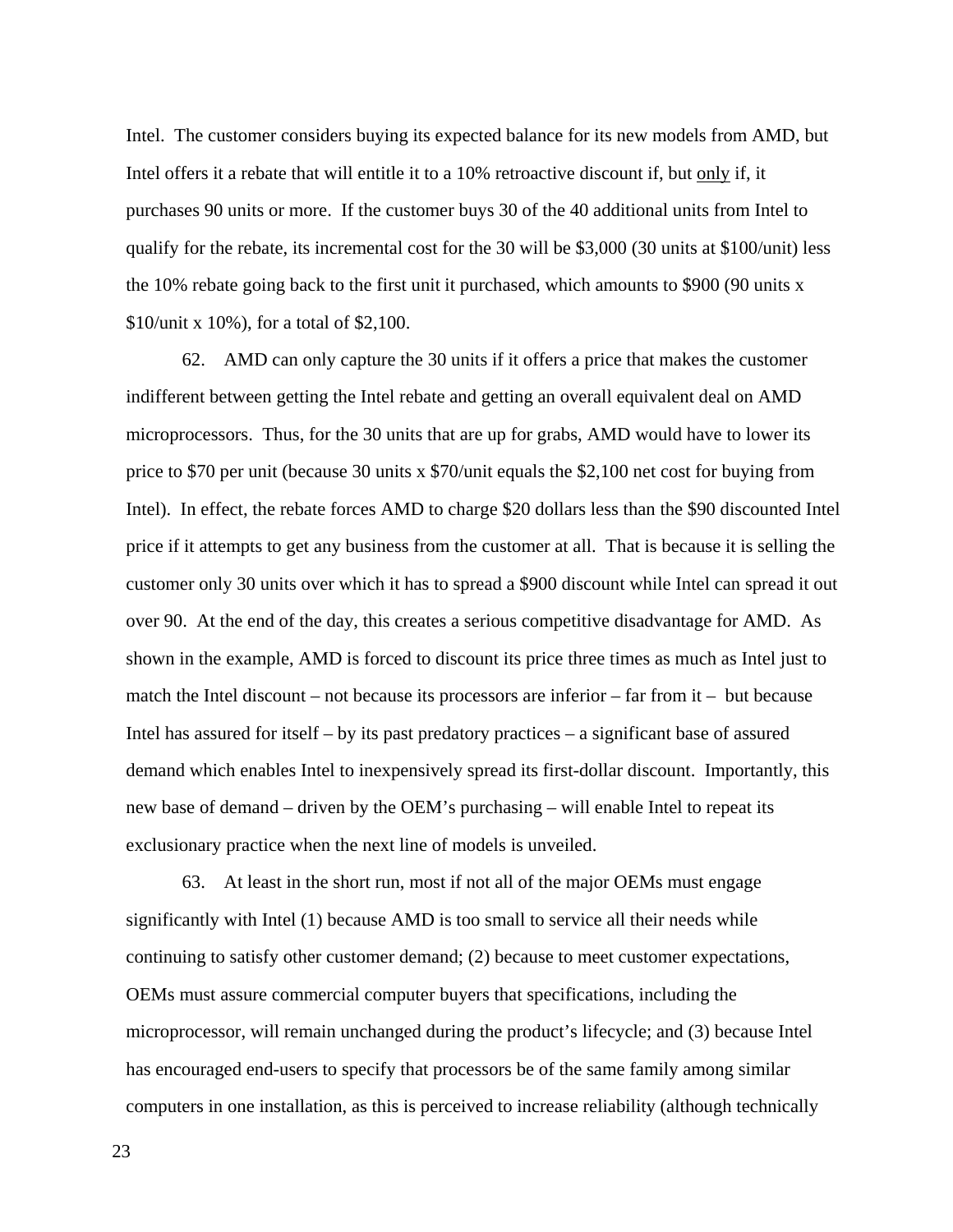Intel. The customer considers buying its expected balance for its new models from AMD, but Intel offers it a rebate that will entitle it to a 10% retroactive discount if, but <u>only</u> if, it purchases 90 units or more. If the customer buys 30 of the 40 additional units from Intel to qualify for the rebate, its incremental cost for the 30 will be $3,000 (30 units at $100/unit) less the 10% rebate going back to the first unit it purchased, which amounts to $900 (90 units x $10/unit x 10%), for a total of $2,100.

62. AMD can only capture the 30 units if it offers a price that makes the customer indifferent between getting the Intel rebate and getting an overall equivalent deal on AMD microprocessors. Thus, for the 30 units that are up for grabs, AMD would have to lower its price to $70 per unit (because 30 units x $70/unit equals the $2,100 net cost for buying from Intel). In effect, the rebate forces AMD to charge $20 dollars less than the $90 discounted Intel price if it attempts to get any business from the customer at all. That is because it is selling the customer only 30 units over which it has to spread a $900 discount while Intel can spread it out over 90. At the end of the day, this creates a serious competitive disadvantage for AMD. As shown in the example, AMD is forced to discount its price three times as much as Intel just to match the Intel discount – not because its processors are inferior – far from it – but because Intel has assured for itself – by its past predatory practices – a significant base of assured demand which enables Intel to inexpensively spread its first-dollar discount. Importantly, this new base of demand – driven by the OEM's purchasing – will enable Intel to repeat its exclusionary practice when the next line of models is unveiled.

63. At least in the short run, most if not all of the major OEMs must engage significantly with Intel (1) because AMD is too small to service all their needs while continuing to satisfy other customer demand; (2) because to meet customer expectations, OEMs must assure commercial computer buyers that specifications, including the microprocessor, will remain unchanged during the product's lifecycle; and (3) because Intel has encouraged end-users to specify that processors be of the same family among similar computers in one installation, as this is perceived to increase reliability (although technically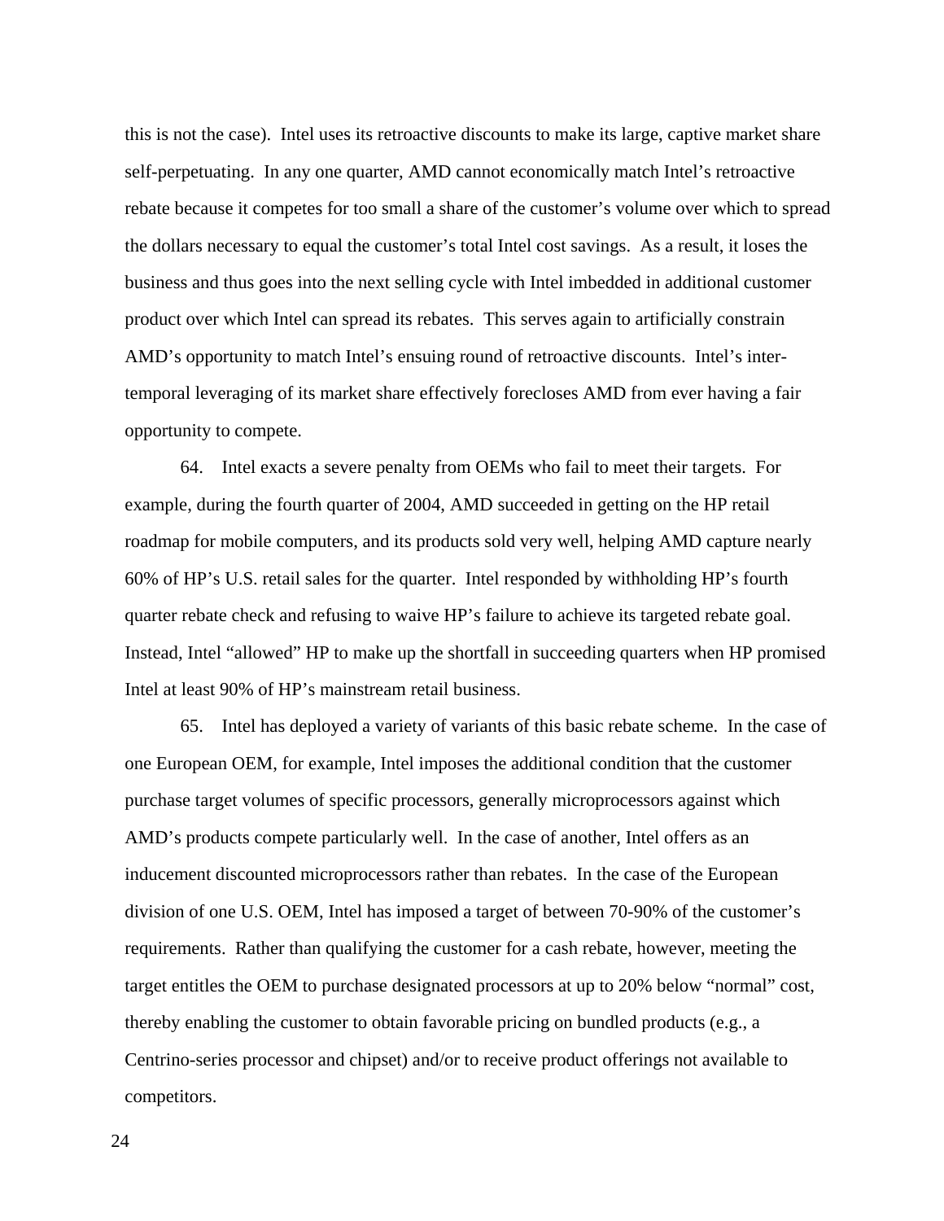this is not the case). Intel uses its retroactive discounts to make its large, captive market share self-perpetuating. In any one quarter, AMD cannot economically match Intel's retroactive rebate because it competes for too small a share of the customer's volume over which to spread the dollars necessary to equal the customer's total Intel cost savings. As a result, it loses the business and thus goes into the next selling cycle with Intel imbedded in additional customer product over which Intel can spread its rebates. This serves again to artificially constrain AMD's opportunity to match Intel's ensuing round of retroactive discounts. Intel's inter-temporal leveraging of its market share effectively forecloses AMD from ever having a fair opportunity to compete.

64. Intel exacts a severe penalty from OEMs who fail to meet their targets. For example, during the fourth quarter of 2004, AMD succeeded in getting on the HP retail roadmap for mobile computers, and its products sold very well, helping AMD capture nearly 60% of HP's U.S. retail sales for the quarter. Intel responded by withholding HP's fourth quarter rebate check and refusing to waive HP's failure to achieve its targeted rebate goal. Instead, Intel "allowed" HP to make up the shortfall in succeeding quarters when HP promised Intel at least 90% of HP's mainstream retail business.

65. Intel has deployed a variety of variants of this basic rebate scheme. In the case of one European OEM, for example, Intel imposes the additional condition that the customer purchase target volumes of specific processors, generally microprocessors against which AMD's products compete particularly well. In the case of another, Intel offers as an inducement discounted microprocessors rather than rebates. In the case of the European division of one U.S. OEM, Intel has imposed a target of between 70-90% of the customer's requirements. Rather than qualifying the customer for a cash rebate, however, meeting the target entitles the OEM to purchase designated processors at up to 20% below "normal" cost, thereby enabling the customer to obtain favorable pricing on bundled products (e.g., a Centrino-series processor and chipset) and/or to receive product offerings not available to competitors.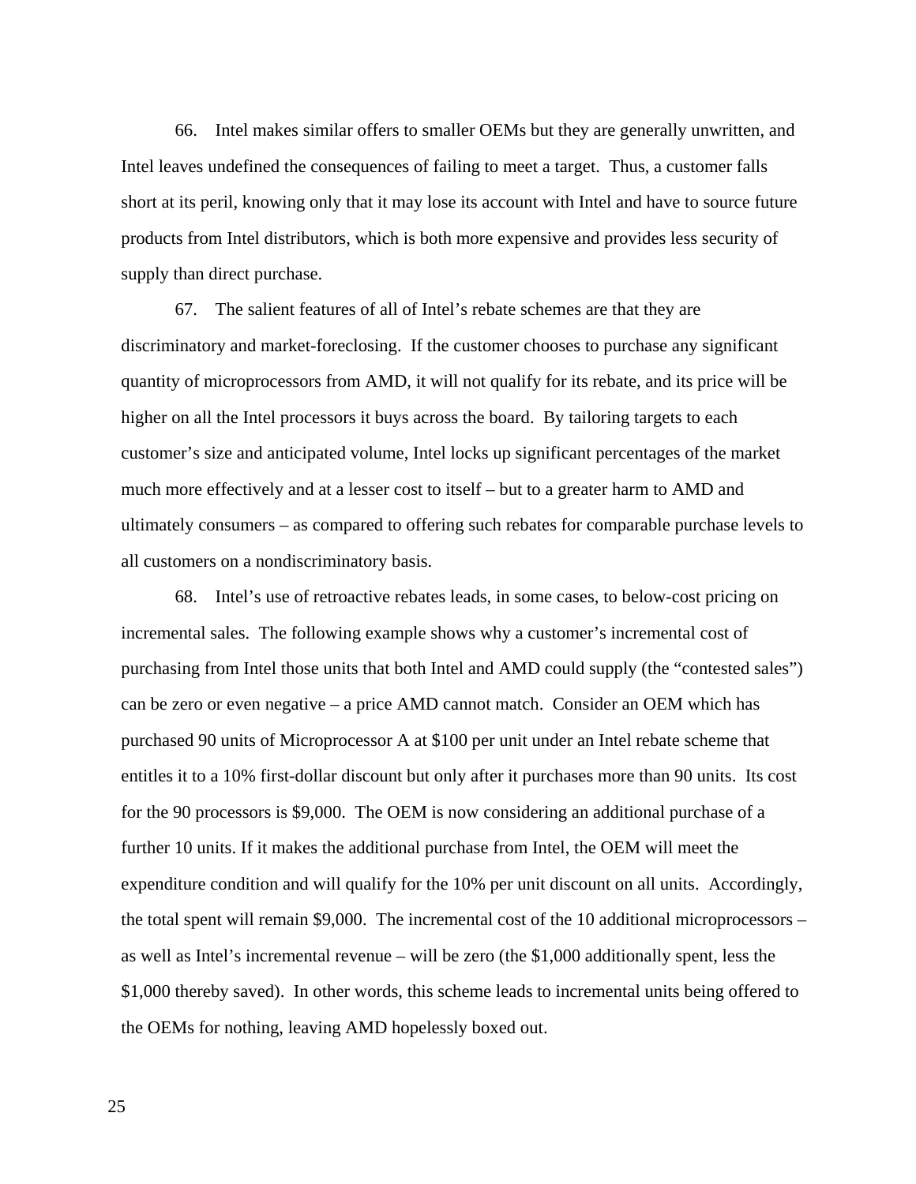66. Intel makes similar offers to smaller OEMs but they are generally unwritten, and Intel leaves undefined the consequences of failing to meet a target. Thus, a customer falls short at its peril, knowing only that it may lose its account with Intel and have to source future products from Intel distributors, which is both more expensive and provides less security of supply than direct purchase.

67. The salient features of all of Intel's rebate schemes are that they are discriminatory and market-foreclosing. If the customer chooses to purchase any significant quantity of microprocessors from AMD, it will not qualify for its rebate, and its price will be higher on all the Intel processors it buys across the board. By tailoring targets to each customer's size and anticipated volume, Intel locks up significant percentages of the market much more effectively and at a lesser cost to itself – but to a greater harm to AMD and ultimately consumers – as compared to offering such rebates for comparable purchase levels to all customers on a nondiscriminatory basis.

68. Intel's use of retroactive rebates leads, in some cases, to below-cost pricing on incremental sales. The following example shows why a customer's incremental cost of purchasing from Intel those units that both Intel and AMD could supply (the "contested sales") can be zero or even negative – a price AMD cannot match. Consider an OEM which has purchased 90 units of Microprocessor A at $100 per unit under an Intel rebate scheme that entitles it to a 10% first-dollar discount but only after it purchases more than 90 units. Its cost for the 90 processors is $9,000. The OEM is now considering an additional purchase of a further 10 units. If it makes the additional purchase from Intel, the OEM will meet the expenditure condition and will qualify for the 10% per unit discount on all units. Accordingly, the total spent will remain $9,000. The incremental cost of the 10 additional microprocessors – as well as Intel's incremental revenue – will be zero (the $1,000 additionally spent, less the $1,000 thereby saved). In other words, this scheme leads to incremental units being offered to the OEMs for nothing, leaving AMD hopelessly boxed out.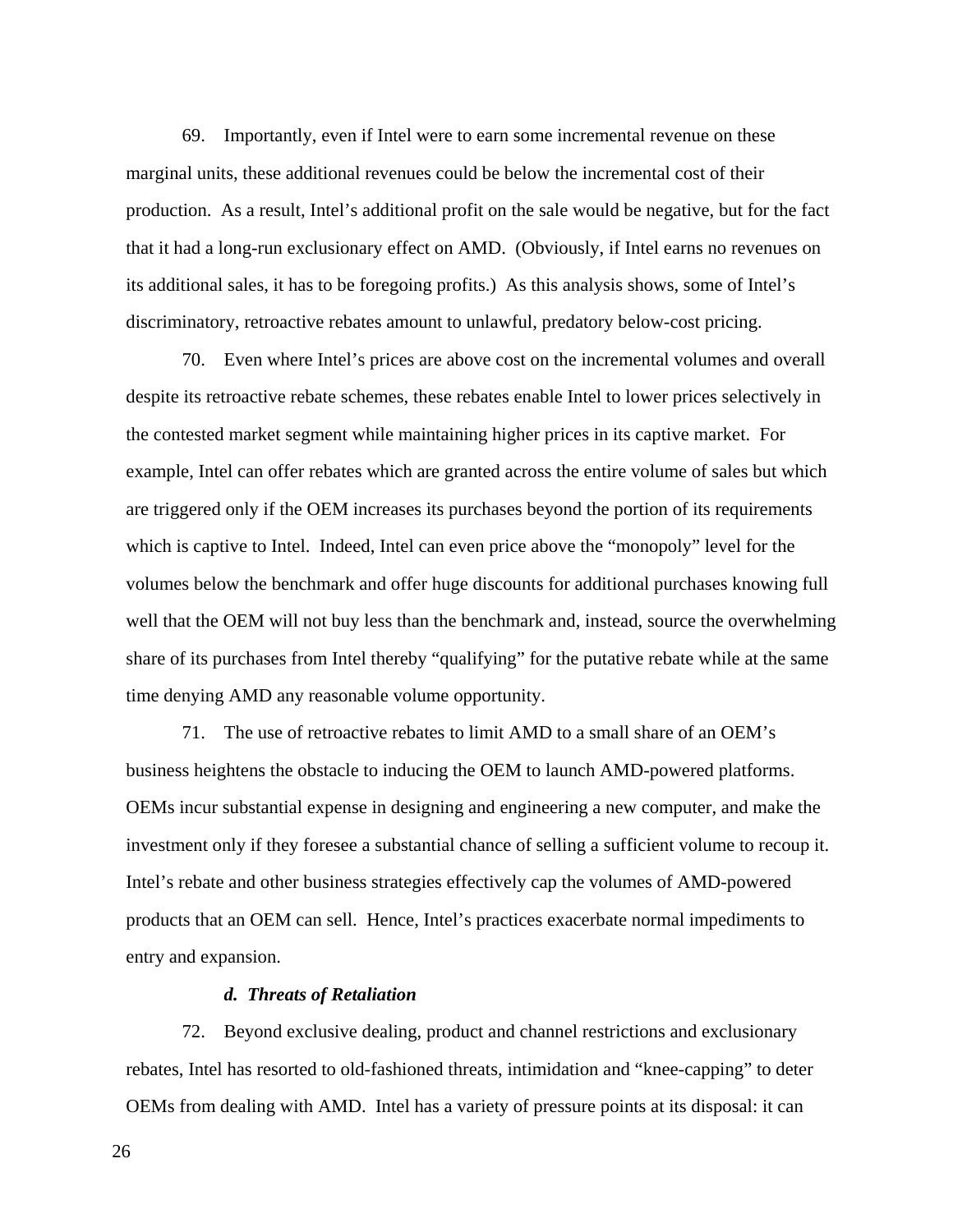69. Importantly, even if Intel were to earn some incremental revenue on these marginal units, these additional revenues could be below the incremental cost of their production. As a result, Intel's additional profit on the sale would be negative, but for the fact that it had a long-run exclusionary effect on AMD. (Obviously, if Intel earns no revenues on its additional sales, it has to be foregoing profits.) As this analysis shows, some of Intel's discriminatory, retroactive rebates amount to unlawful, predatory below-cost pricing.

70. Even where Intel's prices are above cost on the incremental volumes and overall despite its retroactive rebate schemes, these rebates enable Intel to lower prices selectively in the contested market segment while maintaining higher prices in its captive market. For example, Intel can offer rebates which are granted across the entire volume of sales but which are triggered only if the OEM increases its purchases beyond the portion of its requirements which is captive to Intel. Indeed, Intel can even price above the "monopoly" level for the volumes below the benchmark and offer huge discounts for additional purchases knowing full well that the OEM will not buy less than the benchmark and, instead, source the overwhelming share of its purchases from Intel thereby "qualifying" for the putative rebate while at the same time denying AMD any reasonable volume opportunity.

71. The use of retroactive rebates to limit AMD to a small share of an OEM's business heightens the obstacle to inducing the OEM to launch AMD-powered platforms. OEMs incur substantial expense in designing and engineering a new computer, and make the investment only if they foresee a substantial chance of selling a sufficient volume to recoup it. Intel's rebate and other business strategies effectively cap the volumes of AMD-powered products that an OEM can sell. Hence, Intel's practices exacerbate normal impediments to entry and expansion.

#### *d. Threats of Retaliation*

72. Beyond exclusive dealing, product and channel restrictions and exclusionary rebates, Intel has resorted to old-fashioned threats, intimidation and "knee-capping" to deter OEMs from dealing with AMD. Intel has a variety of pressure points at its disposal: it can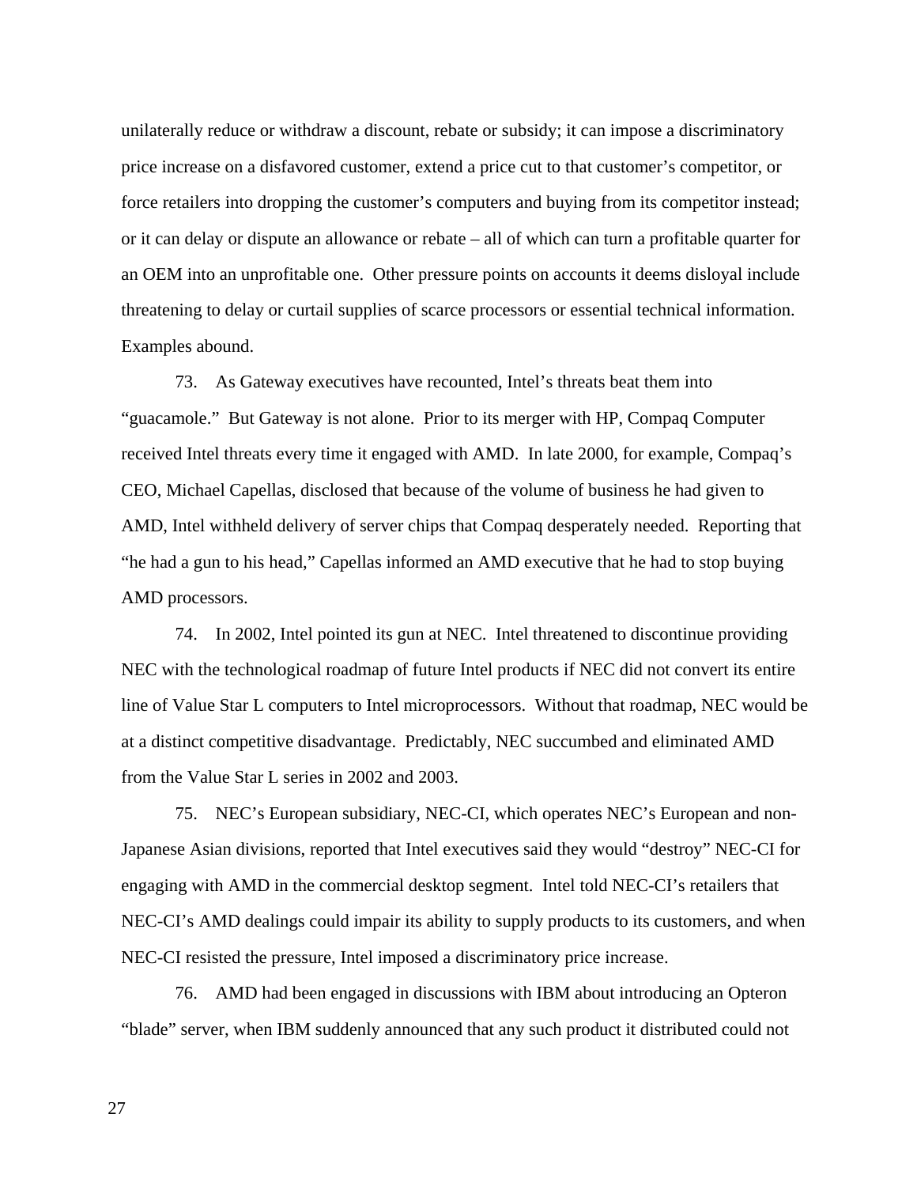unilaterally reduce or withdraw a discount, rebate or subsidy; it can impose a discriminatory price increase on a disfavored customer, extend a price cut to that customer's competitor, or force retailers into dropping the customer's computers and buying from its competitor instead; or it can delay or dispute an allowance or rebate – all of which can turn a profitable quarter for an OEM into an unprofitable one. Other pressure points on accounts it deems disloyal include threatening to delay or curtail supplies of scarce processors or essential technical information. Examples abound.

73. As Gateway executives have recounted, Intel's threats beat them into "guacamole." But Gateway is not alone. Prior to its merger with HP, Compaq Computer received Intel threats every time it engaged with AMD. In late 2000, for example, Compaq's CEO, Michael Capellas, disclosed that because of the volume of business he had given to AMD, Intel withheld delivery of server chips that Compaq desperately needed. Reporting that "he had a gun to his head," Capellas informed an AMD executive that he had to stop buying AMD processors.

74. In 2002, Intel pointed its gun at NEC. Intel threatened to discontinue providing NEC with the technological roadmap of future Intel products if NEC did not convert its entire line of Value Star L computers to Intel microprocessors. Without that roadmap, NEC would be at a distinct competitive disadvantage. Predictably, NEC succumbed and eliminated AMD from the Value Star L series in 2002 and 2003.

75. NEC's European subsidiary, NEC-CI, which operates NEC's European and non-Japanese Asian divisions, reported that Intel executives said they would "destroy" NEC-CI for engaging with AMD in the commercial desktop segment. Intel told NEC-CI's retailers that NEC-CI's AMD dealings could impair its ability to supply products to its customers, and when NEC-CI resisted the pressure, Intel imposed a discriminatory price increase.

76. AMD had been engaged in discussions with IBM about introducing an Opteron "blade" server, when IBM suddenly announced that any such product it distributed could not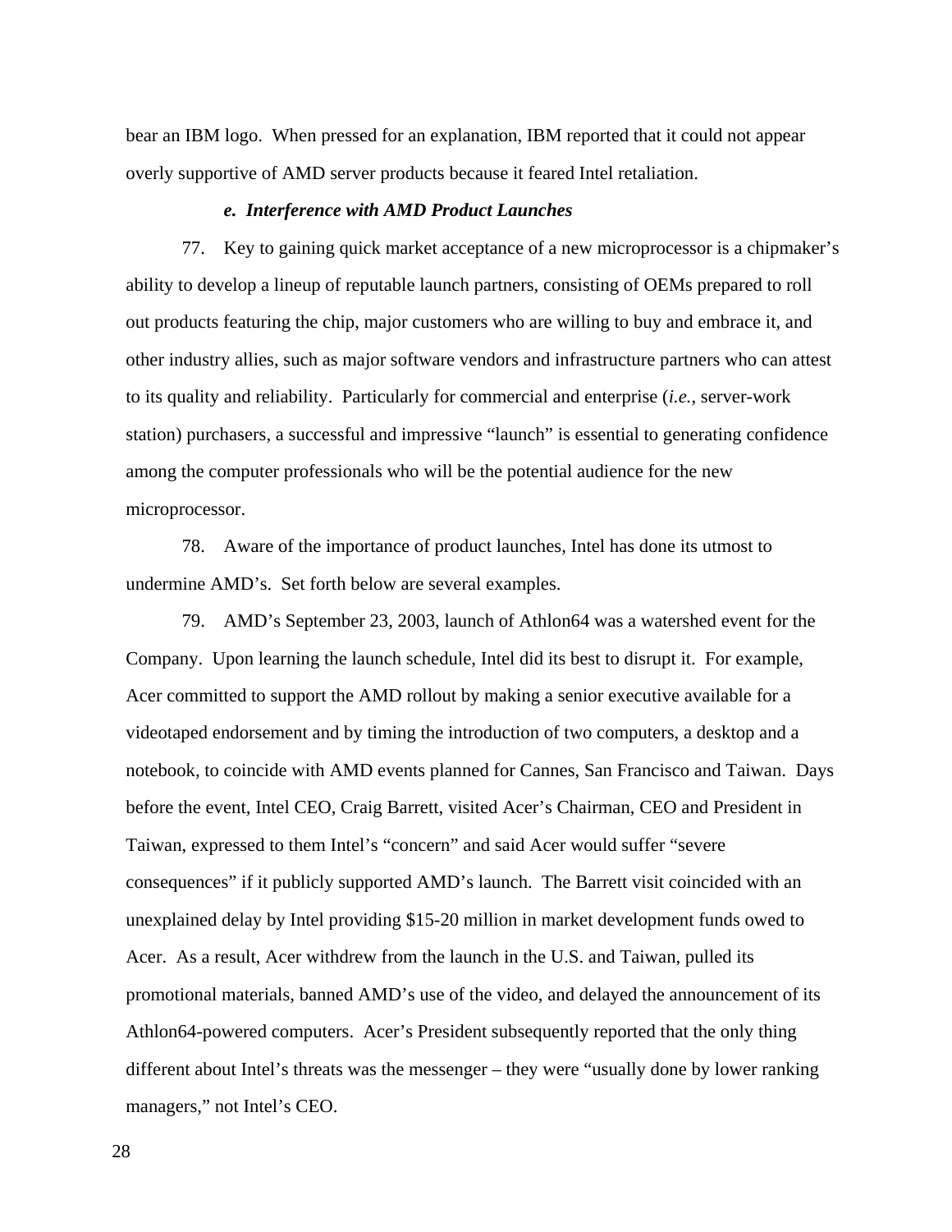bear an IBM logo. When pressed for an explanation, IBM reported that it could not appear overly supportive of AMD server products because it feared Intel retaliation.

***e. Interference with AMD Product Launches***

77. Key to gaining quick market acceptance of a new microprocessor is a chipmaker's ability to develop a lineup of reputable launch partners, consisting of OEMs prepared to roll out products featuring the chip, major customers who are willing to buy and embrace it, and other industry allies, such as major software vendors and infrastructure partners who can attest to its quality and reliability. Particularly for commercial and enterprise (*i.e.*, server-work station) purchasers, a successful and impressive "launch" is essential to generating confidence among the computer professionals who will be the potential audience for the new microprocessor.

78. Aware of the importance of product launches, Intel has done its utmost to undermine AMD's. Set forth below are several examples.

79. AMD's September 23, 2003, launch of Athlon64 was a watershed event for the Company. Upon learning the launch schedule, Intel did its best to disrupt it. For example, Acer committed to support the AMD rollout by making a senior executive available for a videotaped endorsement and by timing the introduction of two computers, a desktop and a notebook, to coincide with AMD events planned for Cannes, San Francisco and Taiwan. Days before the event, Intel CEO, Craig Barrett, visited Acer's Chairman, CEO and President in Taiwan, expressed to them Intel's "concern" and said Acer would suffer "severe consequences" if it publicly supported AMD's launch. The Barrett visit coincided with an unexplained delay by Intel providing $15-20 million in market development funds owed to Acer. As a result, Acer withdrew from the launch in the U.S. and Taiwan, pulled its promotional materials, banned AMD's use of the video, and delayed the announcement of its Athlon64-powered computers. Acer's President subsequently reported that the only thing different about Intel's threats was the messenger – they were "usually done by lower ranking managers," not Intel's CEO.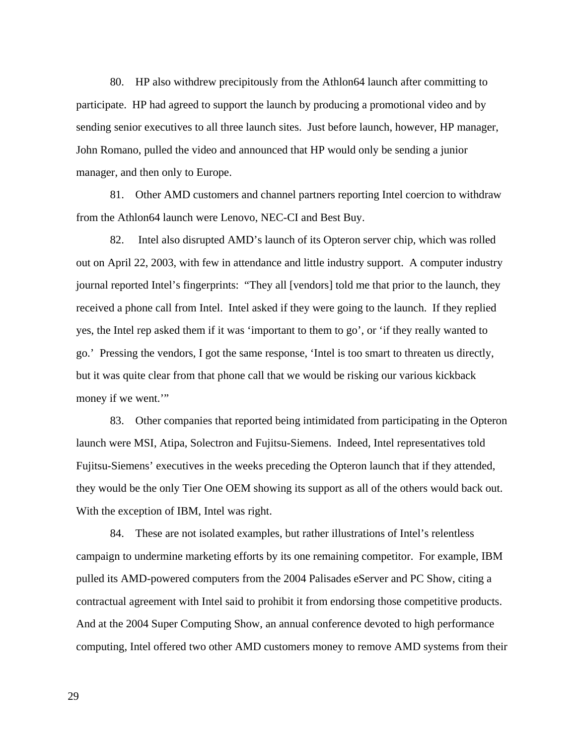80. HP also withdrew precipitously from the Athlon64 launch after committing to participate. HP had agreed to support the launch by producing a promotional video and by sending senior executives to all three launch sites. Just before launch, however, HP manager, John Romano, pulled the video and announced that HP would only be sending a junior manager, and then only to Europe.

81. Other AMD customers and channel partners reporting Intel coercion to withdraw from the Athlon64 launch were Lenovo, NEC-CI and Best Buy.

82. Intel also disrupted AMD's launch of its Opteron server chip, which was rolled out on April 22, 2003, with few in attendance and little industry support. A computer industry journal reported Intel's fingerprints: "They all [vendors] told me that prior to the launch, they received a phone call from Intel. Intel asked if they were going to the launch. If they replied yes, the Intel rep asked them if it was 'important to them to go', or 'if they really wanted to go.' Pressing the vendors, I got the same response, 'Intel is too smart to threaten us directly, but it was quite clear from that phone call that we would be risking our various kickback money if we went.'"

83. Other companies that reported being intimidated from participating in the Opteron launch were MSI, Atipa, Solectron and Fujitsu-Siemens. Indeed, Intel representatives told Fujitsu-Siemens' executives in the weeks preceding the Opteron launch that if they attended, they would be the only Tier One OEM showing its support as all of the others would back out. With the exception of IBM, Intel was right.

84. These are not isolated examples, but rather illustrations of Intel's relentless campaign to undermine marketing efforts by its one remaining competitor. For example, IBM pulled its AMD-powered computers from the 2004 Palisades eServer and PC Show, citing a contractual agreement with Intel said to prohibit it from endorsing those competitive products. And at the 2004 Super Computing Show, an annual conference devoted to high performance computing, Intel offered two other AMD customers money to remove AMD systems from their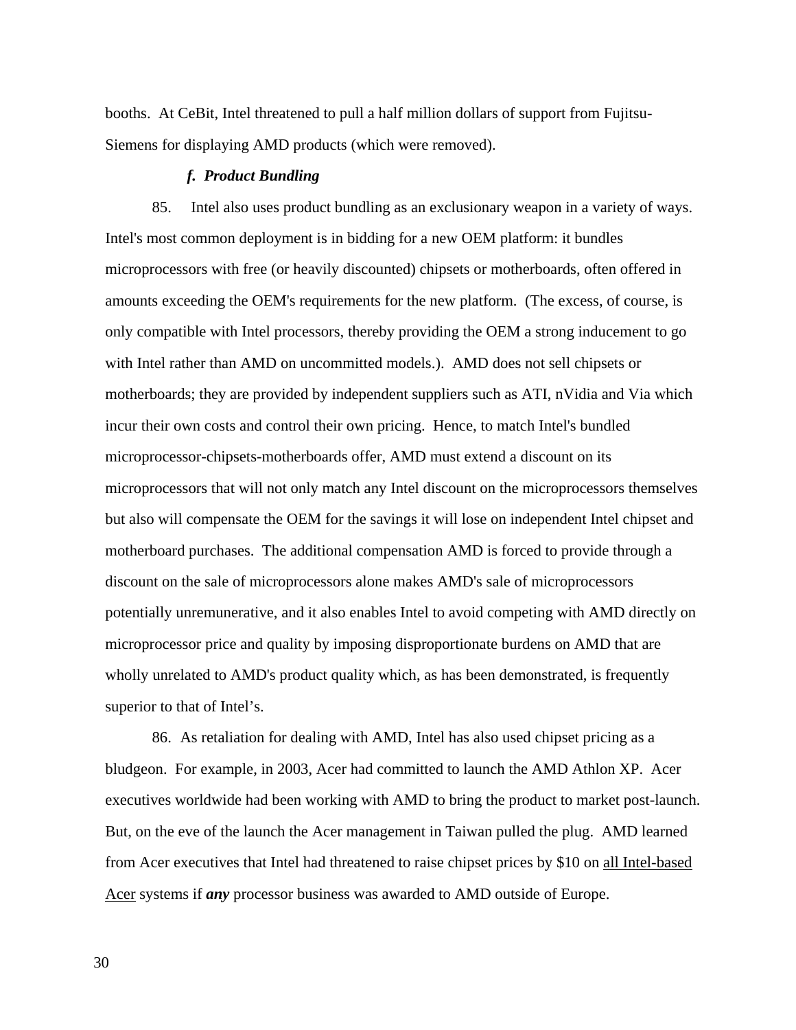booths. At CeBit, Intel threatened to pull a half million dollars of support from Fujitsu-Siemens for displaying AMD products (which were removed).

### *f. Product Bundling*

85. Intel also uses product bundling as an exclusionary weapon in a variety of ways. Intel's most common deployment is in bidding for a new OEM platform: it bundles microprocessors with free (or heavily discounted) chipsets or motherboards, often offered in amounts exceeding the OEM's requirements for the new platform. (The excess, of course, is only compatible with Intel processors, thereby providing the OEM a strong inducement to go with Intel rather than AMD on uncommitted models.). AMD does not sell chipsets or motherboards; they are provided by independent suppliers such as ATI, nVidia and Via which incur their own costs and control their own pricing. Hence, to match Intel's bundled microprocessor-chipsets-motherboards offer, AMD must extend a discount on its microprocessors that will not only match any Intel discount on the microprocessors themselves but also will compensate the OEM for the savings it will lose on independent Intel chipset and motherboard purchases. The additional compensation AMD is forced to provide through a discount on the sale of microprocessors alone makes AMD's sale of microprocessors potentially unremunerative, and it also enables Intel to avoid competing with AMD directly on microprocessor price and quality by imposing disproportionate burdens on AMD that are wholly unrelated to AMD's product quality which, as has been demonstrated, is frequently superior to that of Intel's.

86. As retaliation for dealing with AMD, Intel has also used chipset pricing as a bludgeon. For example, in 2003, Acer had committed to launch the AMD Athlon XP. Acer executives worldwide had been working with AMD to bring the product to market post-launch. But, on the eve of the launch the Acer management in Taiwan pulled the plug. AMD learned from Acer executives that Intel had threatened to raise chipset prices by $10 on <u>all Intel-based Acer</u> systems if ***any*** processor business was awarded to AMD outside of Europe.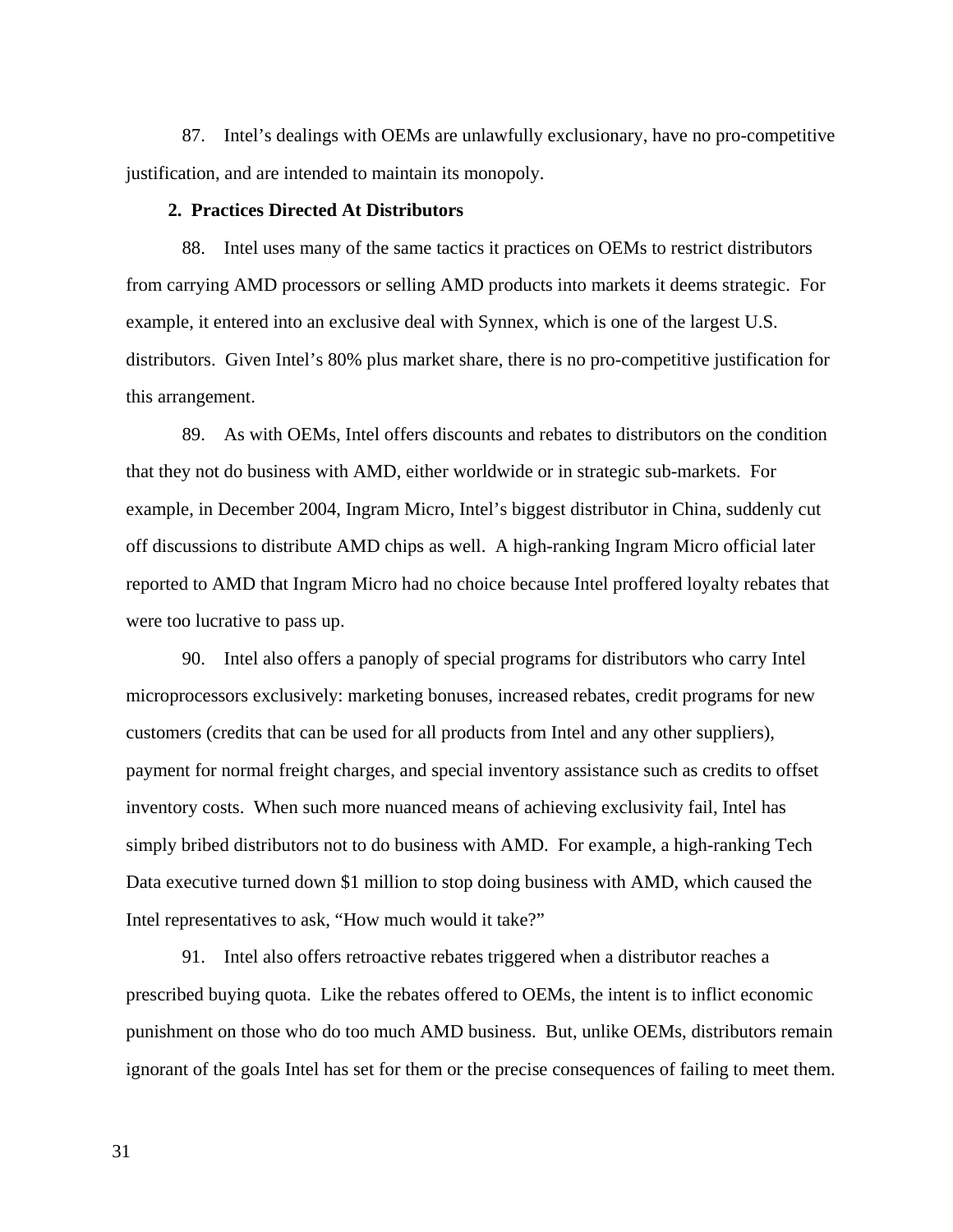87. Intel's dealings with OEMs are unlawfully exclusionary, have no pro-competitive justification, and are intended to maintain its monopoly.

**2. Practices Directed At Distributors**

88. Intel uses many of the same tactics it practices on OEMs to restrict distributors from carrying AMD processors or selling AMD products into markets it deems strategic. For example, it entered into an exclusive deal with Synnex, which is one of the largest U.S. distributors. Given Intel's 80% plus market share, there is no pro-competitive justification for this arrangement.

89. As with OEMs, Intel offers discounts and rebates to distributors on the condition that they not do business with AMD, either worldwide or in strategic sub-markets. For example, in December 2004, Ingram Micro, Intel's biggest distributor in China, suddenly cut off discussions to distribute AMD chips as well. A high-ranking Ingram Micro official later reported to AMD that Ingram Micro had no choice because Intel proffered loyalty rebates that were too lucrative to pass up.

90. Intel also offers a panoply of special programs for distributors who carry Intel microprocessors exclusively: marketing bonuses, increased rebates, credit programs for new customers (credits that can be used for all products from Intel and any other suppliers), payment for normal freight charges, and special inventory assistance such as credits to offset inventory costs. When such more nuanced means of achieving exclusivity fail, Intel has simply bribed distributors not to do business with AMD. For example, a high-ranking Tech Data executive turned down $1 million to stop doing business with AMD, which caused the Intel representatives to ask, "How much would it take?"

91. Intel also offers retroactive rebates triggered when a distributor reaches a prescribed buying quota. Like the rebates offered to OEMs, the intent is to inflict economic punishment on those who do too much AMD business. But, unlike OEMs, distributors remain ignorant of the goals Intel has set for them or the precise consequences of failing to meet them.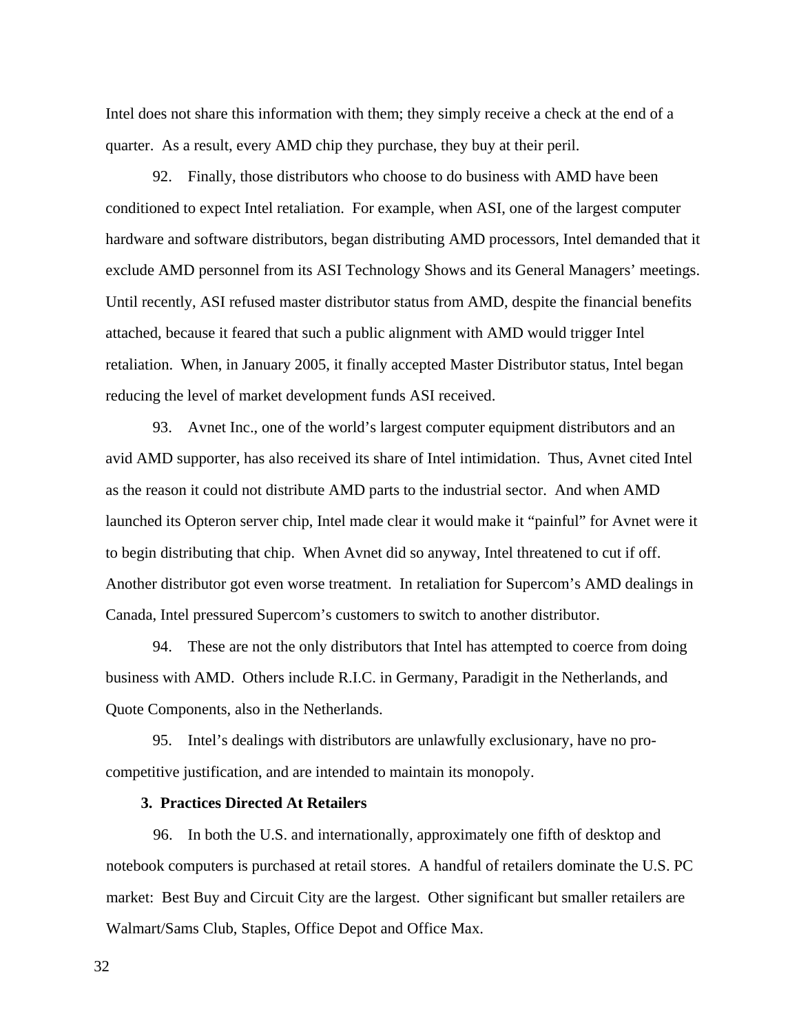Intel does not share this information with them; they simply receive a check at the end of a quarter. As a result, every AMD chip they purchase, they buy at their peril.

92. Finally, those distributors who choose to do business with AMD have been conditioned to expect Intel retaliation. For example, when ASI, one of the largest computer hardware and software distributors, began distributing AMD processors, Intel demanded that it exclude AMD personnel from its ASI Technology Shows and its General Managers' meetings. Until recently, ASI refused master distributor status from AMD, despite the financial benefits attached, because it feared that such a public alignment with AMD would trigger Intel retaliation. When, in January 2005, it finally accepted Master Distributor status, Intel began reducing the level of market development funds ASI received.

93. Avnet Inc., one of the world's largest computer equipment distributors and an avid AMD supporter, has also received its share of Intel intimidation. Thus, Avnet cited Intel as the reason it could not distribute AMD parts to the industrial sector. And when AMD launched its Opteron server chip, Intel made clear it would make it "painful" for Avnet were it to begin distributing that chip. When Avnet did so anyway, Intel threatened to cut if off. Another distributor got even worse treatment. In retaliation for Supercom's AMD dealings in Canada, Intel pressured Supercom's customers to switch to another distributor.

94. These are not the only distributors that Intel has attempted to coerce from doing business with AMD. Others include R.I.C. in Germany, Paradigit in the Netherlands, and Quote Components, also in the Netherlands.

95. Intel's dealings with distributors are unlawfully exclusionary, have no pro-competitive justification, and are intended to maintain its monopoly.

### 3. Practices Directed At Retailers

96. In both the U.S. and internationally, approximately one fifth of desktop and notebook computers is purchased at retail stores. A handful of retailers dominate the U.S. PC market: Best Buy and Circuit City are the largest. Other significant but smaller retailers are Walmart/Sams Club, Staples, Office Depot and Office Max.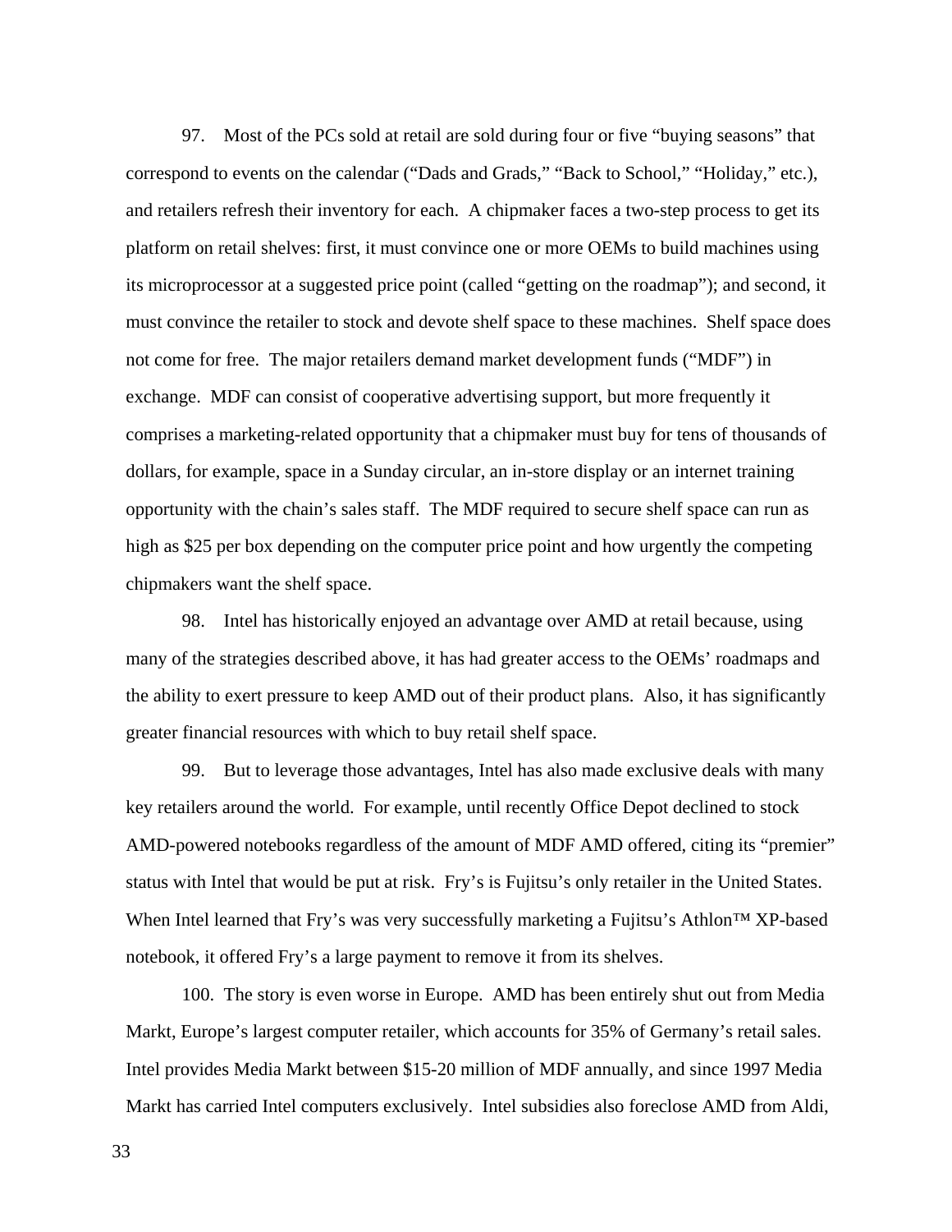97. Most of the PCs sold at retail are sold during four or five "buying seasons" that correspond to events on the calendar ("Dads and Grads," "Back to School," "Holiday," etc.), and retailers refresh their inventory for each. A chipmaker faces a two-step process to get its platform on retail shelves: first, it must convince one or more OEMs to build machines using its microprocessor at a suggested price point (called "getting on the roadmap"); and second, it must convince the retailer to stock and devote shelf space to these machines. Shelf space does not come for free. The major retailers demand market development funds ("MDF") in exchange. MDF can consist of cooperative advertising support, but more frequently it comprises a marketing-related opportunity that a chipmaker must buy for tens of thousands of dollars, for example, space in a Sunday circular, an in-store display or an internet training opportunity with the chain's sales staff. The MDF required to secure shelf space can run as high as $25 per box depending on the computer price point and how urgently the competing chipmakers want the shelf space.

98. Intel has historically enjoyed an advantage over AMD at retail because, using many of the strategies described above, it has had greater access to the OEMs' roadmaps and the ability to exert pressure to keep AMD out of their product plans. Also, it has significantly greater financial resources with which to buy retail shelf space.

99. But to leverage those advantages, Intel has also made exclusive deals with many key retailers around the world. For example, until recently Office Depot declined to stock AMD-powered notebooks regardless of the amount of MDF AMD offered, citing its "premier" status with Intel that would be put at risk. Fry's is Fujitsu's only retailer in the United States. When Intel learned that Fry's was very successfully marketing a Fujitsu's Athlon™ XP-based notebook, it offered Fry's a large payment to remove it from its shelves.

100. The story is even worse in Europe. AMD has been entirely shut out from Media Markt, Europe's largest computer retailer, which accounts for 35% of Germany's retail sales. Intel provides Media Markt between $15-20 million of MDF annually, and since 1997 Media Markt has carried Intel computers exclusively. Intel subsidies also foreclose AMD from Aldi,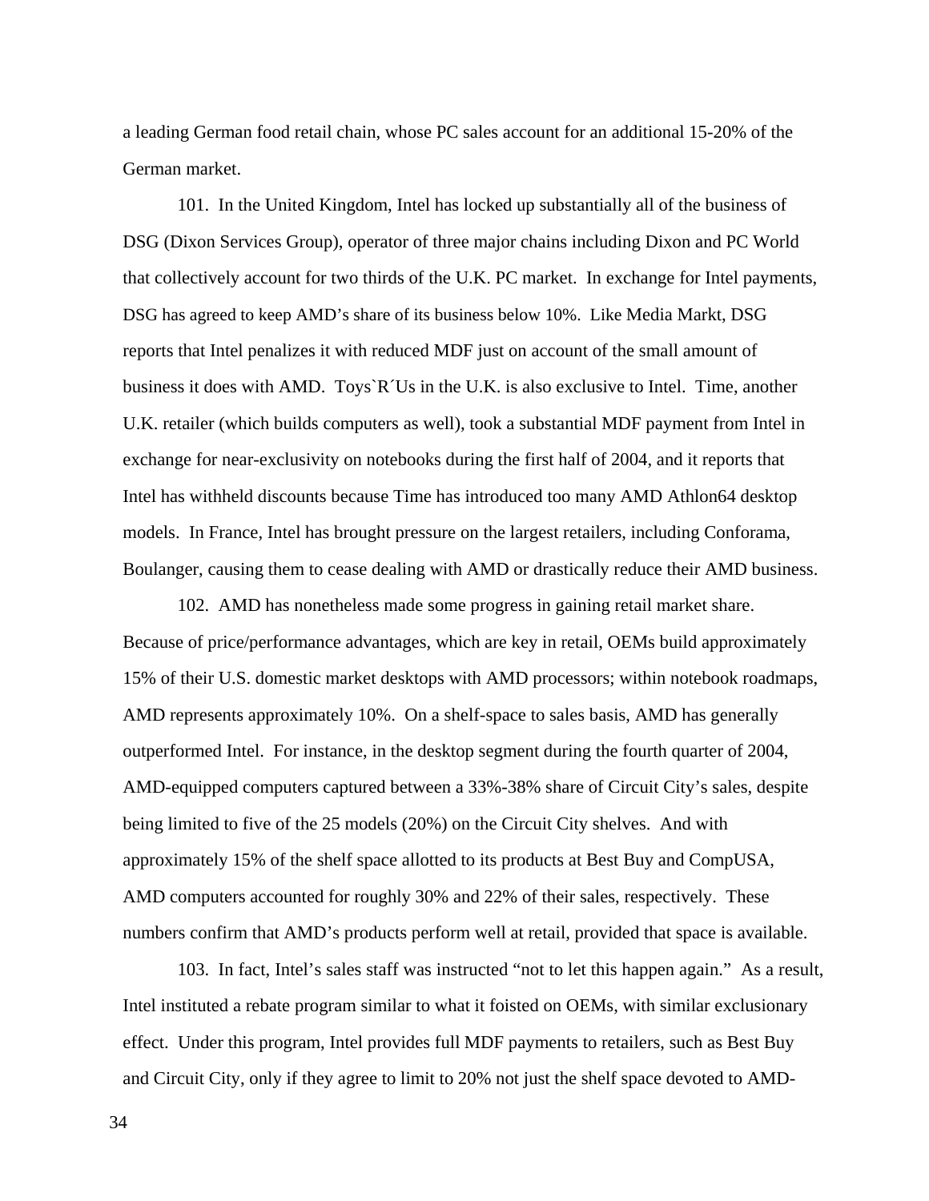a leading German food retail chain, whose PC sales account for an additional 15-20% of the German market.

101. In the United Kingdom, Intel has locked up substantially all of the business of DSG (Dixon Services Group), operator of three major chains including Dixon and PC World that collectively account for two thirds of the U.K. PC market. In exchange for Intel payments, DSG has agreed to keep AMD's share of its business below 10%. Like Media Markt, DSG reports that Intel penalizes it with reduced MDF just on account of the small amount of business it does with AMD. Toys`R´Us in the U.K. is also exclusive to Intel. Time, another U.K. retailer (which builds computers as well), took a substantial MDF payment from Intel in exchange for near-exclusivity on notebooks during the first half of 2004, and it reports that Intel has withheld discounts because Time has introduced too many AMD Athlon64 desktop models. In France, Intel has brought pressure on the largest retailers, including Conforama, Boulanger, causing them to cease dealing with AMD or drastically reduce their AMD business.

102. AMD has nonetheless made some progress in gaining retail market share. Because of price/performance advantages, which are key in retail, OEMs build approximately 15% of their U.S. domestic market desktops with AMD processors; within notebook roadmaps, AMD represents approximately 10%. On a shelf-space to sales basis, AMD has generally outperformed Intel. For instance, in the desktop segment during the fourth quarter of 2004, AMD-equipped computers captured between a 33%-38% share of Circuit City's sales, despite being limited to five of the 25 models (20%) on the Circuit City shelves. And with approximately 15% of the shelf space allotted to its products at Best Buy and CompUSA, AMD computers accounted for roughly 30% and 22% of their sales, respectively. These numbers confirm that AMD's products perform well at retail, provided that space is available.

103. In fact, Intel's sales staff was instructed "not to let this happen again." As a result, Intel instituted a rebate program similar to what it foisted on OEMs, with similar exclusionary effect. Under this program, Intel provides full MDF payments to retailers, such as Best Buy and Circuit City, only if they agree to limit to 20% not just the shelf space devoted to AMD-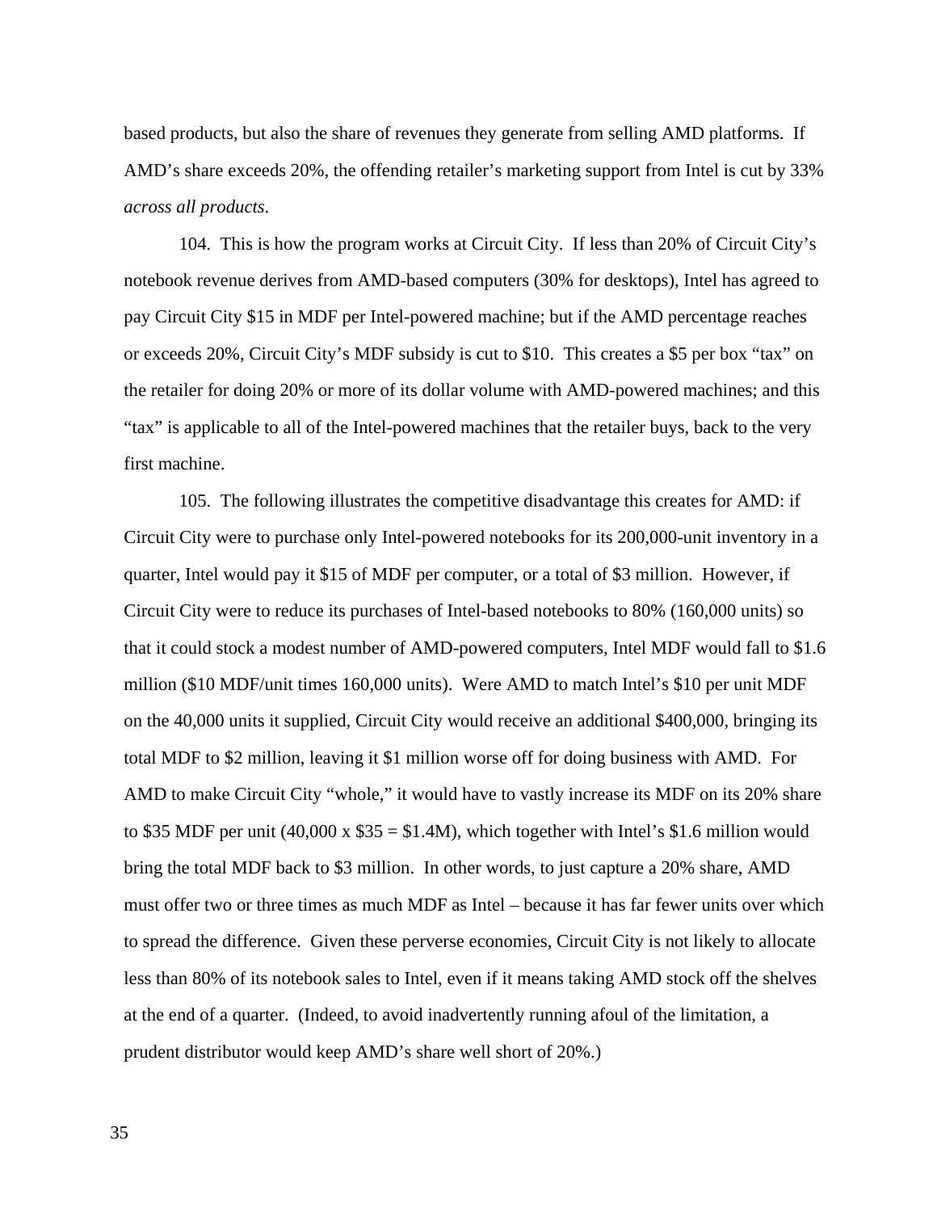based products, but also the share of revenues they generate from selling AMD platforms. If AMD's share exceeds 20%, the offending retailer's marketing support from Intel is cut by 33% *across all products*.

104. This is how the program works at Circuit City. If less than 20% of Circuit City's notebook revenue derives from AMD-based computers (30% for desktops), Intel has agreed to pay Circuit City $15 in MDF per Intel-powered machine; but if the AMD percentage reaches or exceeds 20%, Circuit City's MDF subsidy is cut to $10. This creates a $5 per box "tax" on the retailer for doing 20% or more of its dollar volume with AMD-powered machines; and this "tax" is applicable to all of the Intel-powered machines that the retailer buys, back to the very first machine.

105. The following illustrates the competitive disadvantage this creates for AMD: if Circuit City were to purchase only Intel-powered notebooks for its 200,000-unit inventory in a quarter, Intel would pay it $15 of MDF per computer, or a total of $3 million. However, if Circuit City were to reduce its purchases of Intel-based notebooks to 80% (160,000 units) so that it could stock a modest number of AMD-powered computers, Intel MDF would fall to $1.6 million ($10 MDF/unit times 160,000 units). Were AMD to match Intel's $10 per unit MDF on the 40,000 units it supplied, Circuit City would receive an additional $400,000, bringing its total MDF to $2 million, leaving it $1 million worse off for doing business with AMD. For AMD to make Circuit City "whole," it would have to vastly increase its MDF on its 20% share to $35 MDF per unit (40,000 x $35 = $1.4M), which together with Intel's $1.6 million would bring the total MDF back to $3 million. In other words, to just capture a 20% share, AMD must offer two or three times as much MDF as Intel – because it has far fewer units over which to spread the difference. Given these perverse economies, Circuit City is not likely to allocate less than 80% of its notebook sales to Intel, even if it means taking AMD stock off the shelves at the end of a quarter. (Indeed, to avoid inadvertently running afoul of the limitation, a prudent distributor would keep AMD's share well short of 20%.)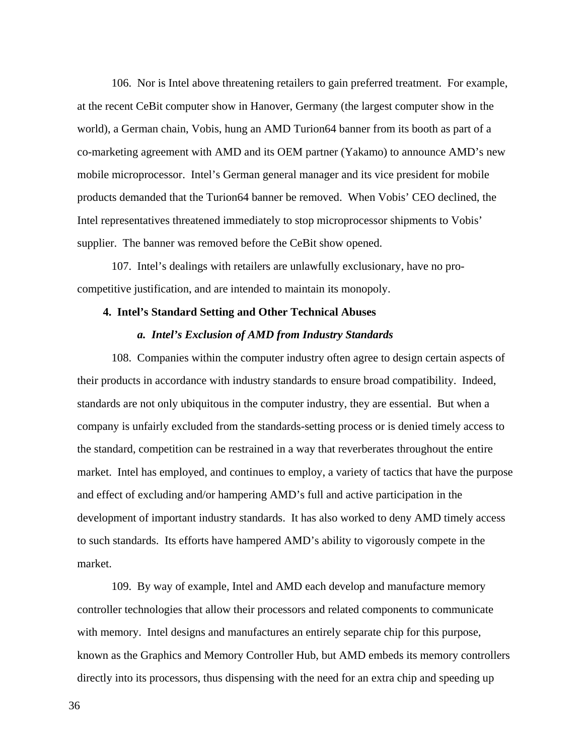106. Nor is Intel above threatening retailers to gain preferred treatment. For example, at the recent CeBit computer show in Hanover, Germany (the largest computer show in the world), a German chain, Vobis, hung an AMD Turion64 banner from its booth as part of a co-marketing agreement with AMD and its OEM partner (Yakamo) to announce AMD's new mobile microprocessor. Intel's German general manager and its vice president for mobile products demanded that the Turion64 banner be removed. When Vobis' CEO declined, the Intel representatives threatened immediately to stop microprocessor shipments to Vobis' supplier. The banner was removed before the CeBit show opened.

107. Intel's dealings with retailers are unlawfully exclusionary, have no pro-competitive justification, and are intended to maintain its monopoly.

### 4. Intel's Standard Setting and Other Technical Abuses

#### *a. Intel's Exclusion of AMD from Industry Standards*

108. Companies within the computer industry often agree to design certain aspects of their products in accordance with industry standards to ensure broad compatibility. Indeed, standards are not only ubiquitous in the computer industry, they are essential. But when a company is unfairly excluded from the standards-setting process or is denied timely access to the standard, competition can be restrained in a way that reverberates throughout the entire market. Intel has employed, and continues to employ, a variety of tactics that have the purpose and effect of excluding and/or hampering AMD's full and active participation in the development of important industry standards. It has also worked to deny AMD timely access to such standards. Its efforts have hampered AMD's ability to vigorously compete in the market.

109. By way of example, Intel and AMD each develop and manufacture memory controller technologies that allow their processors and related components to communicate with memory. Intel designs and manufactures an entirely separate chip for this purpose, known as the Graphics and Memory Controller Hub, but AMD embeds its memory controllers directly into its processors, thus dispensing with the need for an extra chip and speeding up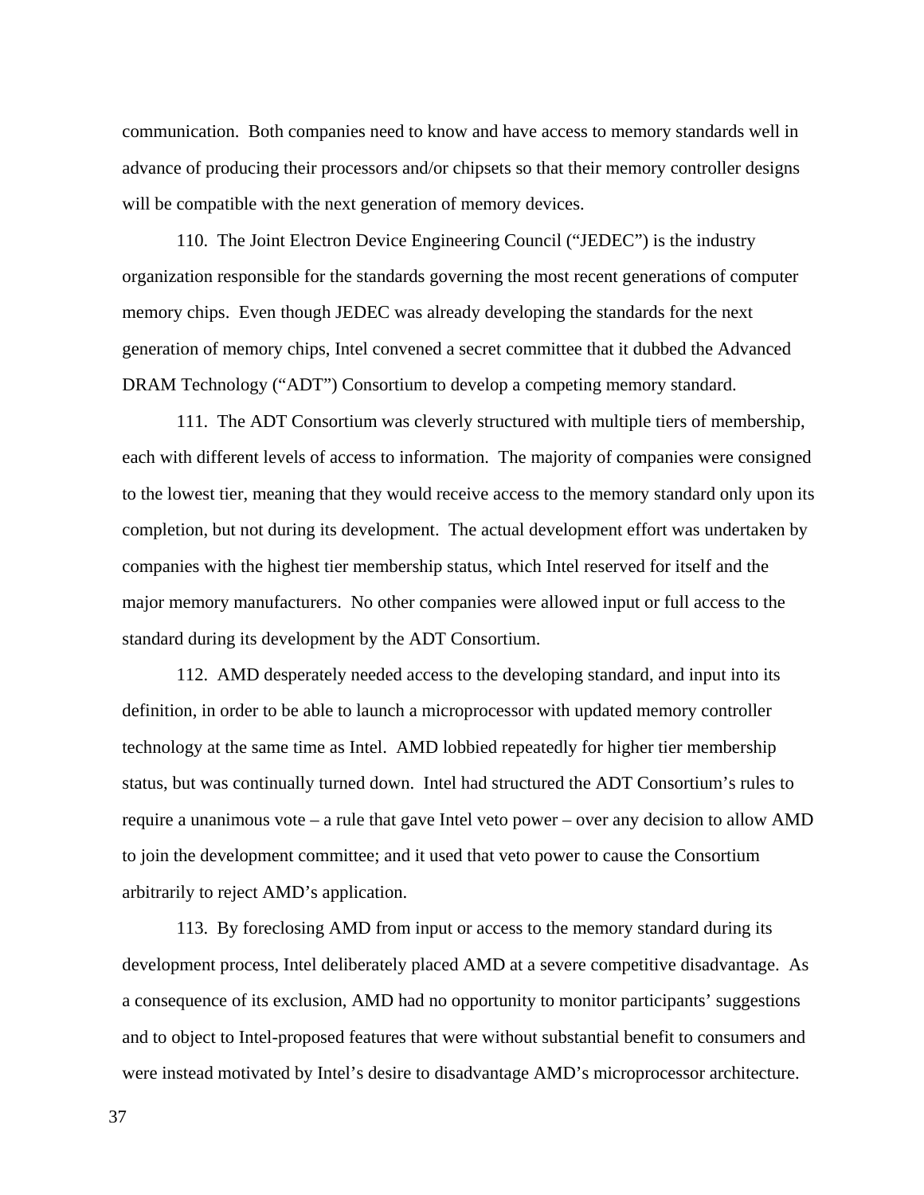communication. Both companies need to know and have access to memory standards well in advance of producing their processors and/or chipsets so that their memory controller designs will be compatible with the next generation of memory devices.

110. The Joint Electron Device Engineering Council ("JEDEC") is the industry organization responsible for the standards governing the most recent generations of computer memory chips. Even though JEDEC was already developing the standards for the next generation of memory chips, Intel convened a secret committee that it dubbed the Advanced DRAM Technology ("ADT") Consortium to develop a competing memory standard.

111. The ADT Consortium was cleverly structured with multiple tiers of membership, each with different levels of access to information. The majority of companies were consigned to the lowest tier, meaning that they would receive access to the memory standard only upon its completion, but not during its development. The actual development effort was undertaken by companies with the highest tier membership status, which Intel reserved for itself and the major memory manufacturers. No other companies were allowed input or full access to the standard during its development by the ADT Consortium.

112. AMD desperately needed access to the developing standard, and input into its definition, in order to be able to launch a microprocessor with updated memory controller technology at the same time as Intel. AMD lobbied repeatedly for higher tier membership status, but was continually turned down. Intel had structured the ADT Consortium's rules to require a unanimous vote – a rule that gave Intel veto power – over any decision to allow AMD to join the development committee; and it used that veto power to cause the Consortium arbitrarily to reject AMD's application.

113. By foreclosing AMD from input or access to the memory standard during its development process, Intel deliberately placed AMD at a severe competitive disadvantage. As a consequence of its exclusion, AMD had no opportunity to monitor participants' suggestions and to object to Intel-proposed features that were without substantial benefit to consumers and were instead motivated by Intel's desire to disadvantage AMD's microprocessor architecture.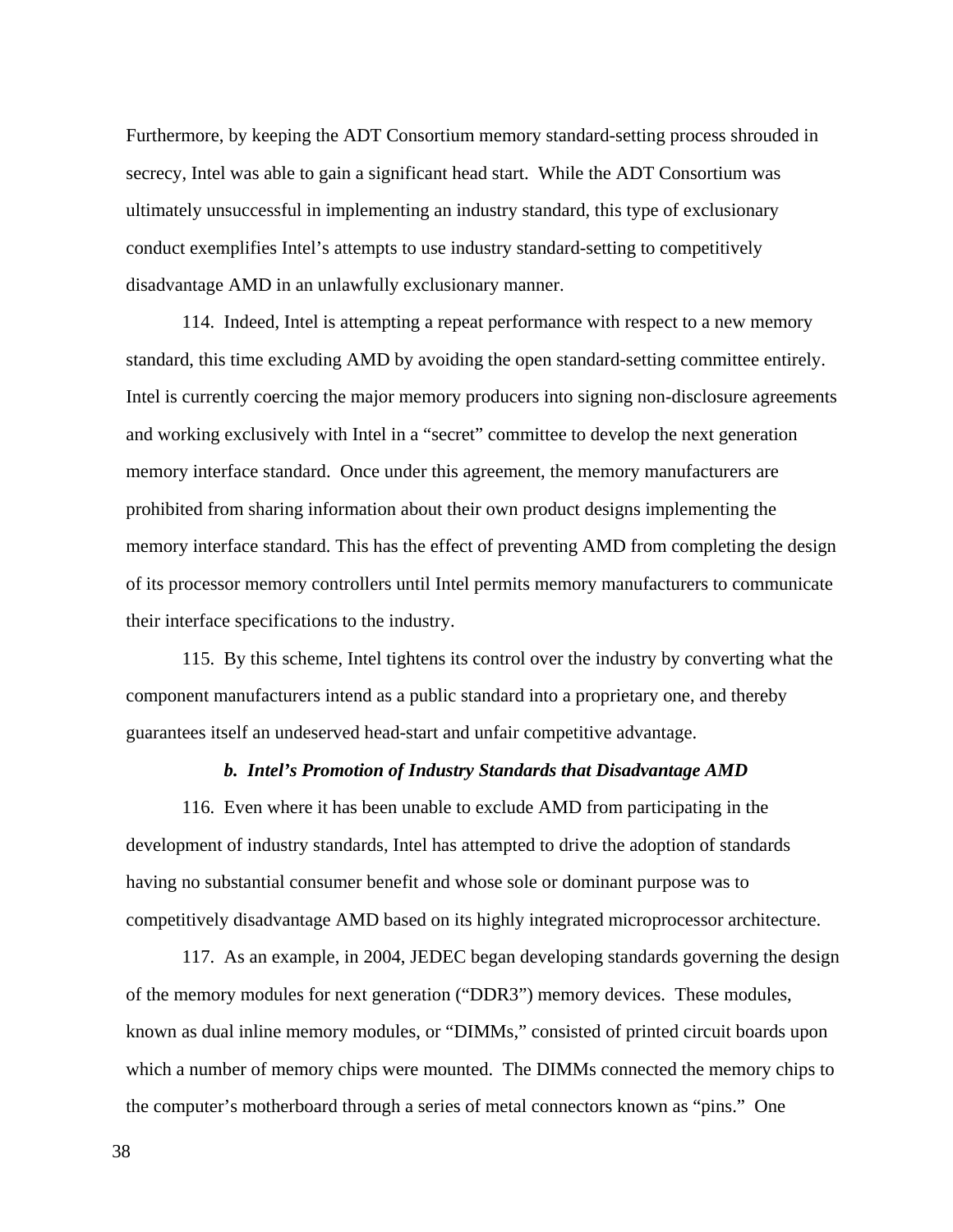Furthermore, by keeping the ADT Consortium memory standard-setting process shrouded in secrecy, Intel was able to gain a significant head start. While the ADT Consortium was ultimately unsuccessful in implementing an industry standard, this type of exclusionary conduct exemplifies Intel's attempts to use industry standard-setting to competitively disadvantage AMD in an unlawfully exclusionary manner.

114. Indeed, Intel is attempting a repeat performance with respect to a new memory standard, this time excluding AMD by avoiding the open standard-setting committee entirely. Intel is currently coercing the major memory producers into signing non-disclosure agreements and working exclusively with Intel in a "secret" committee to develop the next generation memory interface standard. Once under this agreement, the memory manufacturers are prohibited from sharing information about their own product designs implementing the memory interface standard. This has the effect of preventing AMD from completing the design of its processor memory controllers until Intel permits memory manufacturers to communicate their interface specifications to the industry.

115. By this scheme, Intel tightens its control over the industry by converting what the component manufacturers intend as a public standard into a proprietary one, and thereby guarantees itself an undeserved head-start and unfair competitive advantage.

#### *b. Intel's Promotion of Industry Standards that Disadvantage AMD*

116. Even where it has been unable to exclude AMD from participating in the development of industry standards, Intel has attempted to drive the adoption of standards having no substantial consumer benefit and whose sole or dominant purpose was to competitively disadvantage AMD based on its highly integrated microprocessor architecture.

117. As an example, in 2004, JEDEC began developing standards governing the design of the memory modules for next generation ("DDR3") memory devices. These modules, known as dual inline memory modules, or "DIMMs," consisted of printed circuit boards upon which a number of memory chips were mounted. The DIMMs connected the memory chips to the computer's motherboard through a series of metal connectors known as "pins." One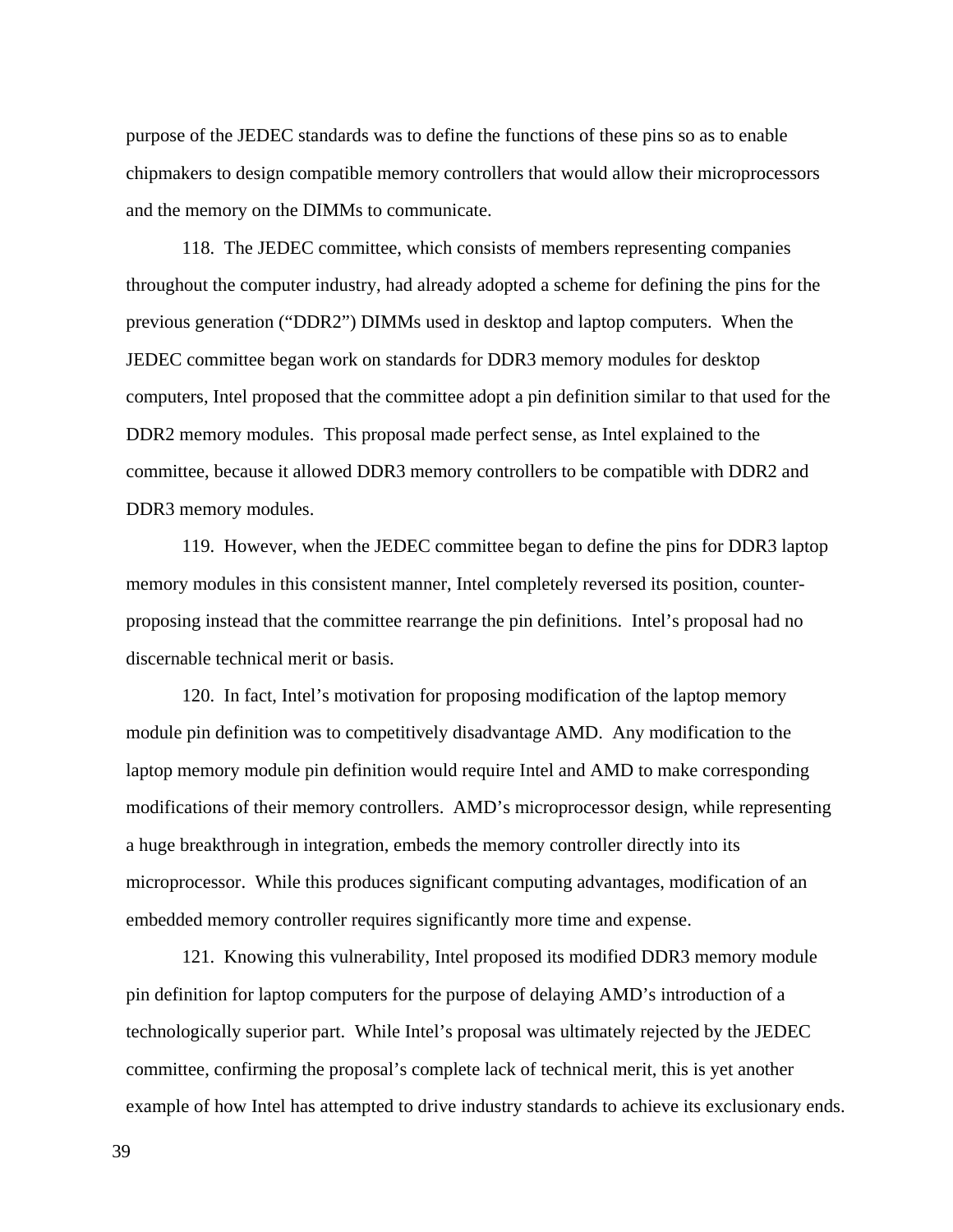purpose of the JEDEC standards was to define the functions of these pins so as to enable chipmakers to design compatible memory controllers that would allow their microprocessors and the memory on the DIMMs to communicate.

118. The JEDEC committee, which consists of members representing companies throughout the computer industry, had already adopted a scheme for defining the pins for the previous generation ("DDR2") DIMMs used in desktop and laptop computers. When the JEDEC committee began work on standards for DDR3 memory modules for desktop computers, Intel proposed that the committee adopt a pin definition similar to that used for the DDR2 memory modules. This proposal made perfect sense, as Intel explained to the committee, because it allowed DDR3 memory controllers to be compatible with DDR2 and DDR3 memory modules.

119. However, when the JEDEC committee began to define the pins for DDR3 laptop memory modules in this consistent manner, Intel completely reversed its position, counter-proposing instead that the committee rearrange the pin definitions. Intel's proposal had no discernable technical merit or basis.

120. In fact, Intel's motivation for proposing modification of the laptop memory module pin definition was to competitively disadvantage AMD. Any modification to the laptop memory module pin definition would require Intel and AMD to make corresponding modifications of their memory controllers. AMD's microprocessor design, while representing a huge breakthrough in integration, embeds the memory controller directly into its microprocessor. While this produces significant computing advantages, modification of an embedded memory controller requires significantly more time and expense.

121. Knowing this vulnerability, Intel proposed its modified DDR3 memory module pin definition for laptop computers for the purpose of delaying AMD's introduction of a technologically superior part. While Intel's proposal was ultimately rejected by the JEDEC committee, confirming the proposal's complete lack of technical merit, this is yet another example of how Intel has attempted to drive industry standards to achieve its exclusionary ends.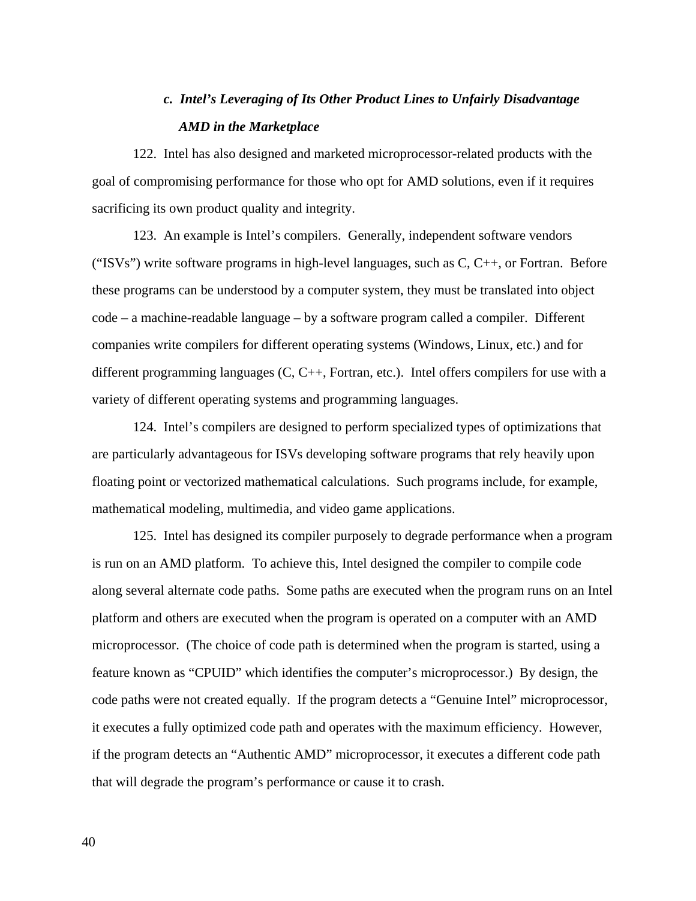### *c. Intel's Leveraging of Its Other Product Lines to Unfairly Disadvantage AMD in the Marketplace*

122. Intel has also designed and marketed microprocessor-related products with the goal of compromising performance for those who opt for AMD solutions, even if it requires sacrificing its own product quality and integrity.

123. An example is Intel's compilers. Generally, independent software vendors ("ISVs") write software programs in high-level languages, such as C, C++, or Fortran. Before these programs can be understood by a computer system, they must be translated into object code – a machine-readable language – by a software program called a compiler. Different companies write compilers for different operating systems (Windows, Linux, etc.) and for different programming languages (C, C++, Fortran, etc.). Intel offers compilers for use with a variety of different operating systems and programming languages.

124. Intel's compilers are designed to perform specialized types of optimizations that are particularly advantageous for ISVs developing software programs that rely heavily upon floating point or vectorized mathematical calculations. Such programs include, for example, mathematical modeling, multimedia, and video game applications.

125. Intel has designed its compiler purposely to degrade performance when a program is run on an AMD platform. To achieve this, Intel designed the compiler to compile code along several alternate code paths. Some paths are executed when the program runs on an Intel platform and others are executed when the program is operated on a computer with an AMD microprocessor. (The choice of code path is determined when the program is started, using a feature known as "CPUID" which identifies the computer's microprocessor.) By design, the code paths were not created equally. If the program detects a "Genuine Intel" microprocessor, it executes a fully optimized code path and operates with the maximum efficiency. However, if the program detects an "Authentic AMD" microprocessor, it executes a different code path that will degrade the program's performance or cause it to crash.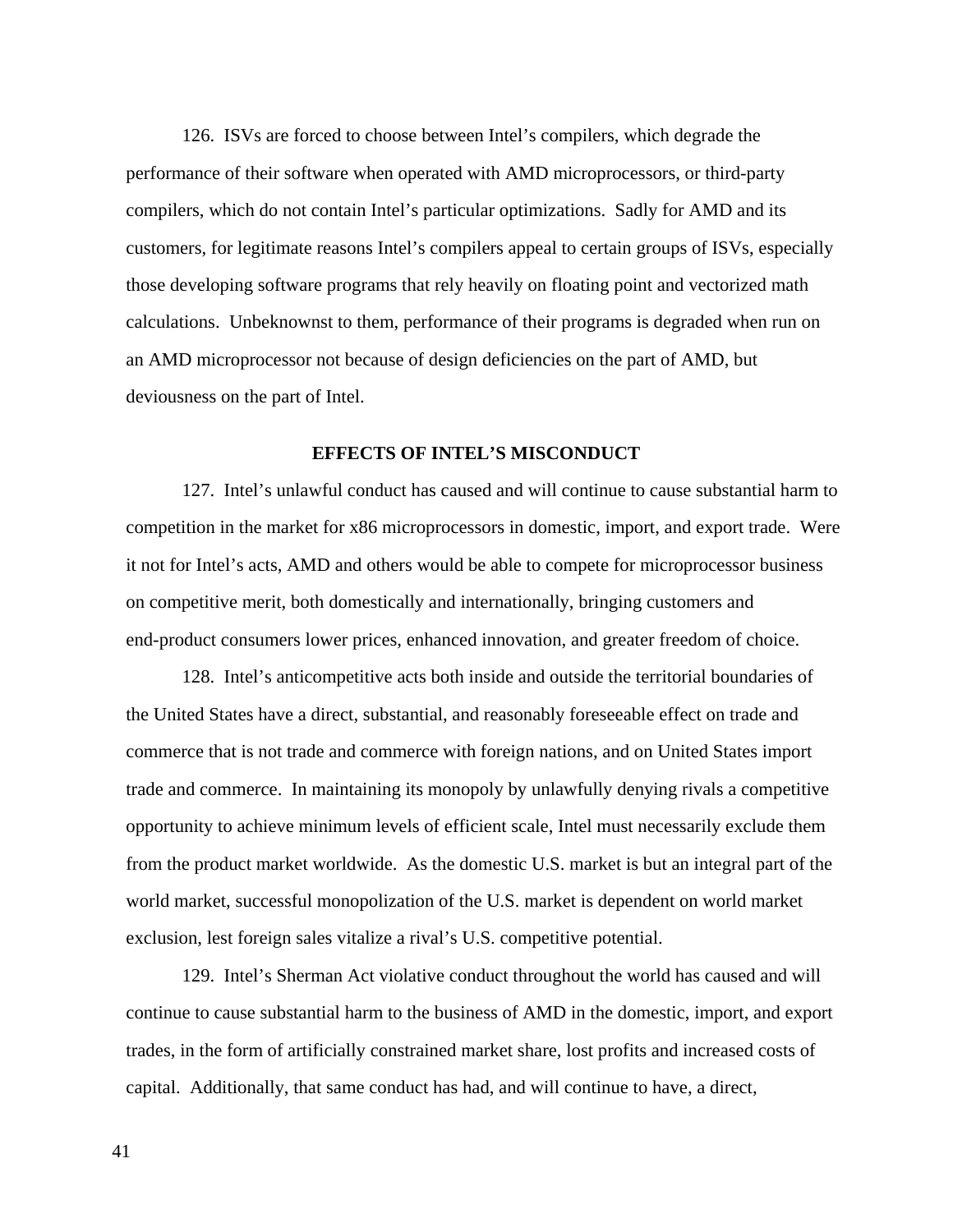126. ISVs are forced to choose between Intel's compilers, which degrade the performance of their software when operated with AMD microprocessors, or third-party compilers, which do not contain Intel's particular optimizations. Sadly for AMD and its customers, for legitimate reasons Intel's compilers appeal to certain groups of ISVs, especially those developing software programs that rely heavily on floating point and vectorized math calculations. Unbeknownst to them, performance of their programs is degraded when run on an AMD microprocessor not because of design deficiencies on the part of AMD, but deviousness on the part of Intel.

## EFFECTS OF INTEL'S MISCONDUCT

127. Intel's unlawful conduct has caused and will continue to cause substantial harm to competition in the market for x86 microprocessors in domestic, import, and export trade. Were it not for Intel's acts, AMD and others would be able to compete for microprocessor business on competitive merit, both domestically and internationally, bringing customers and end-product consumers lower prices, enhanced innovation, and greater freedom of choice.

128. Intel's anticompetitive acts both inside and outside the territorial boundaries of the United States have a direct, substantial, and reasonably foreseeable effect on trade and commerce that is not trade and commerce with foreign nations, and on United States import trade and commerce. In maintaining its monopoly by unlawfully denying rivals a competitive opportunity to achieve minimum levels of efficient scale, Intel must necessarily exclude them from the product market worldwide. As the domestic U.S. market is but an integral part of the world market, successful monopolization of the U.S. market is dependent on world market exclusion, lest foreign sales vitalize a rival's U.S. competitive potential.

129. Intel's Sherman Act violative conduct throughout the world has caused and will continue to cause substantial harm to the business of AMD in the domestic, import, and export trades, in the form of artificially constrained market share, lost profits and increased costs of capital. Additionally, that same conduct has had, and will continue to have, a direct,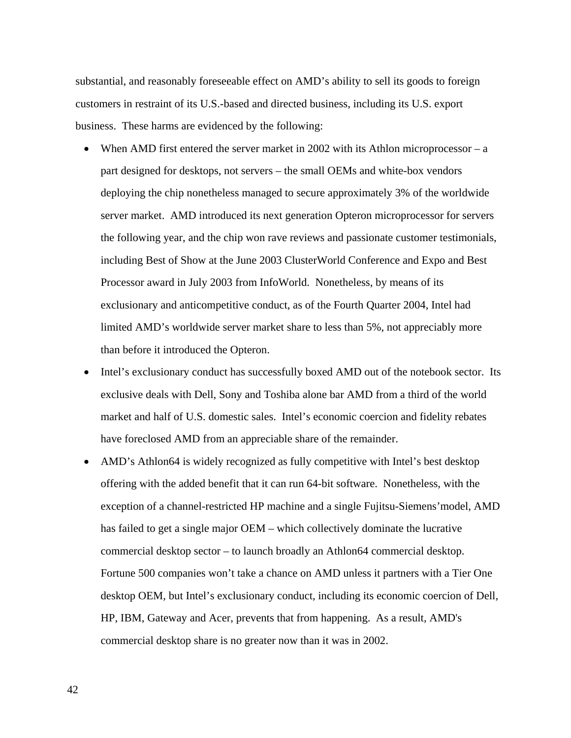substantial, and reasonably foreseeable effect on AMD's ability to sell its goods to foreign customers in restraint of its U.S.-based and directed business, including its U.S. export business. These harms are evidenced by the following:

- When AMD first entered the server market in 2002 with its Athlon microprocessor – a part designed for desktops, not servers – the small OEMs and white-box vendors deploying the chip nonetheless managed to secure approximately 3% of the worldwide server market. AMD introduced its next generation Opteron microprocessor for servers the following year, and the chip won rave reviews and passionate customer testimonials, including Best of Show at the June 2003 ClusterWorld Conference and Expo and Best Processor award in July 2003 from InfoWorld. Nonetheless, by means of its exclusionary and anticompetitive conduct, as of the Fourth Quarter 2004, Intel had limited AMD's worldwide server market share to less than 5%, not appreciably more than before it introduced the Opteron.
- Intel's exclusionary conduct has successfully boxed AMD out of the notebook sector. Its exclusive deals with Dell, Sony and Toshiba alone bar AMD from a third of the world market and half of U.S. domestic sales. Intel's economic coercion and fidelity rebates have foreclosed AMD from an appreciable share of the remainder.
- AMD's Athlon64 is widely recognized as fully competitive with Intel's best desktop offering with the added benefit that it can run 64-bit software. Nonetheless, with the exception of a channel-restricted HP machine and a single Fujitsu-Siemens'model, AMD has failed to get a single major OEM – which collectively dominate the lucrative commercial desktop sector – to launch broadly an Athlon64 commercial desktop. Fortune 500 companies won't take a chance on AMD unless it partners with a Tier One desktop OEM, but Intel's exclusionary conduct, including its economic coercion of Dell, HP, IBM, Gateway and Acer, prevents that from happening. As a result, AMD's commercial desktop share is no greater now than it was in 2002.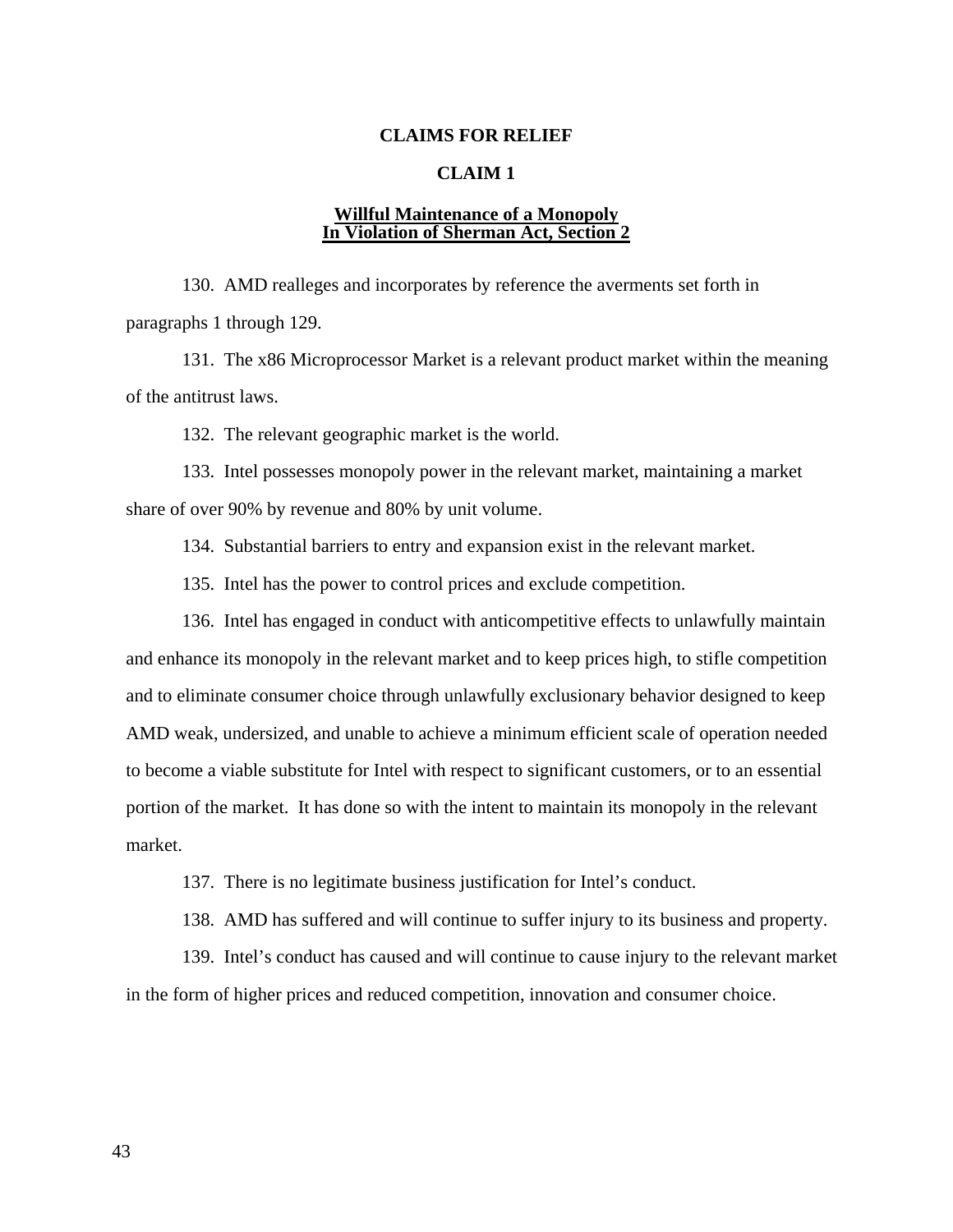## CLAIMS FOR RELIEF

### CLAIM 1

### Willful Maintenance of a Monopoly In Violation of Sherman Act, Section 2

130. AMD realleges and incorporates by reference the averments set forth in paragraphs 1 through 129.

131. The x86 Microprocessor Market is a relevant product market within the meaning of the antitrust laws.

132. The relevant geographic market is the world.

133. Intel possesses monopoly power in the relevant market, maintaining a market share of over 90% by revenue and 80% by unit volume.

134. Substantial barriers to entry and expansion exist in the relevant market.

135. Intel has the power to control prices and exclude competition.

136. Intel has engaged in conduct with anticompetitive effects to unlawfully maintain and enhance its monopoly in the relevant market and to keep prices high, to stifle competition and to eliminate consumer choice through unlawfully exclusionary behavior designed to keep AMD weak, undersized, and unable to achieve a minimum efficient scale of operation needed to become a viable substitute for Intel with respect to significant customers, or to an essential portion of the market. It has done so with the intent to maintain its monopoly in the relevant market.

137. There is no legitimate business justification for Intel's conduct.

138. AMD has suffered and will continue to suffer injury to its business and property.

139. Intel's conduct has caused and will continue to cause injury to the relevant market in the form of higher prices and reduced competition, innovation and consumer choice.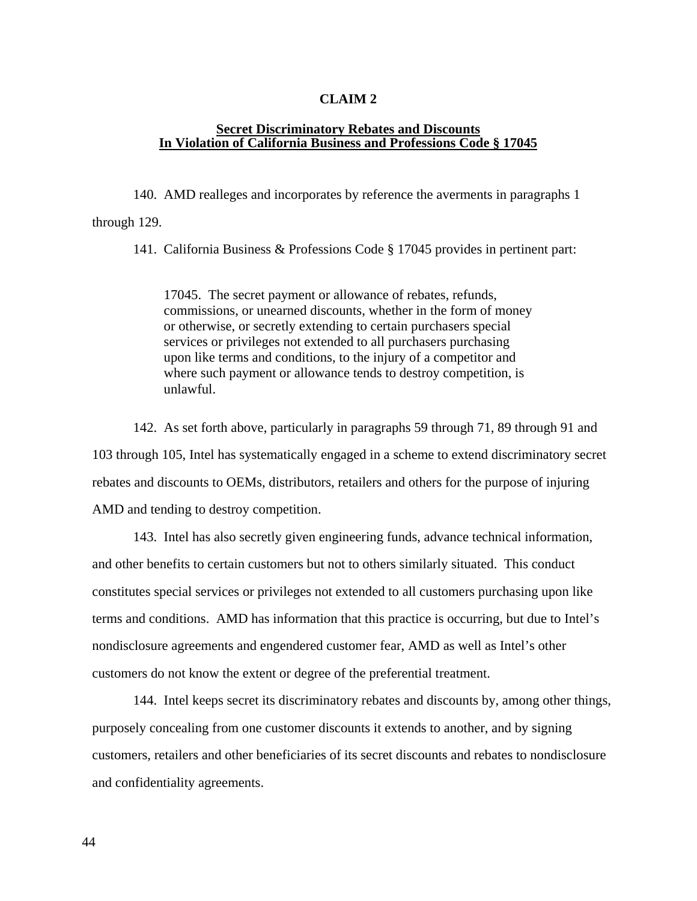## CLAIM 2

### Secret Discriminatory Rebates and Discounts In Violation of California Business and Professions Code § 17045

140. AMD realleges and incorporates by reference the averments in paragraphs 1 through 129.

141. California Business & Professions Code § 17045 provides in pertinent part:

> 17045. The secret payment or allowance of rebates, refunds, commissions, or unearned discounts, whether in the form of money or otherwise, or secretly extending to certain purchasers special services or privileges not extended to all purchasers purchasing upon like terms and conditions, to the injury of a competitor and where such payment or allowance tends to destroy competition, is unlawful.

142. As set forth above, particularly in paragraphs 59 through 71, 89 through 91 and 103 through 105, Intel has systematically engaged in a scheme to extend discriminatory secret rebates and discounts to OEMs, distributors, retailers and others for the purpose of injuring AMD and tending to destroy competition.

143. Intel has also secretly given engineering funds, advance technical information, and other benefits to certain customers but not to others similarly situated. This conduct constitutes special services or privileges not extended to all customers purchasing upon like terms and conditions. AMD has information that this practice is occurring, but due to Intel's nondisclosure agreements and engendered customer fear, AMD as well as Intel's other customers do not know the extent or degree of the preferential treatment.

144. Intel keeps secret its discriminatory rebates and discounts by, among other things, purposely concealing from one customer discounts it extends to another, and by signing customers, retailers and other beneficiaries of its secret discounts and rebates to nondisclosure and confidentiality agreements.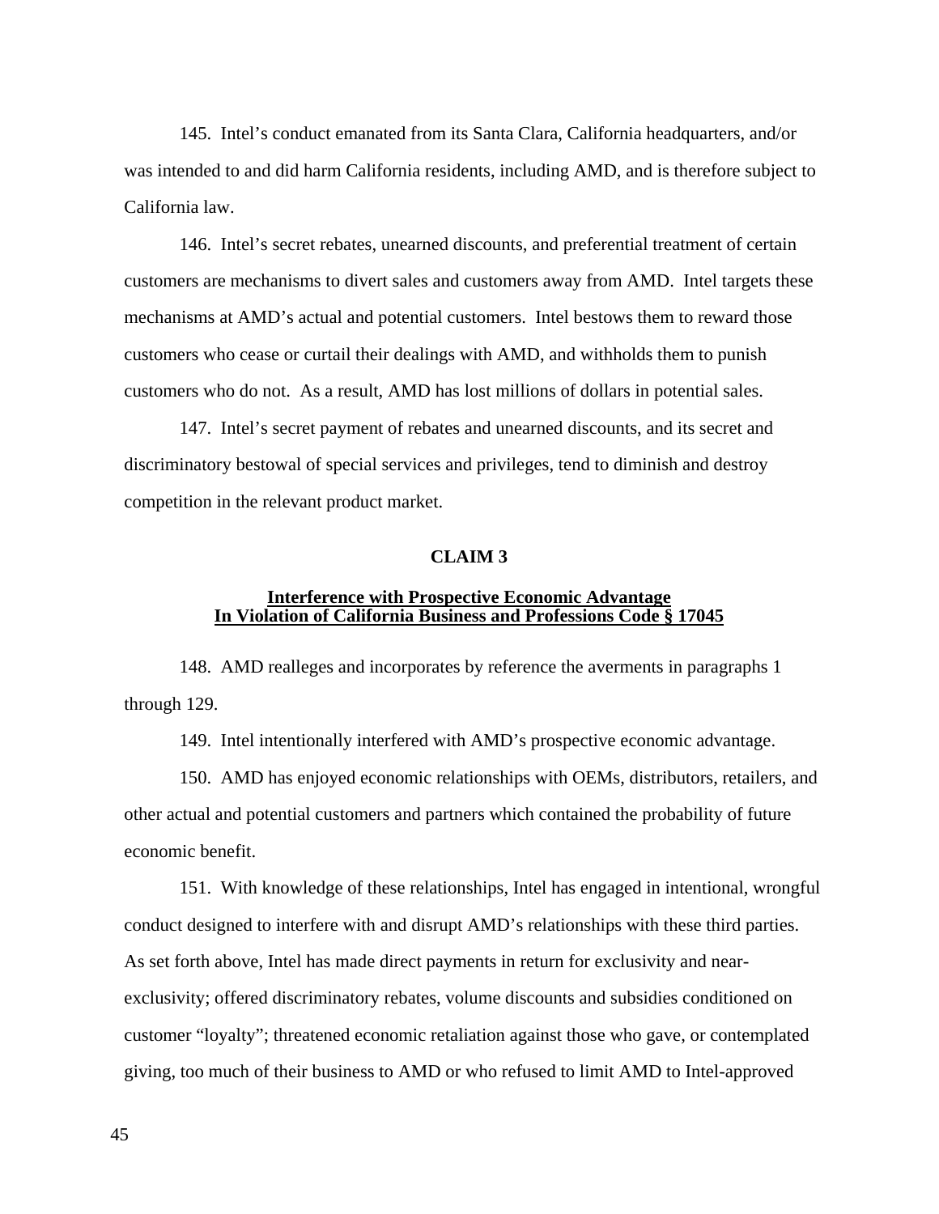145. Intel's conduct emanated from its Santa Clara, California headquarters, and/or was intended to and did harm California residents, including AMD, and is therefore subject to California law.

146. Intel's secret rebates, unearned discounts, and preferential treatment of certain customers are mechanisms to divert sales and customers away from AMD. Intel targets these mechanisms at AMD's actual and potential customers. Intel bestows them to reward those customers who cease or curtail their dealings with AMD, and withholds them to punish customers who do not. As a result, AMD has lost millions of dollars in potential sales.

147. Intel's secret payment of rebates and unearned discounts, and its secret and discriminatory bestowal of special services and privileges, tend to diminish and destroy competition in the relevant product market.

**CLAIM 3**

**Interference with Prospective Economic Advantage**
**In Violation of California Business and Professions Code § 17045**

148. AMD realleges and incorporates by reference the averments in paragraphs 1 through 129.

149. Intel intentionally interfered with AMD's prospective economic advantage.

150. AMD has enjoyed economic relationships with OEMs, distributors, retailers, and other actual and potential customers and partners which contained the probability of future economic benefit.

151. With knowledge of these relationships, Intel has engaged in intentional, wrongful conduct designed to interfere with and disrupt AMD's relationships with these third parties. As set forth above, Intel has made direct payments in return for exclusivity and near-exclusivity; offered discriminatory rebates, volume discounts and subsidies conditioned on customer "loyalty"; threatened economic retaliation against those who gave, or contemplated giving, too much of their business to AMD or who refused to limit AMD to Intel-approved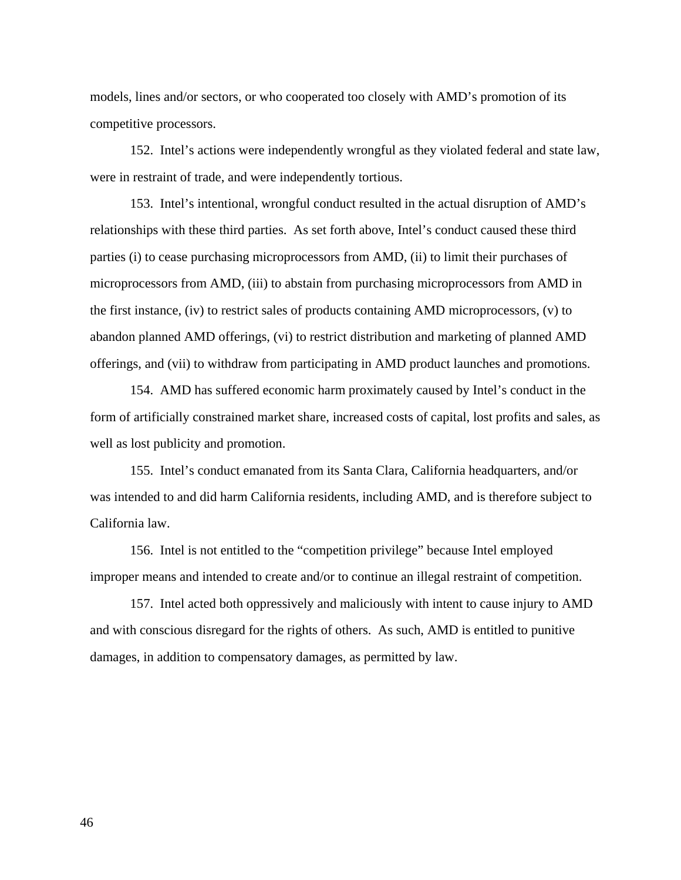models, lines and/or sectors, or who cooperated too closely with AMD's promotion of its competitive processors.

152. Intel's actions were independently wrongful as they violated federal and state law, were in restraint of trade, and were independently tortious.

153. Intel's intentional, wrongful conduct resulted in the actual disruption of AMD's relationships with these third parties. As set forth above, Intel's conduct caused these third parties (i) to cease purchasing microprocessors from AMD, (ii) to limit their purchases of microprocessors from AMD, (iii) to abstain from purchasing microprocessors from AMD in the first instance, (iv) to restrict sales of products containing AMD microprocessors, (v) to abandon planned AMD offerings, (vi) to restrict distribution and marketing of planned AMD offerings, and (vii) to withdraw from participating in AMD product launches and promotions.

154. AMD has suffered economic harm proximately caused by Intel's conduct in the form of artificially constrained market share, increased costs of capital, lost profits and sales, as well as lost publicity and promotion.

155. Intel's conduct emanated from its Santa Clara, California headquarters, and/or was intended to and did harm California residents, including AMD, and is therefore subject to California law.

156. Intel is not entitled to the "competition privilege" because Intel employed improper means and intended to create and/or to continue an illegal restraint of competition.

157. Intel acted both oppressively and maliciously with intent to cause injury to AMD and with conscious disregard for the rights of others. As such, AMD is entitled to punitive damages, in addition to compensatory damages, as permitted by law.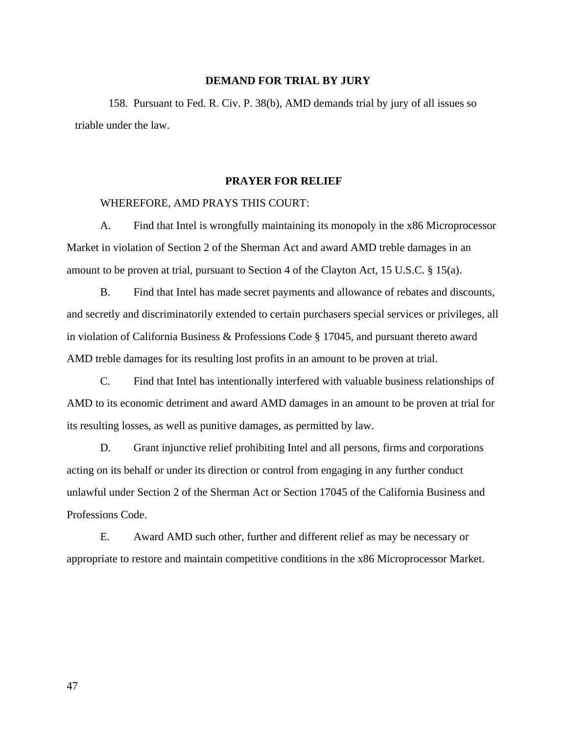## DEMAND FOR TRIAL BY JURY

158. Pursuant to Fed. R. Civ. P. 38(b), AMD demands trial by jury of all issues so triable under the law.

## PRAYER FOR RELIEF

WHEREFORE, AMD PRAYS THIS COURT:

A. Find that Intel is wrongfully maintaining its monopoly in the x86 Microprocessor Market in violation of Section 2 of the Sherman Act and award AMD treble damages in an amount to be proven at trial, pursuant to Section 4 of the Clayton Act, 15 U.S.C. § 15(a).

B. Find that Intel has made secret payments and allowance of rebates and discounts, and secretly and discriminatorily extended to certain purchasers special services or privileges, all in violation of California Business & Professions Code § 17045, and pursuant thereto award AMD treble damages for its resulting lost profits in an amount to be proven at trial.

C. Find that Intel has intentionally interfered with valuable business relationships of AMD to its economic detriment and award AMD damages in an amount to be proven at trial for its resulting losses, as well as punitive damages, as permitted by law.

D. Grant injunctive relief prohibiting Intel and all persons, firms and corporations acting on its behalf or under its direction or control from engaging in any further conduct unlawful under Section 2 of the Sherman Act or Section 17045 of the California Business and Professions Code.

E. Award AMD such other, further and different relief as may be necessary or appropriate to restore and maintain competitive conditions in the x86 Microprocessor Market.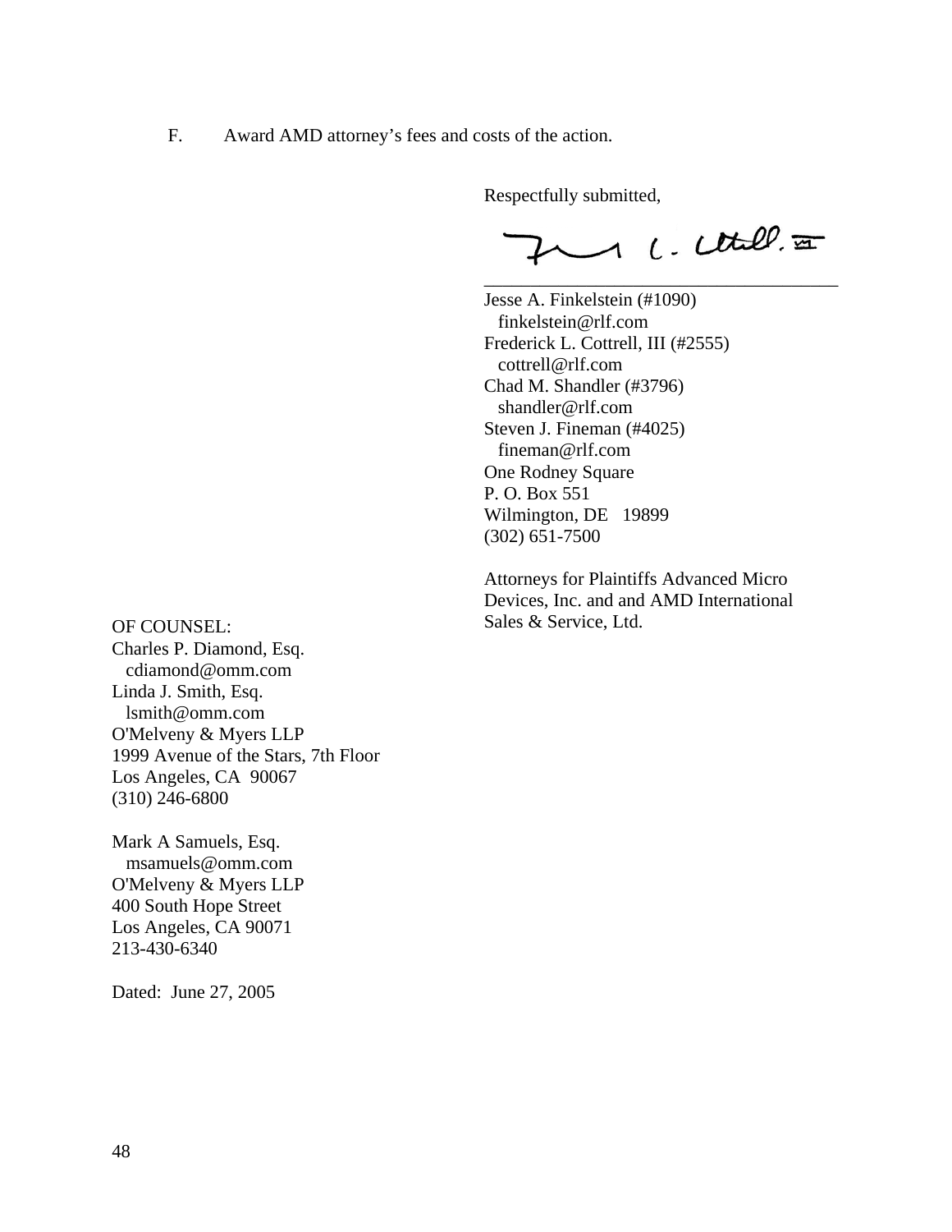F. Award AMD attorney's fees and costs of the action.

Respectfully submitted,

\_\_\_\_\_\_\_\_\_\_\_\_\_\_\_\_\_\_\_\_\_\_\_\_\_\_\_\_\_\_\_\_\_\_\_\_

Jesse A. Finkelstein (#1090)
finkelstein@rlf.com
Frederick L. Cottrell, III (#2555)
cottrell@rlf.com
Chad M. Shandler (#3796)
shandler@rlf.com
Steven J. Fineman (#4025)
fineman@rlf.com
One Rodney Square
P. O. Box 551
Wilmington, DE 19899
(302) 651-7500

Attorneys for Plaintiffs Advanced Micro Devices, Inc. and and AMD International Sales & Service, Ltd.

OF COUNSEL:
Charles P. Diamond, Esq.
cdiamond@omm.com
Linda J. Smith, Esq.
lsmith@omm.com
O'Melveny & Myers LLP
1999 Avenue of the Stars, 7th Floor
Los Angeles, CA 90067
(310) 246-6800

Mark A Samuels, Esq.
msamuels@omm.com
O'Melveny & Myers LLP
400 South Hope Street
Los Angeles, CA 90071
213-430-6340

Dated: June 27, 2005